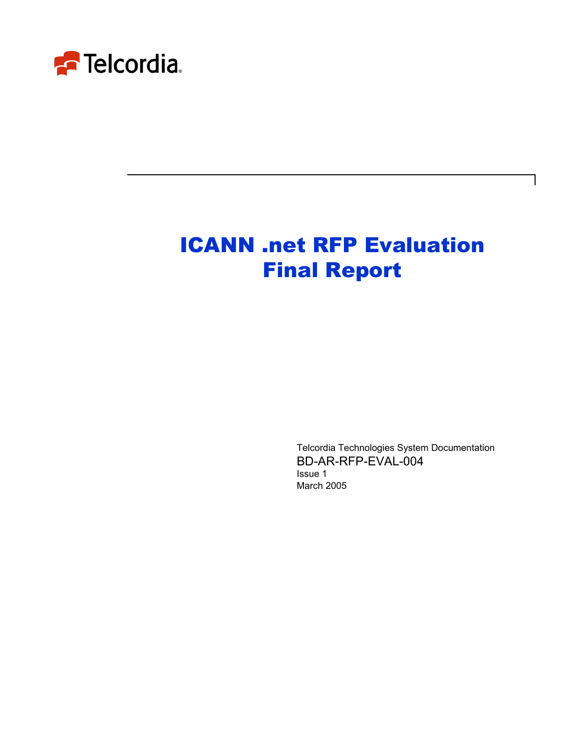Telcordia

# ICANN .net RFP Evaluation Final Report

Telcordia Technologies System Documentation
BD-AR-RFP-EVAL-004
Issue 1
March 2005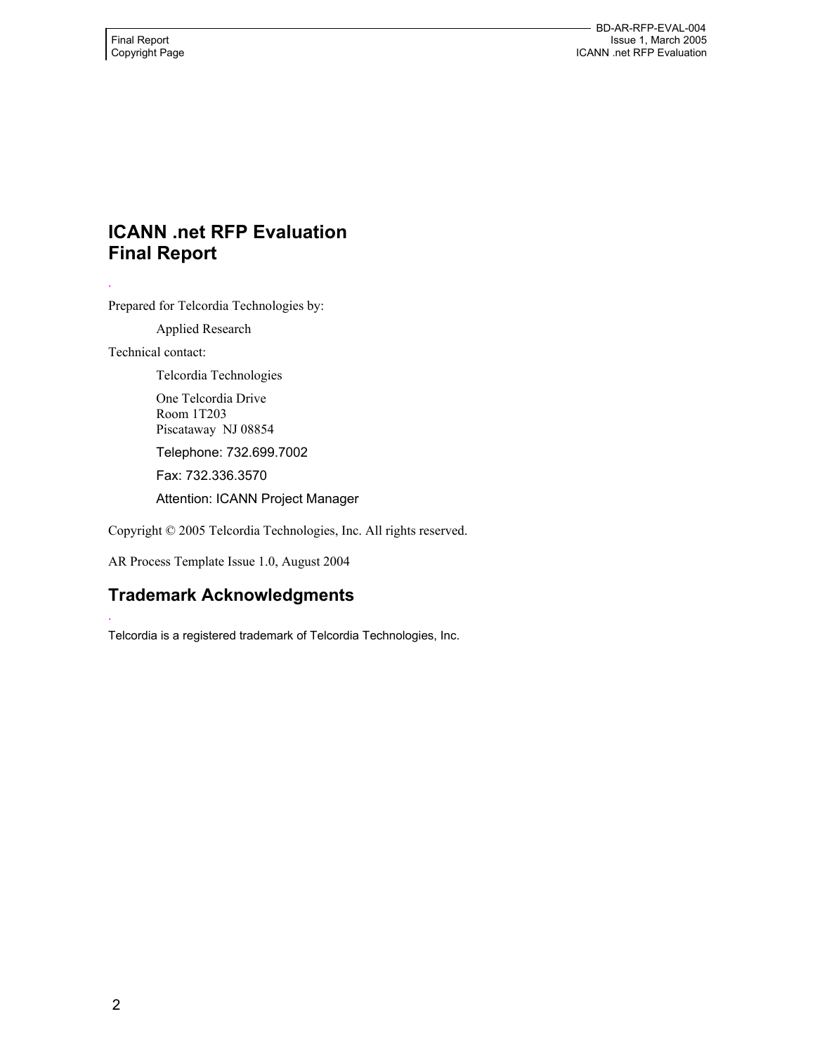# ICANN .net RFP Evaluation Final Report

Prepared for Telcordia Technologies by:

Applied Research

Technical contact:

Telcordia Technologies

One Telcordia Drive
Room 1T203
Piscataway NJ 08854

Telephone: 732.699.7002

Fax: 732.336.3570

Attention: ICANN Project Manager

Copyright © 2005 Telcordia Technologies, Inc. All rights reserved.

AR Process Template Issue 1.0, August 2004

## Trademark Acknowledgments

Telcordia is a registered trademark of Telcordia Technologies, Inc.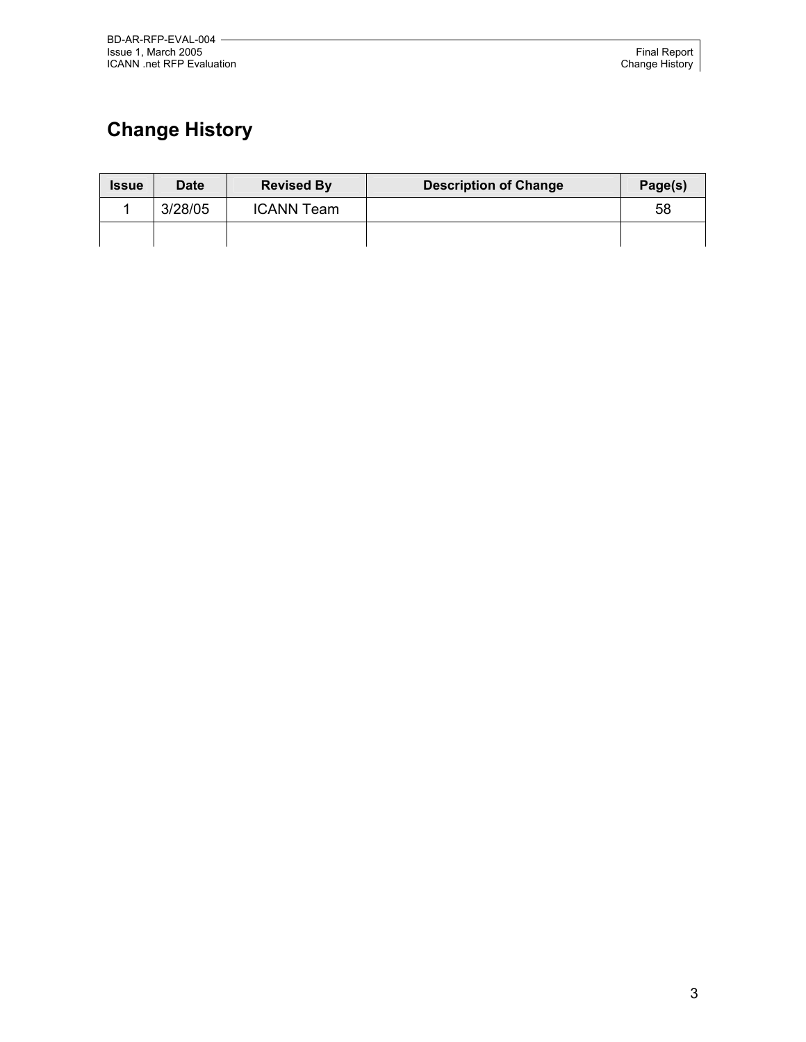# Change History

| Issue | Date | Revised By | Description of Change | Page(s) |
|---|---|---|---|---|
| 1 | 3/28/05 | ICANN Team | | 58 |
| | | | | |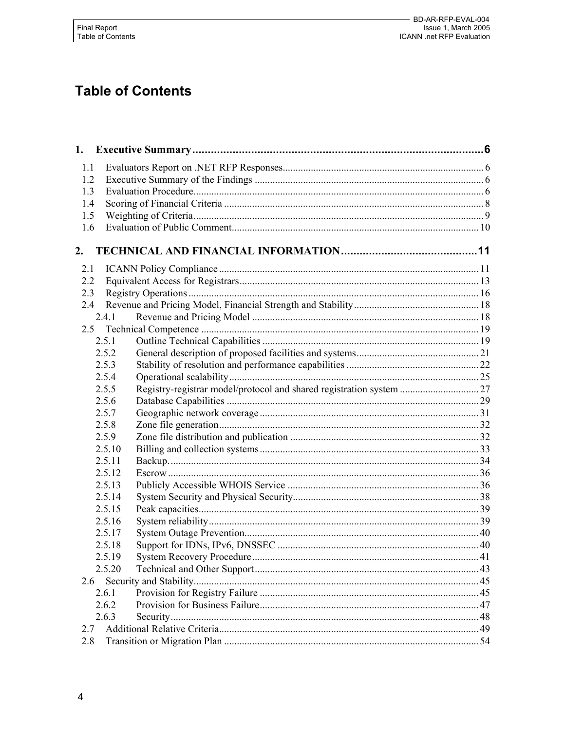# Table of Contents

**1. Executive Summary ... 6**

- 1.1 Evaluators Report on .NET RFP Responses ... 6
- 1.2 Executive Summary of the Findings ... 6
- 1.3 Evaluation Procedure ... 6
- 1.4 Scoring of Financial Criteria ... 8
- 1.5 Weighting of Criteria ... 9
- 1.6 Evaluation of Public Comment ... 10

**2. TECHNICAL AND FINANCIAL INFORMATION ... 11**

- 2.1 ICANN Policy Compliance ... 11
- 2.2 Equivalent Access for Registrars ... 13
- 2.3 Registry Operations ... 16
- 2.4 Revenue and Pricing Model, Financial Strength and Stability ... 18
  - 2.4.1 Revenue and Pricing Model ... 18
- 2.5 Technical Competence ... 19
  - 2.5.1 Outline Technical Capabilities ... 19
  - 2.5.2 General description of proposed facilities and systems ... 21
  - 2.5.3 Stability of resolution and performance capabilities ... 22
  - 2.5.4 Operational scalability ... 25
  - 2.5.5 Registry-registrar model/protocol and shared registration system ... 27
  - 2.5.6 Database Capabilities ... 29
  - 2.5.7 Geographic network coverage ... 31
  - 2.5.8 Zone file generation ... 32
  - 2.5.9 Zone file distribution and publication ... 32
  - 2.5.10 Billing and collection systems ... 33
  - 2.5.11 Backup. ... 34
  - 2.5.12 Escrow ... 36
  - 2.5.13 Publicly Accessible WHOIS Service ... 36
  - 2.5.14 System Security and Physical Security ... 38
  - 2.5.15 Peak capacities ... 39
  - 2.5.16 System reliability ... 39
  - 2.5.17 System Outage Prevention ... 40
  - 2.5.18 Support for IDNs, IPv6, DNSSEC ... 40
  - 2.5.19 System Recovery Procedure ... 41
  - 2.5.20 Technical and Other Support ... 43
- 2.6 Security and Stability ... 45
  - 2.6.1 Provision for Registry Failure ... 45
  - 2.6.2 Provision for Business Failure ... 47
  - 2.6.3 Security ... 48
- 2.7 Additional Relative Criteria ... 49
- 2.8 Transition or Migration Plan ... 54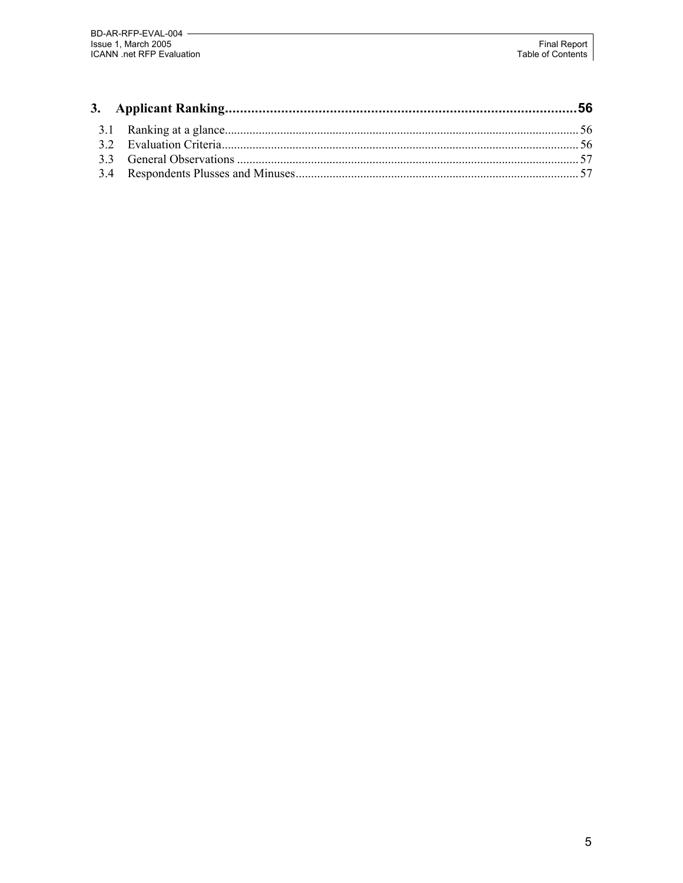**3. Applicant Ranking ......................................................................................... 56**

3.1 Ranking at a glance ......................................................................................... 56
3.2 Evaluation Criteria ......................................................................................... 56
3.3 General Observations ......................................................................................... 57
3.4 Respondents Plusses and Minuses ......................................................................................... 57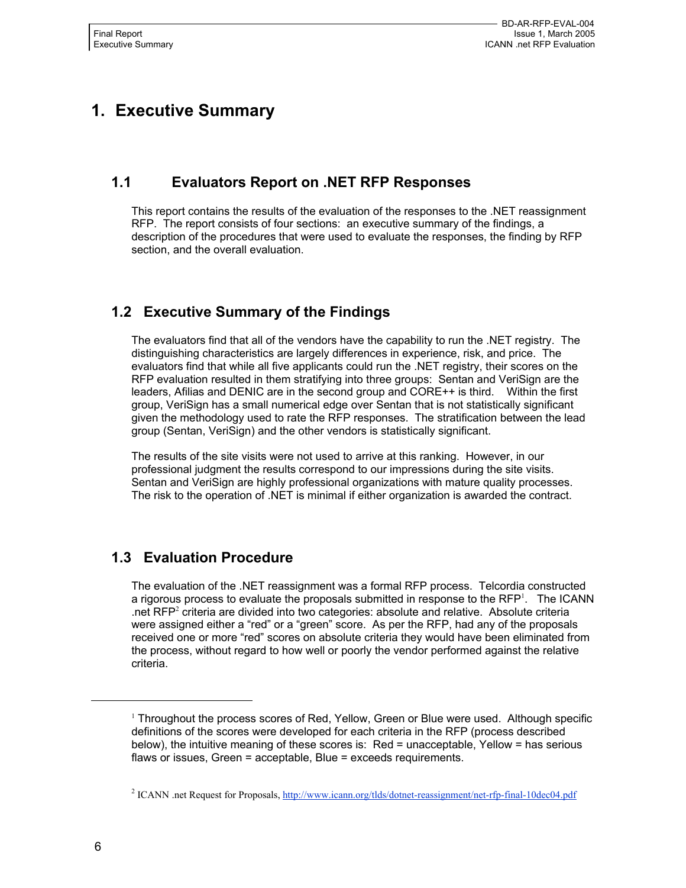# 1. Executive Summary

## 1.1 Evaluators Report on .NET RFP Responses

This report contains the results of the evaluation of the responses to the .NET reassignment RFP. The report consists of four sections: an executive summary of the findings, a description of the procedures that were used to evaluate the responses, the finding by RFP section, and the overall evaluation.

## 1.2 Executive Summary of the Findings

The evaluators find that all of the vendors have the capability to run the .NET registry. The distinguishing characteristics are largely differences in experience, risk, and price. The evaluators find that while all five applicants could run the .NET registry, their scores on the RFP evaluation resulted in them stratifying into three groups: Sentan and VeriSign are the leaders, Afilias and DENIC are in the second group and CORE++ is third. Within the first group, VeriSign has a small numerical edge over Sentan that is not statistically significant given the methodology used to rate the RFP responses. The stratification between the lead group (Sentan, VeriSign) and the other vendors is statistically significant.

The results of the site visits were not used to arrive at this ranking. However, in our professional judgment the results correspond to our impressions during the site visits. Sentan and VeriSign are highly professional organizations with mature quality processes. The risk to the operation of .NET is minimal if either organization is awarded the contract.

## 1.3 Evaluation Procedure

The evaluation of the .NET reassignment was a formal RFP process. Telcordia constructed a rigorous process to evaluate the proposals submitted in response to the RFP[1]. The ICANN .net RFP[2] criteria are divided into two categories: absolute and relative. Absolute criteria were assigned either a "red" or a "green" score. As per the RFP, had any of the proposals received one or more "red" scores on absolute criteria they would have been eliminated from the process, without regard to how well or poorly the vendor performed against the relative criteria.

---

[1] Throughout the process scores of Red, Yellow, Green or Blue were used. Although specific definitions of the scores were developed for each criteria in the RFP (process described below), the intuitive meaning of these scores is: Red = unacceptable, Yellow = has serious flaws or issues, Green = acceptable, Blue = exceeds requirements.

[2] ICANN .net Request for Proposals, http://www.icann.org/tlds/dotnet-reassignment/net-rfp-final-10dec04.pdf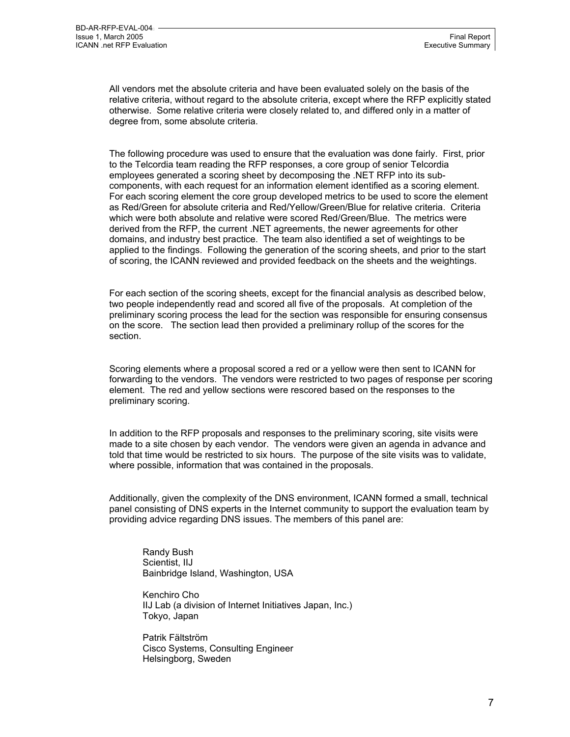All vendors met the absolute criteria and have been evaluated solely on the basis of the relative criteria, without regard to the absolute criteria, except where the RFP explicitly stated otherwise. Some relative criteria were closely related to, and differed only in a matter of degree from, some absolute criteria.

The following procedure was used to ensure that the evaluation was done fairly. First, prior to the Telcordia team reading the RFP responses, a core group of senior Telcordia employees generated a scoring sheet by decomposing the .NET RFP into its sub-components, with each request for an information element identified as a scoring element. For each scoring element the core group developed metrics to be used to score the element as Red/Green for absolute criteria and Red/Yellow/Green/Blue for relative criteria. Criteria which were both absolute and relative were scored Red/Green/Blue. The metrics were derived from the RFP, the current .NET agreements, the newer agreements for other domains, and industry best practice. The team also identified a set of weightings to be applied to the findings. Following the generation of the scoring sheets, and prior to the start of scoring, the ICANN reviewed and provided feedback on the sheets and the weightings.

For each section of the scoring sheets, except for the financial analysis as described below, two people independently read and scored all five of the proposals. At completion of the preliminary scoring process the lead for the section was responsible for ensuring consensus on the score. The section lead then provided a preliminary rollup of the scores for the section.

Scoring elements where a proposal scored a red or a yellow were then sent to ICANN for forwarding to the vendors. The vendors were restricted to two pages of response per scoring element. The red and yellow sections were rescored based on the responses to the preliminary scoring.

In addition to the RFP proposals and responses to the preliminary scoring, site visits were made to a site chosen by each vendor. The vendors were given an agenda in advance and told that time would be restricted to six hours. The purpose of the site visits was to validate, where possible, information that was contained in the proposals.

Additionally, given the complexity of the DNS environment, ICANN formed a small, technical panel consisting of DNS experts in the Internet community to support the evaluation team by providing advice regarding DNS issues. The members of this panel are:

Randy Bush
Scientist, IIJ
Bainbridge Island, Washington, USA

Kenchiro Cho
IIJ Lab (a division of Internet Initiatives Japan, Inc.)
Tokyo, Japan

Patrik Fältström
Cisco Systems, Consulting Engineer
Helsingborg, Sweden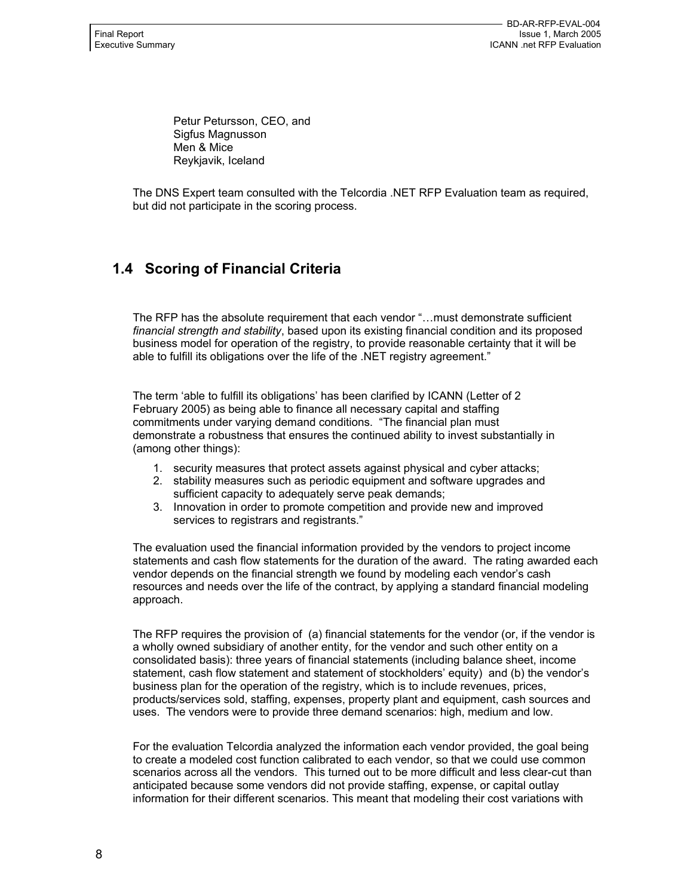Petur Petursson, CEO, and
Sigfus Magnusson
Men & Mice
Reykjavik, Iceland

The DNS Expert team consulted with the Telcordia .NET RFP Evaluation team as required, but did not participate in the scoring process.

## 1.4 Scoring of Financial Criteria

The RFP has the absolute requirement that each vendor "…must demonstrate sufficient *financial strength and stability*, based upon its existing financial condition and its proposed business model for operation of the registry, to provide reasonable certainty that it will be able to fulfill its obligations over the life of the .NET registry agreement."

The term 'able to fulfill its obligations' has been clarified by ICANN (Letter of 2 February 2005) as being able to finance all necessary capital and staffing commitments under varying demand conditions. "The financial plan must demonstrate a robustness that ensures the continued ability to invest substantially in (among other things):

1. security measures that protect assets against physical and cyber attacks;
2. stability measures such as periodic equipment and software upgrades and sufficient capacity to adequately serve peak demands;
3. Innovation in order to promote competition and provide new and improved services to registrars and registrants."

The evaluation used the financial information provided by the vendors to project income statements and cash flow statements for the duration of the award. The rating awarded each vendor depends on the financial strength we found by modeling each vendor's cash resources and needs over the life of the contract, by applying a standard financial modeling approach.

The RFP requires the provision of (a) financial statements for the vendor (or, if the vendor is a wholly owned subsidiary of another entity, for the vendor and such other entity on a consolidated basis): three years of financial statements (including balance sheet, income statement, cash flow statement and statement of stockholders' equity) and (b) the vendor's business plan for the operation of the registry, which is to include revenues, prices, products/services sold, staffing, expenses, property plant and equipment, cash sources and uses. The vendors were to provide three demand scenarios: high, medium and low.

For the evaluation Telcordia analyzed the information each vendor provided, the goal being to create a modeled cost function calibrated to each vendor, so that we could use common scenarios across all the vendors. This turned out to be more difficult and less clear-cut than anticipated because some vendors did not provide staffing, expense, or capital outlay information for their different scenarios. This meant that modeling their cost variations with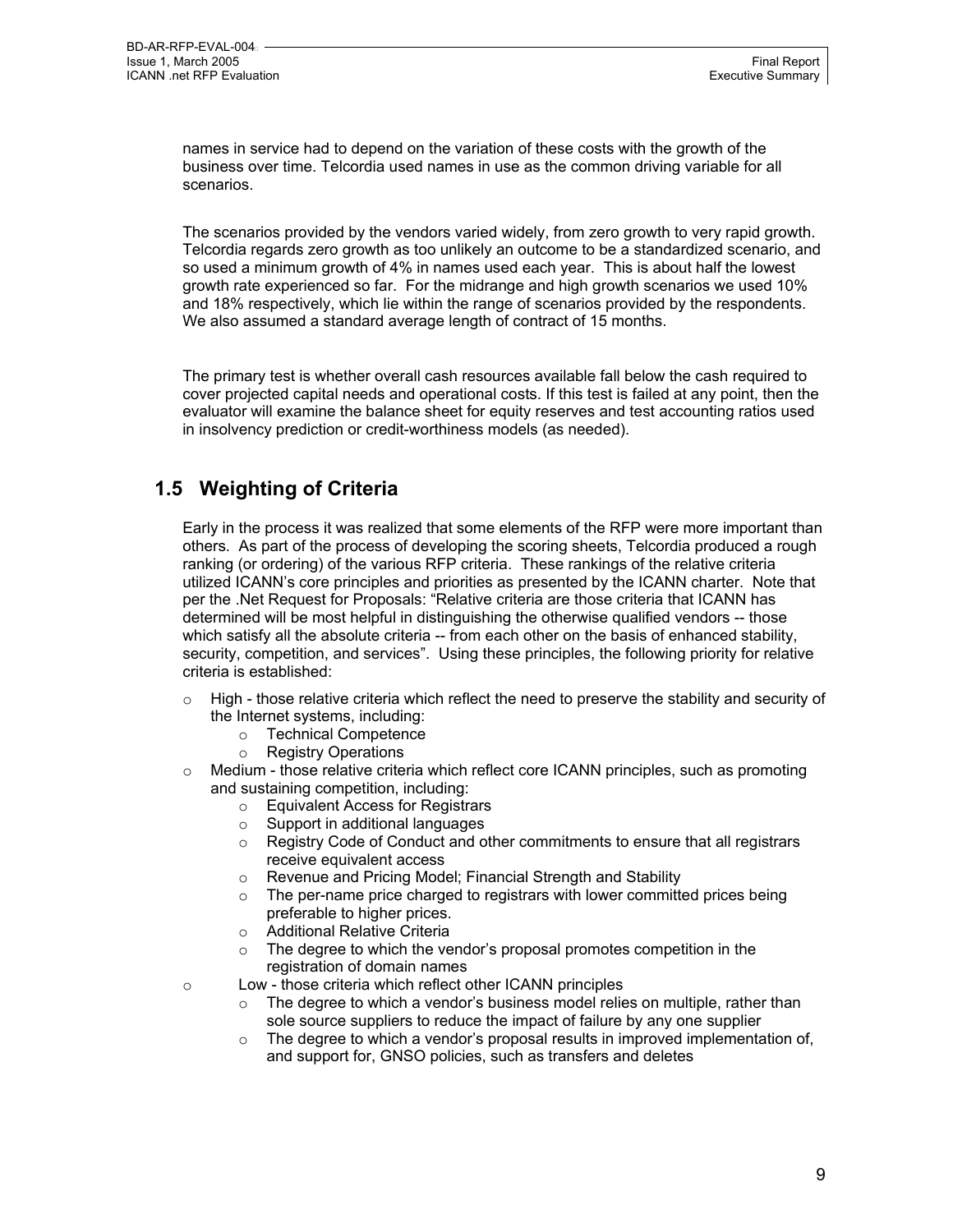names in service had to depend on the variation of these costs with the growth of the business over time. Telcordia used names in use as the common driving variable for all scenarios.

The scenarios provided by the vendors varied widely, from zero growth to very rapid growth. Telcordia regards zero growth as too unlikely an outcome to be a standardized scenario, and so used a minimum growth of 4% in names used each year. This is about half the lowest growth rate experienced so far. For the midrange and high growth scenarios we used 10% and 18% respectively, which lie within the range of scenarios provided by the respondents. We also assumed a standard average length of contract of 15 months.

The primary test is whether overall cash resources available fall below the cash required to cover projected capital needs and operational costs. If this test is failed at any point, then the evaluator will examine the balance sheet for equity reserves and test accounting ratios used in insolvency prediction or credit-worthiness models (as needed).

## 1.5 Weighting of Criteria

Early in the process it was realized that some elements of the RFP were more important than others. As part of the process of developing the scoring sheets, Telcordia produced a rough ranking (or ordering) of the various RFP criteria. These rankings of the relative criteria utilized ICANN's core principles and priorities as presented by the ICANN charter. Note that per the .Net Request for Proposals: "Relative criteria are those criteria that ICANN has determined will be most helpful in distinguishing the otherwise qualified vendors -- those which satisfy all the absolute criteria -- from each other on the basis of enhanced stability, security, competition, and services". Using these principles, the following priority for relative criteria is established:

- High - those relative criteria which reflect the need to preserve the stability and security of the Internet systems, including:
  - Technical Competence
  - Registry Operations
- Medium - those relative criteria which reflect core ICANN principles, such as promoting and sustaining competition, including:
  - Equivalent Access for Registrars
  - Support in additional languages
  - Registry Code of Conduct and other commitments to ensure that all registrars receive equivalent access
  - Revenue and Pricing Model; Financial Strength and Stability
  - The per-name price charged to registrars with lower committed prices being preferable to higher prices.
  - Additional Relative Criteria
  - The degree to which the vendor's proposal promotes competition in the registration of domain names
- Low - those criteria which reflect other ICANN principles
  - The degree to which a vendor's business model relies on multiple, rather than sole source suppliers to reduce the impact of failure by any one supplier
  - The degree to which a vendor's proposal results in improved implementation of, and support for, GNSO policies, such as transfers and deletes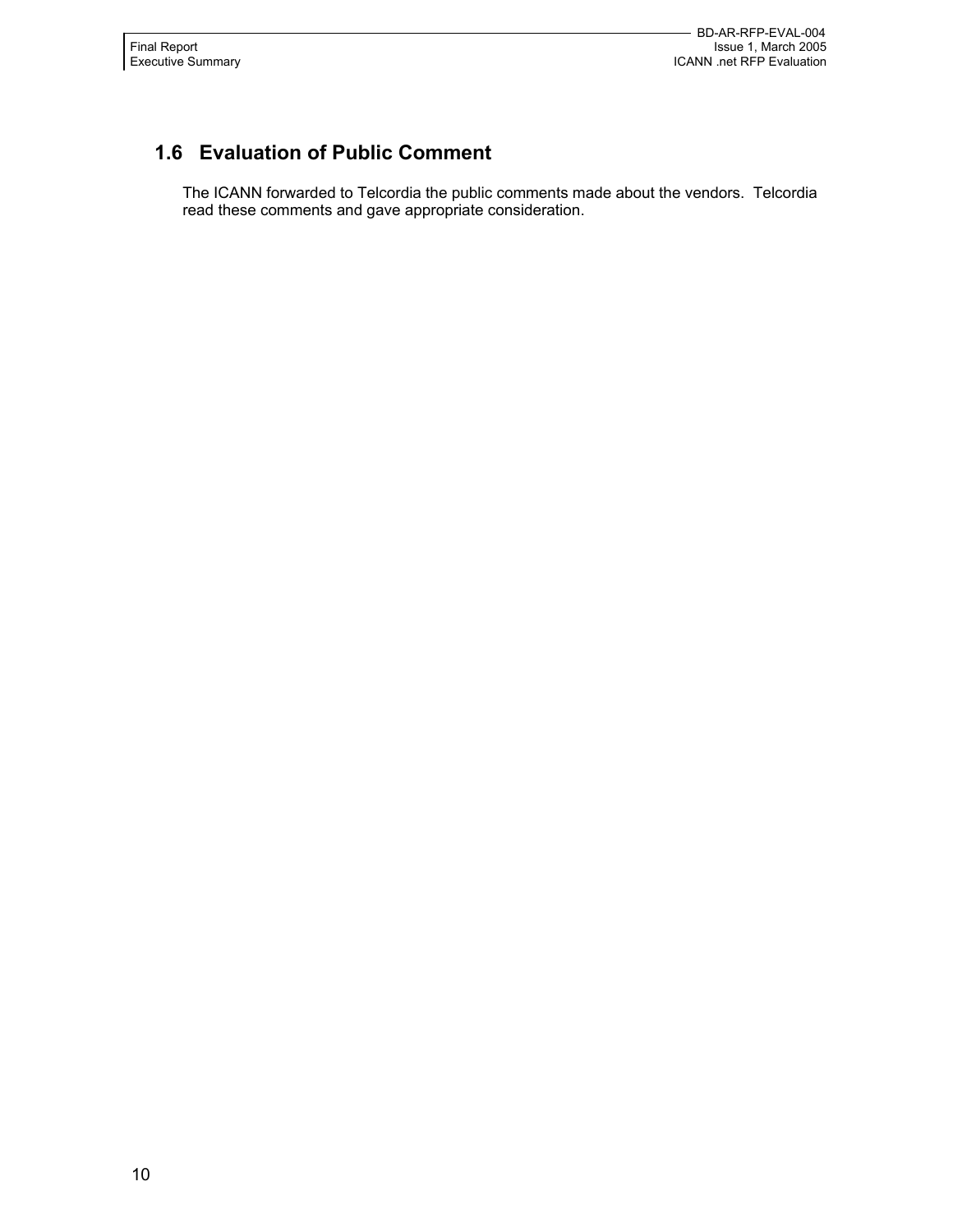## 1.6 Evaluation of Public Comment

The ICANN forwarded to Telcordia the public comments made about the vendors. Telcordia read these comments and gave appropriate consideration.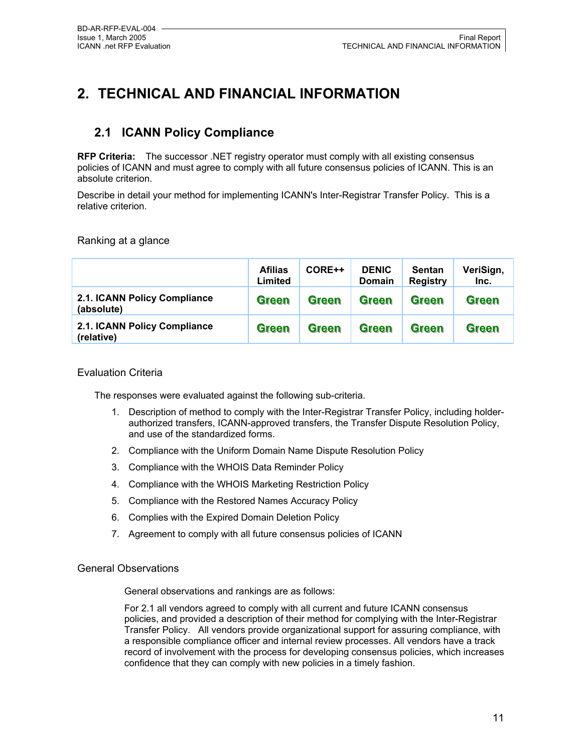# 2. TECHNICAL AND FINANCIAL INFORMATION

## 2.1 ICANN Policy Compliance

**RFP Criteria:** The successor .NET registry operator must comply with all existing consensus policies of ICANN and must agree to comply with all future consensus policies of ICANN. This is an absolute criterion.

Describe in detail your method for implementing ICANN's Inter-Registrar Transfer Policy. This is a relative criterion.

Ranking at a glance

| | Afilias Limited | CORE++ | DENIC Domain | Sentan Registry | VeriSign, Inc. |
|---|---|---|---|---|---|
| **2.1. ICANN Policy Compliance (absolute)** | Green | Green | Green | Green | Green |
| **2.1. ICANN Policy Compliance (relative)** | Green | Green | Green | Green | Green |

Evaluation Criteria

The responses were evaluated against the following sub-criteria.

1. Description of method to comply with the Inter-Registrar Transfer Policy, including holder-authorized transfers, ICANN-approved transfers, the Transfer Dispute Resolution Policy, and use of the standardized forms.
2. Compliance with the Uniform Domain Name Dispute Resolution Policy
3. Compliance with the WHOIS Data Reminder Policy
4. Compliance with the WHOIS Marketing Restriction Policy
5. Compliance with the Restored Names Accuracy Policy
6. Complies with the Expired Domain Deletion Policy
7. Agreement to comply with all future consensus policies of ICANN

General Observations

General observations and rankings are as follows:

For 2.1 all vendors agreed to comply with all current and future ICANN consensus policies, and provided a description of their method for complying with the Inter-Registrar Transfer Policy. All vendors provide organizational support for assuring compliance, with a responsible compliance officer and internal review processes. All vendors have a track record of involvement with the process for developing consensus policies, which increases confidence that they can comply with new policies in a timely fashion.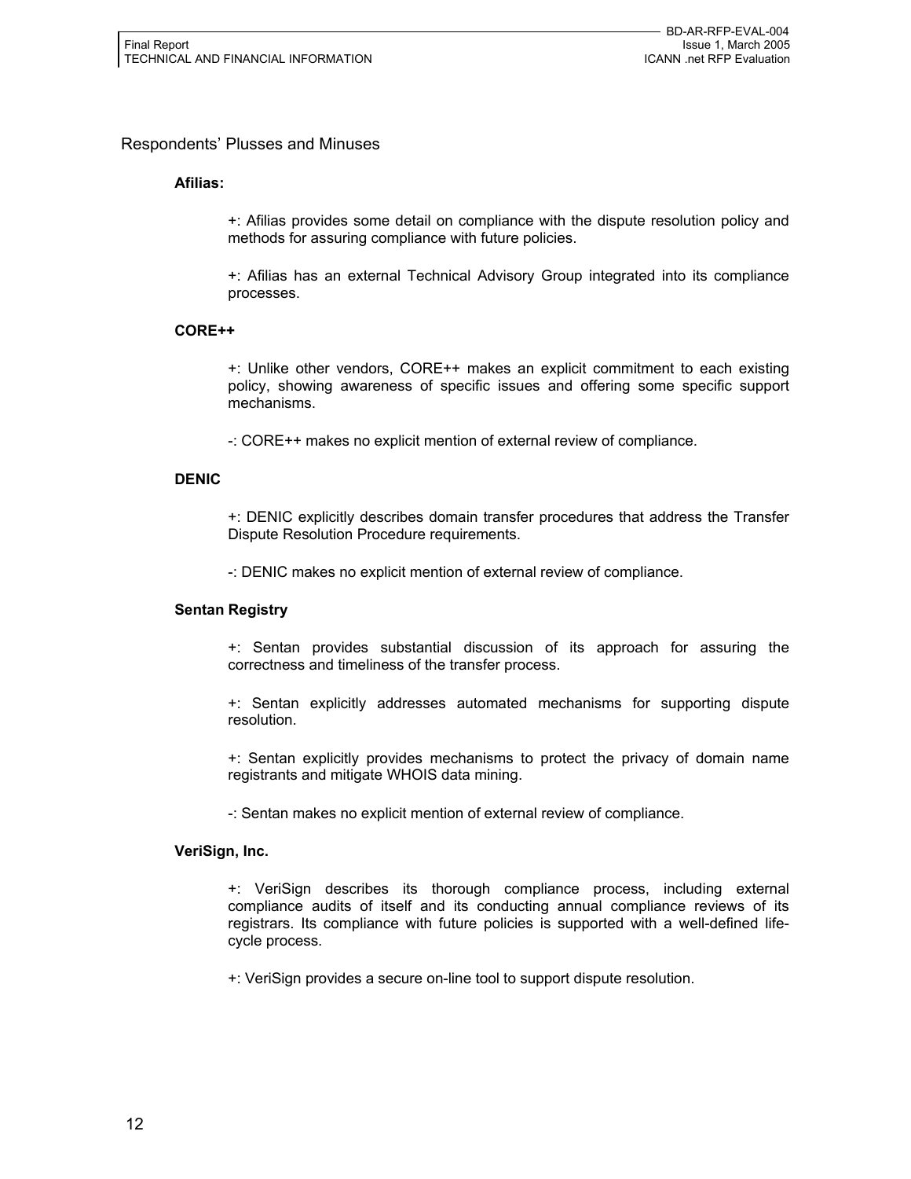## Respondents' Plusses and Minuses

**Afilias:**

+: Afilias provides some detail on compliance with the dispute resolution policy and methods for assuring compliance with future policies.

+: Afilias has an external Technical Advisory Group integrated into its compliance processes.

**CORE++**

+: Unlike other vendors, CORE++ makes an explicit commitment to each existing policy, showing awareness of specific issues and offering some specific support mechanisms.

-: CORE++ makes no explicit mention of external review of compliance.

**DENIC**

+: DENIC explicitly describes domain transfer procedures that address the Transfer Dispute Resolution Procedure requirements.

-: DENIC makes no explicit mention of external review of compliance.

**Sentan Registry**

+: Sentan provides substantial discussion of its approach for assuring the correctness and timeliness of the transfer process.

+: Sentan explicitly addresses automated mechanisms for supporting dispute resolution.

+: Sentan explicitly provides mechanisms to protect the privacy of domain name registrants and mitigate WHOIS data mining.

-: Sentan makes no explicit mention of external review of compliance.

**VeriSign, Inc.**

+: VeriSign describes its thorough compliance process, including external compliance audits of itself and its conducting annual compliance reviews of its registrars. Its compliance with future policies is supported with a well-defined life-cycle process.

+: VeriSign provides a secure on-line tool to support dispute resolution.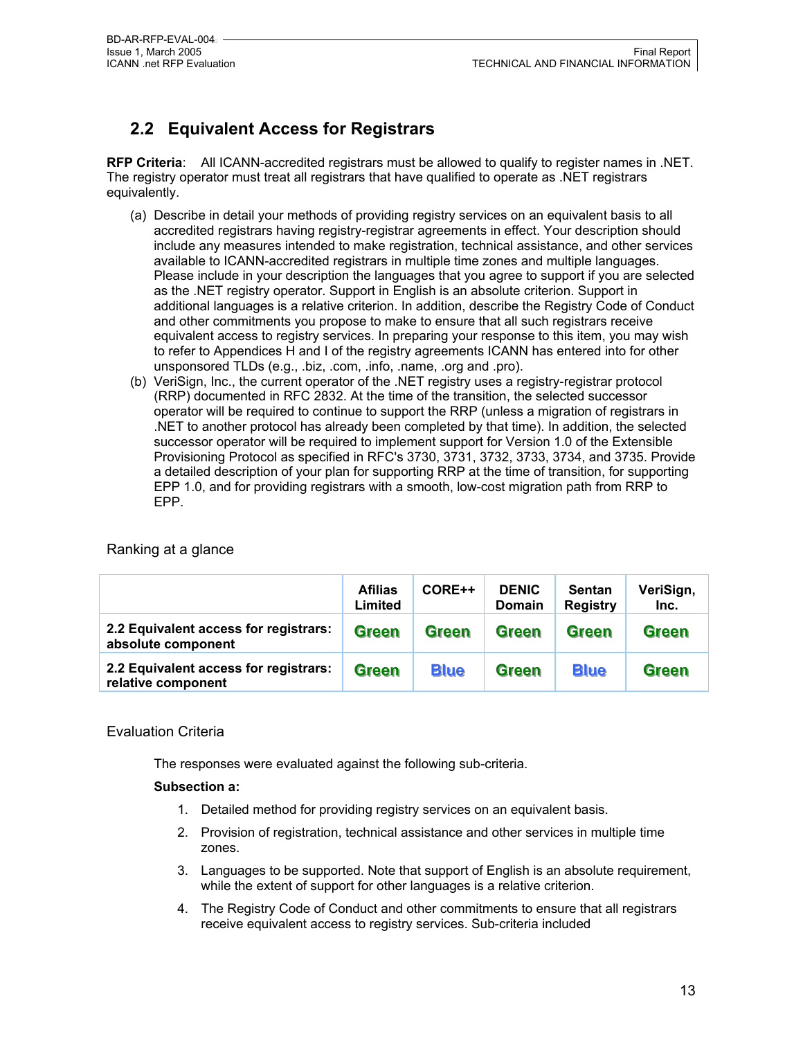## 2.2 Equivalent Access for Registrars

**RFP Criteria**: All ICANN-accredited registrars must be allowed to qualify to register names in .NET. The registry operator must treat all registrars that have qualified to operate as .NET registrars equivalently.

(a) Describe in detail your methods of providing registry services on an equivalent basis to all accredited registrars having registry-registrar agreements in effect. Your description should include any measures intended to make registration, technical assistance, and other services available to ICANN-accredited registrars in multiple time zones and multiple languages. Please include in your description the languages that you agree to support if you are selected as the .NET registry operator. Support in English is an absolute criterion. Support in additional languages is a relative criterion. In addition, describe the Registry Code of Conduct and other commitments you propose to make to ensure that all such registrars receive equivalent access to registry services. In preparing your response to this item, you may wish to refer to Appendices H and I of the registry agreements ICANN has entered into for other unsponsored TLDs (e.g., .biz, .com, .info, .name, .org and .pro).

(b) VeriSign, Inc., the current operator of the .NET registry uses a registry-registrar protocol (RRP) documented in RFC 2832. At the time of the transition, the selected successor operator will be required to continue to support the RRP (unless a migration of registrars in .NET to another protocol has already been completed by that time). In addition, the selected successor operator will be required to implement support for Version 1.0 of the Extensible Provisioning Protocol as specified in RFC's 3730, 3731, 3732, 3733, 3734, and 3735. Provide a detailed description of your plan for supporting RRP at the time of transition, for supporting EPP 1.0, and for providing registrars with a smooth, low-cost migration path from RRP to EPP.

Ranking at a glance

| | Afilias Limited | CORE++ | DENIC Domain | Sentan Registry | VeriSign, Inc. |
|---|---|---|---|---|---|
| **2.2 Equivalent access for registrars: absolute component** | Green | Green | Green | Green | Green |
| **2.2 Equivalent access for registrars: relative component** | Green | Blue | Green | Blue | Green |

Evaluation Criteria

The responses were evaluated against the following sub-criteria.

**Subsection a:**

1. Detailed method for providing registry services on an equivalent basis.
2. Provision of registration, technical assistance and other services in multiple time zones.
3. Languages to be supported. Note that support of English is an absolute requirement, while the extent of support for other languages is a relative criterion.
4. The Registry Code of Conduct and other commitments to ensure that all registrars receive equivalent access to registry services. Sub-criteria included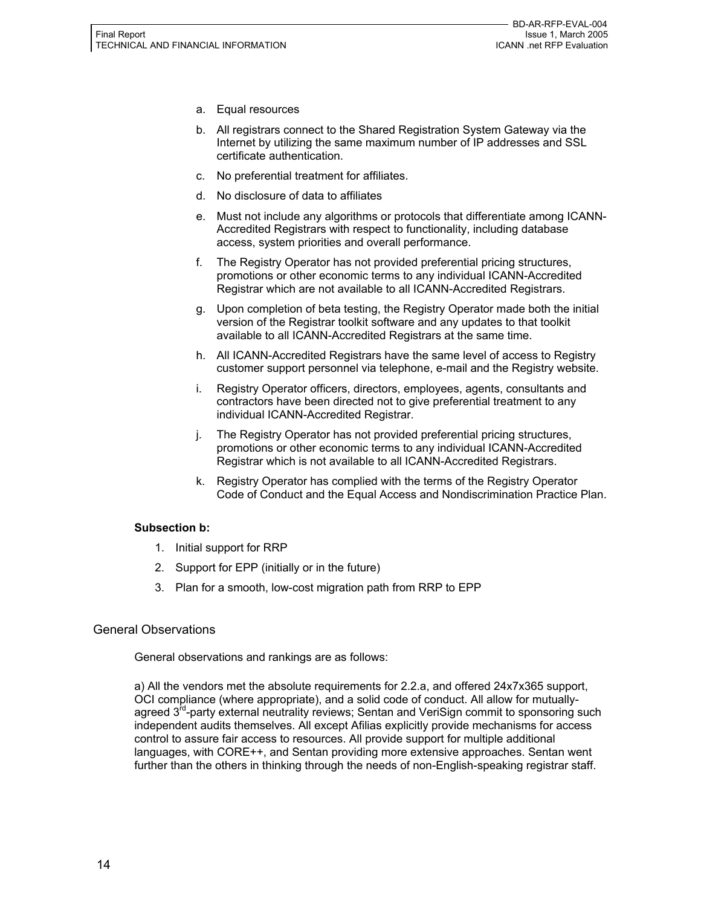a. Equal resources

b. All registrars connect to the Shared Registration System Gateway via the Internet by utilizing the same maximum number of IP addresses and SSL certificate authentication.

c. No preferential treatment for affiliates.

d. No disclosure of data to affiliates

e. Must not include any algorithms or protocols that differentiate among ICANN-Accredited Registrars with respect to functionality, including database access, system priorities and overall performance.

f. The Registry Operator has not provided preferential pricing structures, promotions or other economic terms to any individual ICANN-Accredited Registrar which are not available to all ICANN-Accredited Registrars.

g. Upon completion of beta testing, the Registry Operator made both the initial version of the Registrar toolkit software and any updates to that toolkit available to all ICANN-Accredited Registrars at the same time.

h. All ICANN-Accredited Registrars have the same level of access to Registry customer support personnel via telephone, e-mail and the Registry website.

i. Registry Operator officers, directors, employees, agents, consultants and contractors have been directed not to give preferential treatment to any individual ICANN-Accredited Registrar.

j. The Registry Operator has not provided preferential pricing structures, promotions or other economic terms to any individual ICANN-Accredited Registrar which is not available to all ICANN-Accredited Registrars.

k. Registry Operator has complied with the terms of the Registry Operator Code of Conduct and the Equal Access and Nondiscrimination Practice Plan.

**Subsection b:**

1. Initial support for RRP
2. Support for EPP (initially or in the future)
3. Plan for a smooth, low-cost migration path from RRP to EPP

## General Observations

General observations and rankings are as follows:

a) All the vendors met the absolute requirements for 2.2.a, and offered 24x7x365 support, OCI compliance (where appropriate), and a solid code of conduct. All allow for mutually-agreed 3rd-party external neutrality reviews; Sentan and VeriSign commit to sponsoring such independent audits themselves. All except Afilias explicitly provide mechanisms for access control to assure fair access to resources. All provide support for multiple additional languages, with CORE++, and Sentan providing more extensive approaches. Sentan went further than the others in thinking through the needs of non-English-speaking registrar staff.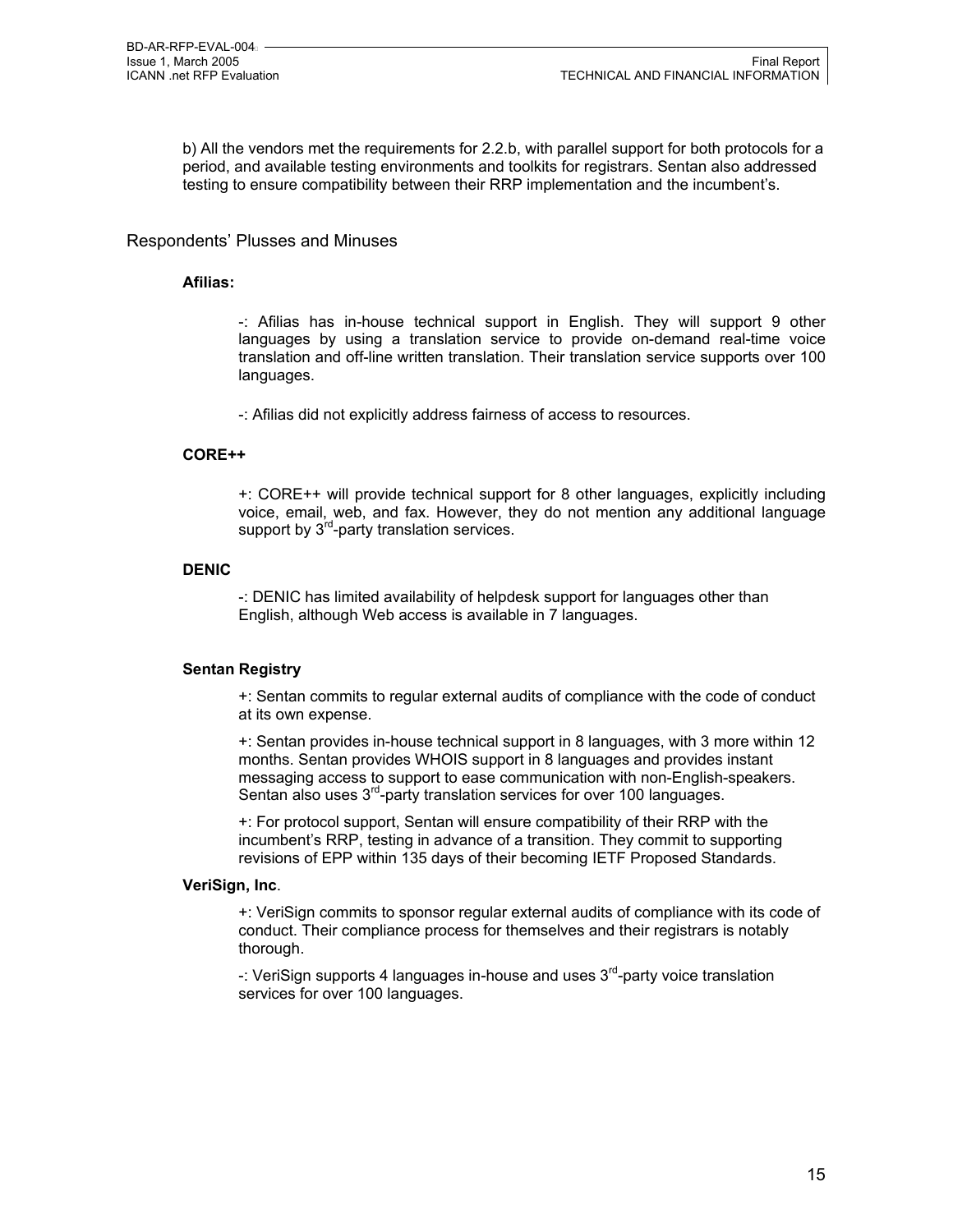b) All the vendors met the requirements for 2.2.b, with parallel support for both protocols for a period, and available testing environments and toolkits for registrars. Sentan also addressed testing to ensure compatibility between their RRP implementation and the incumbent's.

## Respondents' Plusses and Minuses

### Afilias:

-: Afilias has in-house technical support in English. They will support 9 other languages by using a translation service to provide on-demand real-time voice translation and off-line written translation. Their translation service supports over 100 languages.

-: Afilias did not explicitly address fairness of access to resources.

### CORE++

+: CORE++ will provide technical support for 8 other languages, explicitly including voice, email, web, and fax. However, they do not mention any additional language support by 3rd-party translation services.

### DENIC

-: DENIC has limited availability of helpdesk support for languages other than English, although Web access is available in 7 languages.

### Sentan Registry

+: Sentan commits to regular external audits of compliance with the code of conduct at its own expense.

+: Sentan provides in-house technical support in 8 languages, with 3 more within 12 months. Sentan provides WHOIS support in 8 languages and provides instant messaging access to support to ease communication with non-English-speakers. Sentan also uses 3rd-party translation services for over 100 languages.

+: For protocol support, Sentan will ensure compatibility of their RRP with the incumbent's RRP, testing in advance of a transition. They commit to supporting revisions of EPP within 135 days of their becoming IETF Proposed Standards.

### VeriSign, Inc.

+: VeriSign commits to sponsor regular external audits of compliance with its code of conduct. Their compliance process for themselves and their registrars is notably thorough.

-: VeriSign supports 4 languages in-house and uses 3rd-party voice translation services for over 100 languages.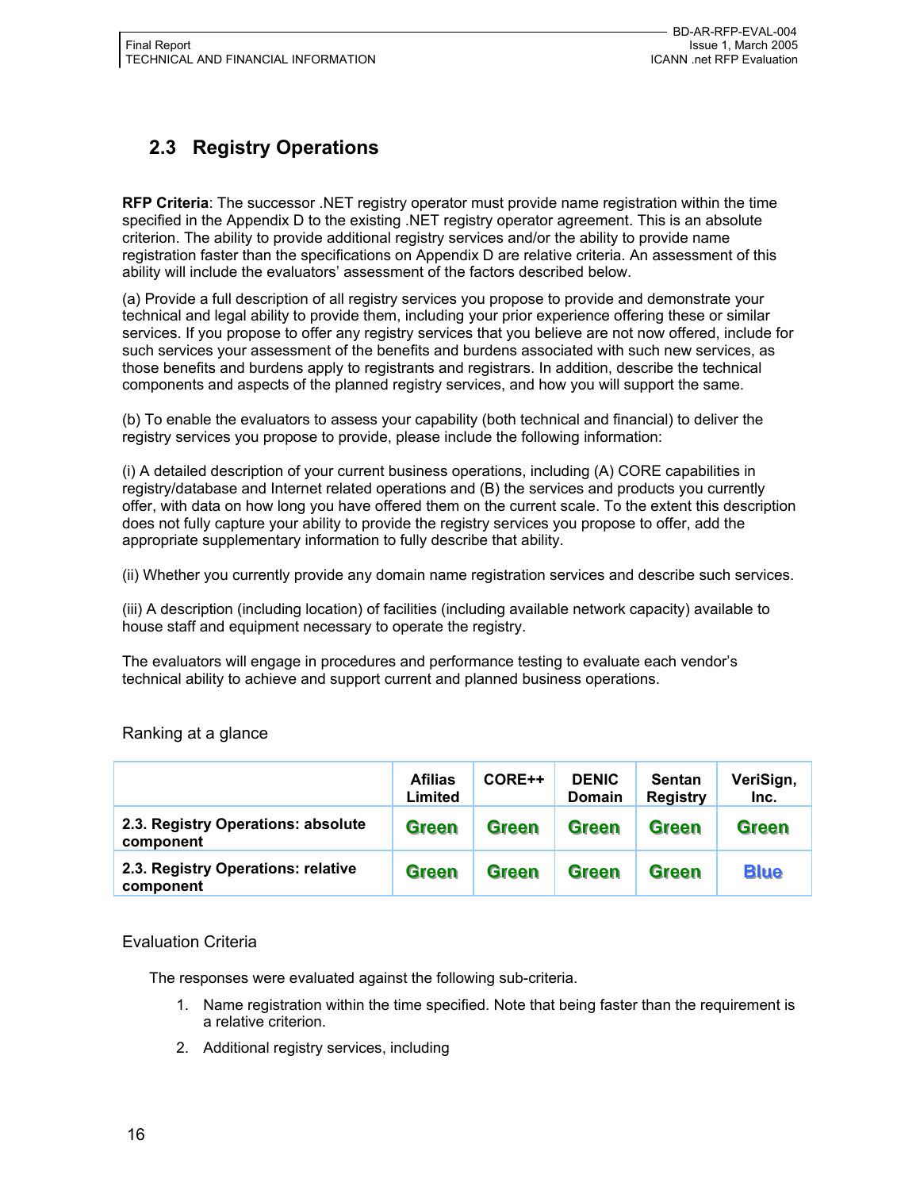## 2.3 Registry Operations

**RFP Criteria**: The successor .NET registry operator must provide name registration within the time specified in the Appendix D to the existing .NET registry operator agreement. This is an absolute criterion. The ability to provide additional registry services and/or the ability to provide name registration faster than the specifications on Appendix D are relative criteria. An assessment of this ability will include the evaluators' assessment of the factors described below.

(a) Provide a full description of all registry services you propose to provide and demonstrate your technical and legal ability to provide them, including your prior experience offering these or similar services. If you propose to offer any registry services that you believe are not now offered, include for such services your assessment of the benefits and burdens associated with such new services, as those benefits and burdens apply to registrants and registrars. In addition, describe the technical components and aspects of the planned registry services, and how you will support the same.

(b) To enable the evaluators to assess your capability (both technical and financial) to deliver the registry services you propose to provide, please include the following information:

(i) A detailed description of your current business operations, including (A) CORE capabilities in registry/database and Internet related operations and (B) the services and products you currently offer, with data on how long you have offered them on the current scale. To the extent this description does not fully capture your ability to provide the registry services you propose to offer, add the appropriate supplementary information to fully describe that ability.

(ii) Whether you currently provide any domain name registration services and describe such services.

(iii) A description (including location) of facilities (including available network capacity) available to house staff and equipment necessary to operate the registry.

The evaluators will engage in procedures and performance testing to evaluate each vendor's technical ability to achieve and support current and planned business operations.

Ranking at a glance

| | Afilias Limited | CORE++ | DENIC Domain | Sentan Registry | VeriSign, Inc. |
|---|---|---|---|---|---|
| **2.3. Registry Operations: absolute component** | Green | Green | Green | Green | Green |
| **2.3. Registry Operations: relative component** | Green | Green | Green | Green | Blue |

Evaluation Criteria

The responses were evaluated against the following sub-criteria.

1. Name registration within the time specified. Note that being faster than the requirement is a relative criterion.
2. Additional registry services, including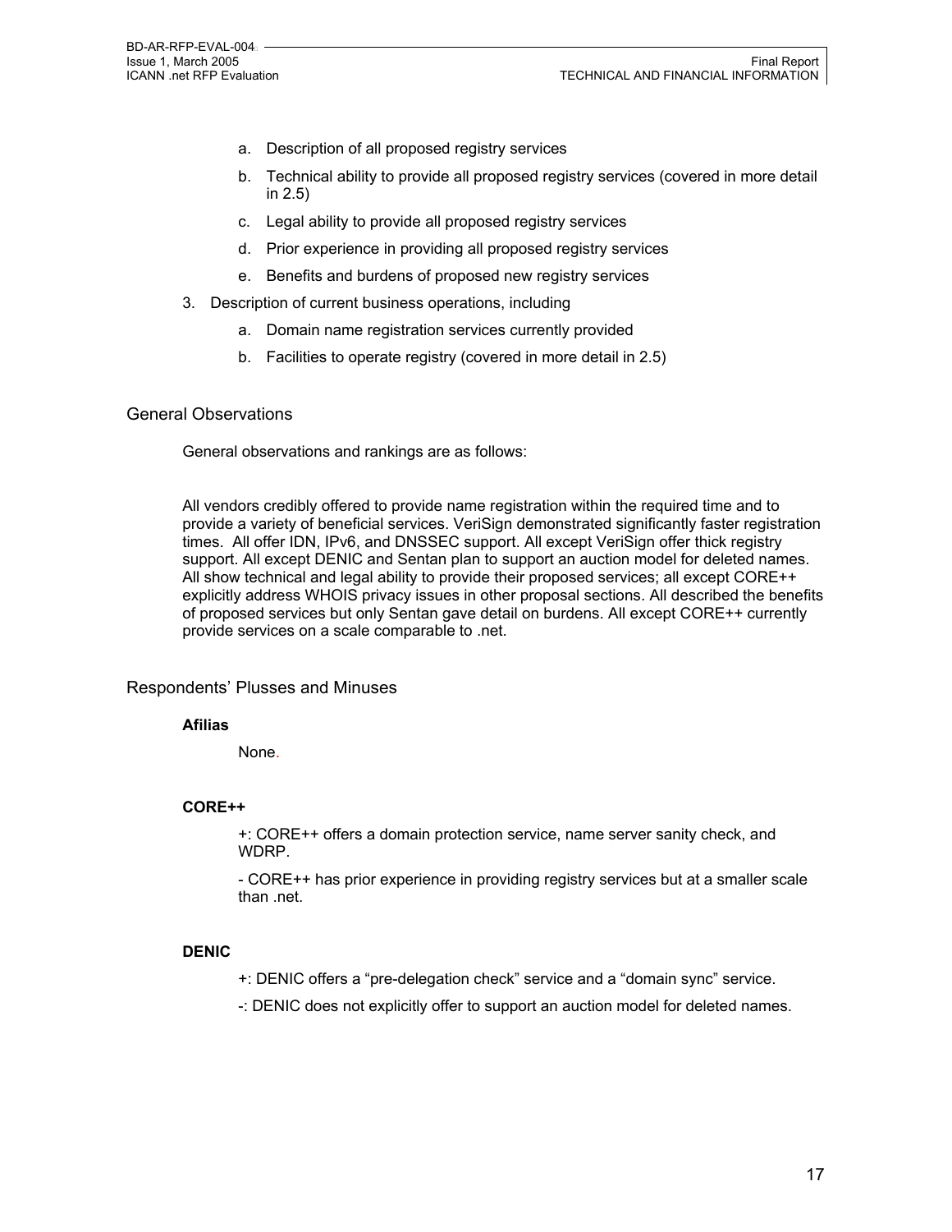a. Description of all proposed registry services
   b. Technical ability to provide all proposed registry services (covered in more detail in 2.5)
   c. Legal ability to provide all proposed registry services
   d. Prior experience in providing all proposed registry services
   e. Benefits and burdens of proposed new registry services

3. Description of current business operations, including
   a. Domain name registration services currently provided
   b. Facilities to operate registry (covered in more detail in 2.5)

## General Observations

General observations and rankings are as follows:

All vendors credibly offered to provide name registration within the required time and to provide a variety of beneficial services. VeriSign demonstrated significantly faster registration times. All offer IDN, IPv6, and DNSSEC support. All except VeriSign offer thick registry support. All except DENIC and Sentan plan to support an auction model for deleted names. All show technical and legal ability to provide their proposed services; all except CORE++ explicitly address WHOIS privacy issues in other proposal sections. All described the benefits of proposed services but only Sentan gave detail on burdens. All except CORE++ currently provide services on a scale comparable to .net.

## Respondents' Plusses and Minuses

**Afilias**

None.

**CORE++**

+: CORE++ offers a domain protection service, name server sanity check, and WDRP.

- CORE++ has prior experience in providing registry services but at a smaller scale than .net.

**DENIC**

+: DENIC offers a "pre-delegation check" service and a "domain sync" service.

-: DENIC does not explicitly offer to support an auction model for deleted names.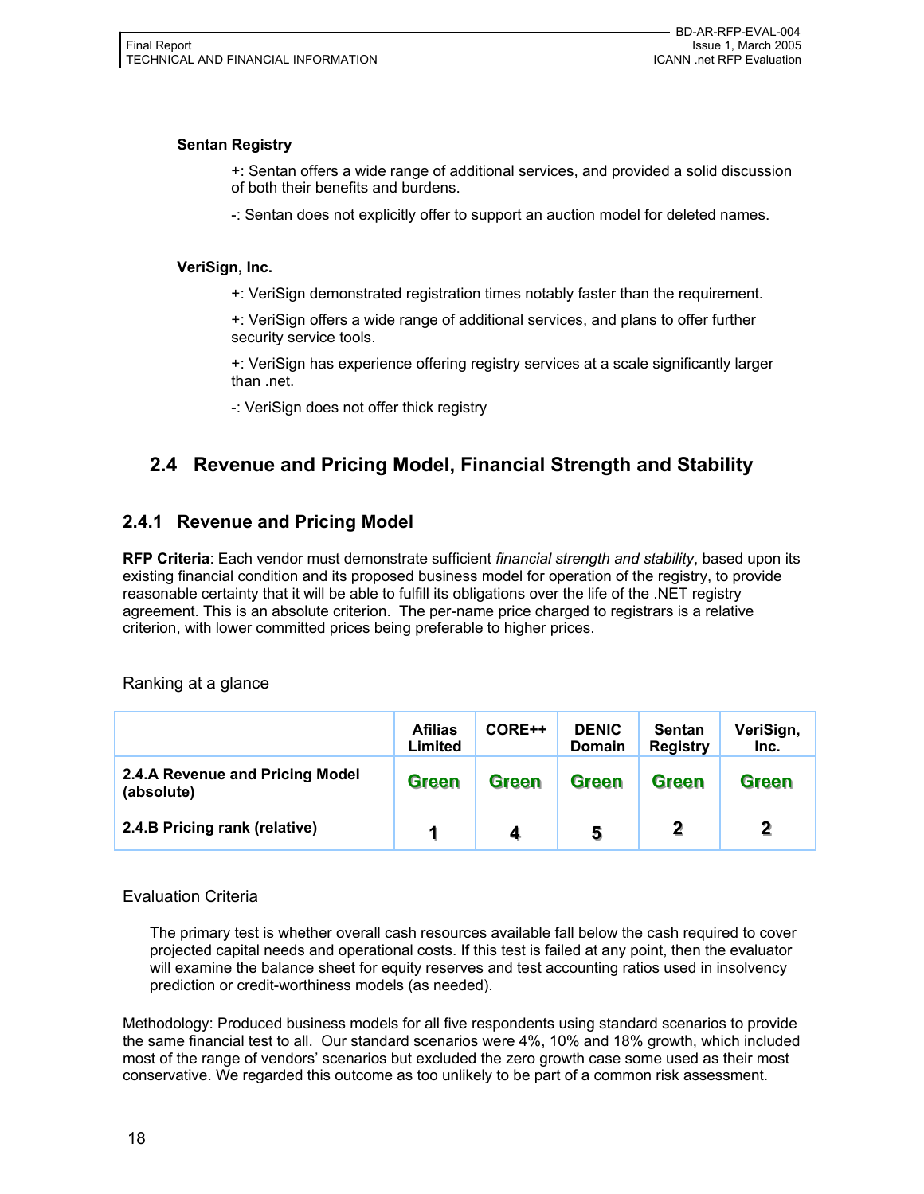**Sentan Registry**

+: Sentan offers a wide range of additional services, and provided a solid discussion of both their benefits and burdens.

-: Sentan does not explicitly offer to support an auction model for deleted names.

**VeriSign, Inc.**

+: VeriSign demonstrated registration times notably faster than the requirement.

+: VeriSign offers a wide range of additional services, and plans to offer further security service tools.

+: VeriSign has experience offering registry services at a scale significantly larger than .net.

-: VeriSign does not offer thick registry

## 2.4 Revenue and Pricing Model, Financial Strength and Stability

### 2.4.1 Revenue and Pricing Model

**RFP Criteria**: Each vendor must demonstrate sufficient *financial strength and stability*, based upon its existing financial condition and its proposed business model for operation of the registry, to provide reasonable certainty that it will be able to fulfill its obligations over the life of the .NET registry agreement. This is an absolute criterion. The per-name price charged to registrars is a relative criterion, with lower committed prices being preferable to higher prices.

Ranking at a glance

| | Afilias Limited | CORE++ | DENIC Domain | Sentan Registry | VeriSign, Inc. |
|---|---|---|---|---|---|
| **2.4.A Revenue and Pricing Model (absolute)** | Green | Green | Green | Green | Green |
| **2.4.B Pricing rank (relative)** | 1 | 4 | 5 | 2 | 2 |

Evaluation Criteria

The primary test is whether overall cash resources available fall below the cash required to cover projected capital needs and operational costs. If this test is failed at any point, then the evaluator will examine the balance sheet for equity reserves and test accounting ratios used in insolvency prediction or credit-worthiness models (as needed).

Methodology: Produced business models for all five respondents using standard scenarios to provide the same financial test to all. Our standard scenarios were 4%, 10% and 18% growth, which included most of the range of vendors' scenarios but excluded the zero growth case some used as their most conservative. We regarded this outcome as too unlikely to be part of a common risk assessment.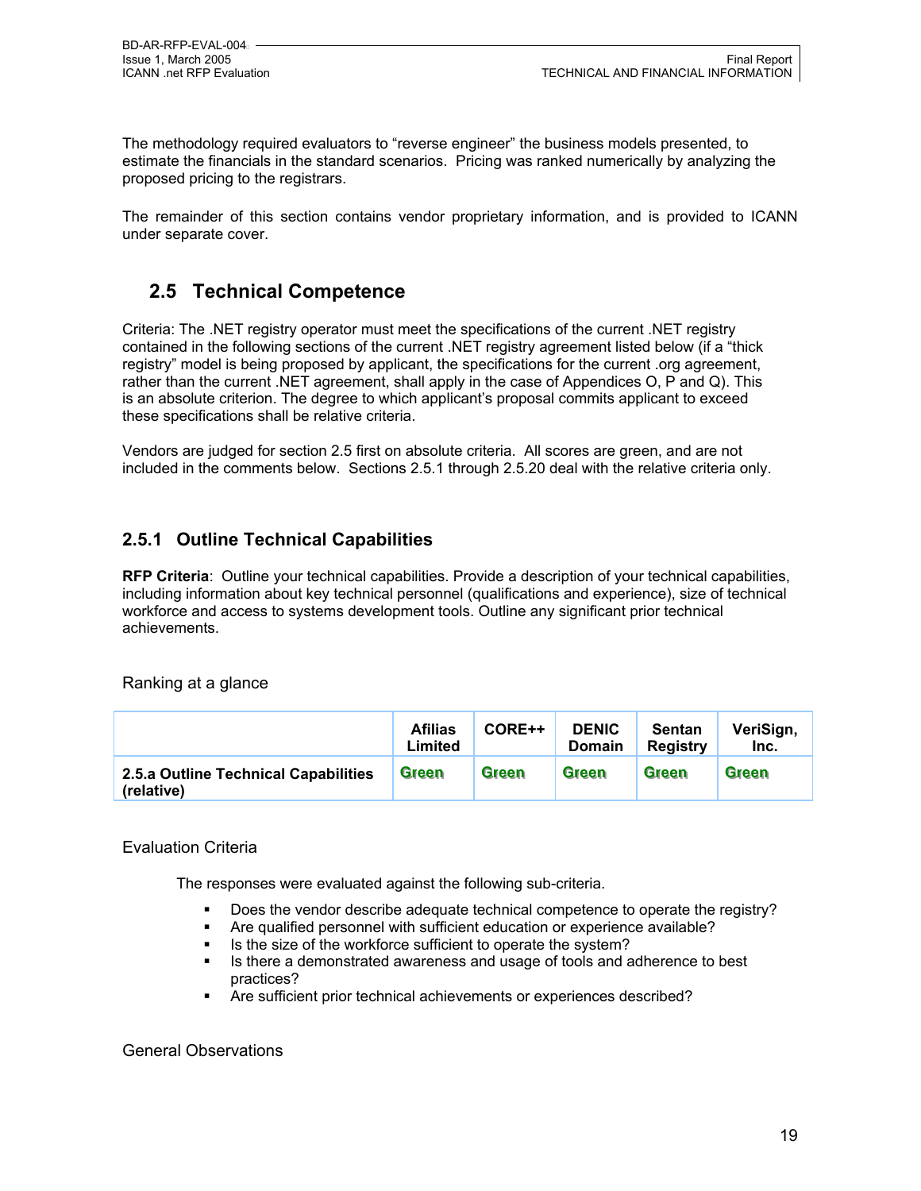The methodology required evaluators to “reverse engineer” the business models presented, to estimate the financials in the standard scenarios. Pricing was ranked numerically by analyzing the proposed pricing to the registrars.

The remainder of this section contains vendor proprietary information, and is provided to ICANN under separate cover.

## 2.5 Technical Competence

Criteria: The .NET registry operator must meet the specifications of the current .NET registry contained in the following sections of the current .NET registry agreement listed below (if a “thick registry” model is being proposed by applicant, the specifications for the current .org agreement, rather than the current .NET agreement, shall apply in the case of Appendices O, P and Q). This is an absolute criterion. The degree to which applicant’s proposal commits applicant to exceed these specifications shall be relative criteria.

Vendors are judged for section 2.5 first on absolute criteria. All scores are green, and are not included in the comments below. Sections 2.5.1 through 2.5.20 deal with the relative criteria only.

### 2.5.1 Outline Technical Capabilities

**RFP Criteria**: Outline your technical capabilities. Provide a description of your technical capabilities, including information about key technical personnel (qualifications and experience), size of technical workforce and access to systems development tools. Outline any significant prior technical achievements.

Ranking at a glance

| | Afilias Limited | CORE++ | DENIC Domain | Sentan Registry | VeriSign, Inc. |
|---|---|---|---|---|---|
| **2.5.a Outline Technical Capabilities (relative)** | Green | Green | Green | Green | Green |

Evaluation Criteria

The responses were evaluated against the following sub-criteria.

- Does the vendor describe adequate technical competence to operate the registry?
- Are qualified personnel with sufficient education or experience available?
- Is the size of the workforce sufficient to operate the system?
- Is there a demonstrated awareness and usage of tools and adherence to best practices?
- Are sufficient prior technical achievements or experiences described?

General Observations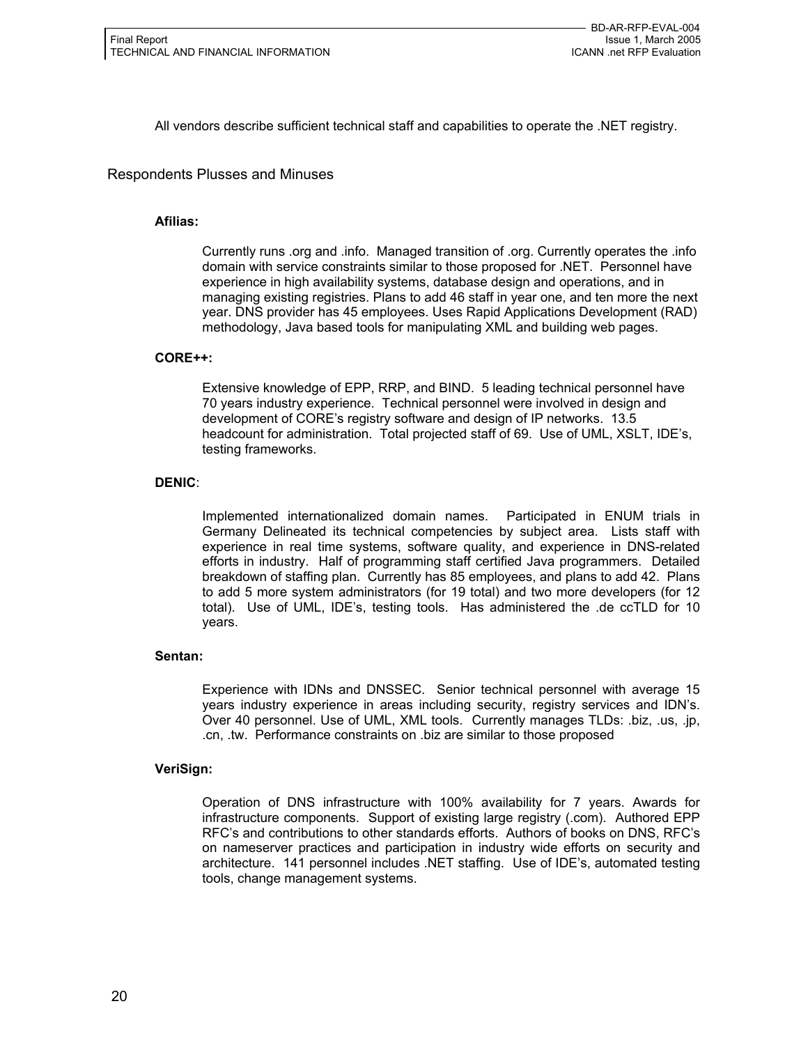All vendors describe sufficient technical staff and capabilities to operate the .NET registry.

## Respondents Plusses and Minuses

**Afilias:**

Currently runs .org and .info. Managed transition of .org. Currently operates the .info domain with service constraints similar to those proposed for .NET. Personnel have experience in high availability systems, database design and operations, and in managing existing registries. Plans to add 46 staff in year one, and ten more the next year. DNS provider has 45 employees. Uses Rapid Applications Development (RAD) methodology, Java based tools for manipulating XML and building web pages.

**CORE++:**

Extensive knowledge of EPP, RRP, and BIND. 5 leading technical personnel have 70 years industry experience. Technical personnel were involved in design and development of CORE's registry software and design of IP networks. 13.5 headcount for administration. Total projected staff of 69. Use of UML, XSLT, IDE's, testing frameworks.

**DENIC**:

Implemented internationalized domain names. Participated in ENUM trials in Germany Delineated its technical competencies by subject area. Lists staff with experience in real time systems, software quality, and experience in DNS-related efforts in industry. Half of programming staff certified Java programmers. Detailed breakdown of staffing plan. Currently has 85 employees, and plans to add 42. Plans to add 5 more system administrators (for 19 total) and two more developers (for 12 total). Use of UML, IDE's, testing tools. Has administered the .de ccTLD for 10 years.

**Sentan:**

Experience with IDNs and DNSSEC. Senior technical personnel with average 15 years industry experience in areas including security, registry services and IDN's. Over 40 personnel. Use of UML, XML tools. Currently manages TLDs: .biz, .us, .jp, .cn, .tw. Performance constraints on .biz are similar to those proposed

**VeriSign:**

Operation of DNS infrastructure with 100% availability for 7 years. Awards for infrastructure components. Support of existing large registry (.com). Authored EPP RFC's and contributions to other standards efforts. Authors of books on DNS, RFC's on nameserver practices and participation in industry wide efforts on security and architecture. 141 personnel includes .NET staffing. Use of IDE's, automated testing tools, change management systems.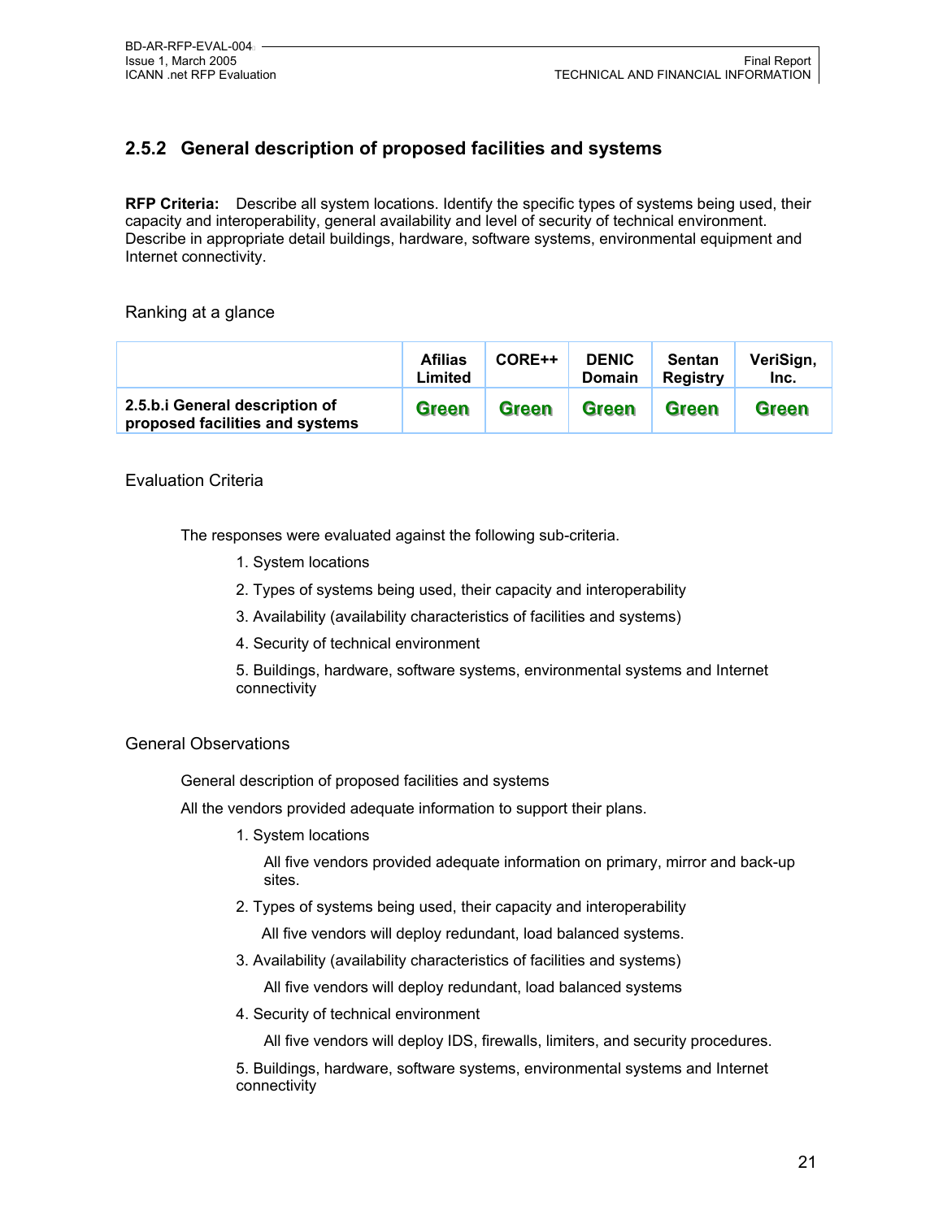## 2.5.2 General description of proposed facilities and systems

**RFP Criteria:** Describe all system locations. Identify the specific types of systems being used, their capacity and interoperability, general availability and level of security of technical environment. Describe in appropriate detail buildings, hardware, software systems, environmental equipment and Internet connectivity.

Ranking at a glance

| | Afilias Limited | CORE++ | DENIC Domain | Sentan Registry | VeriSign, Inc. |
|---|---|---|---|---|---|
| **2.5.b.i General description of proposed facilities and systems** | Green | Green | Green | Green | Green |

Evaluation Criteria

The responses were evaluated against the following sub-criteria.

1. System locations
2. Types of systems being used, their capacity and interoperability
3. Availability (availability characteristics of facilities and systems)
4. Security of technical environment
5. Buildings, hardware, software systems, environmental systems and Internet connectivity

General Observations

General description of proposed facilities and systems

All the vendors provided adequate information to support their plans.

1. System locations

   All five vendors provided adequate information on primary, mirror and back-up sites.

2. Types of systems being used, their capacity and interoperability

   All five vendors will deploy redundant, load balanced systems.

3. Availability (availability characteristics of facilities and systems)

   All five vendors will deploy redundant, load balanced systems

4. Security of technical environment

   All five vendors will deploy IDS, firewalls, limiters, and security procedures.

5. Buildings, hardware, software systems, environmental systems and Internet connectivity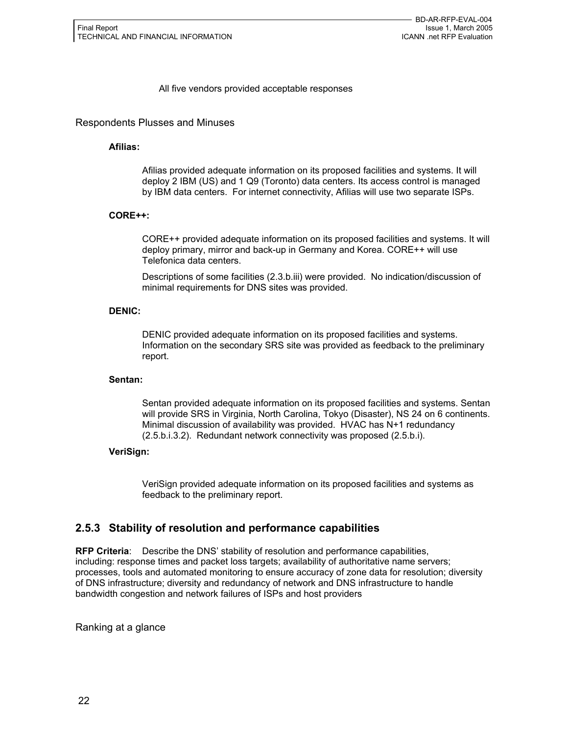All five vendors provided acceptable responses

Respondents Plusses and Minuses

**Afilias:**

Afilias provided adequate information on its proposed facilities and systems. It will deploy 2 IBM (US) and 1 Q9 (Toronto) data centers. Its access control is managed by IBM data centers. For internet connectivity, Afilias will use two separate ISPs.

**CORE++:**

CORE++ provided adequate information on its proposed facilities and systems. It will deploy primary, mirror and back-up in Germany and Korea. CORE++ will use Telefonica data centers.

Descriptions of some facilities (2.3.b.iii) were provided. No indication/discussion of minimal requirements for DNS sites was provided.

**DENIC:**

DENIC provided adequate information on its proposed facilities and systems. Information on the secondary SRS site was provided as feedback to the preliminary report.

**Sentan:**

Sentan provided adequate information on its proposed facilities and systems. Sentan will provide SRS in Virginia, North Carolina, Tokyo (Disaster), NS 24 on 6 continents. Minimal discussion of availability was provided. HVAC has N+1 redundancy (2.5.b.i.3.2). Redundant network connectivity was proposed (2.5.b.i).

**VeriSign:**

VeriSign provided adequate information on its proposed facilities and systems as feedback to the preliminary report.

### 2.5.3 Stability of resolution and performance capabilities

**RFP Criteria**: Describe the DNS' stability of resolution and performance capabilities, including: response times and packet loss targets; availability of authoritative name servers; processes, tools and automated monitoring to ensure accuracy of zone data for resolution; diversity of DNS infrastructure; diversity and redundancy of network and DNS infrastructure to handle bandwidth congestion and network failures of ISPs and host providers

Ranking at a glance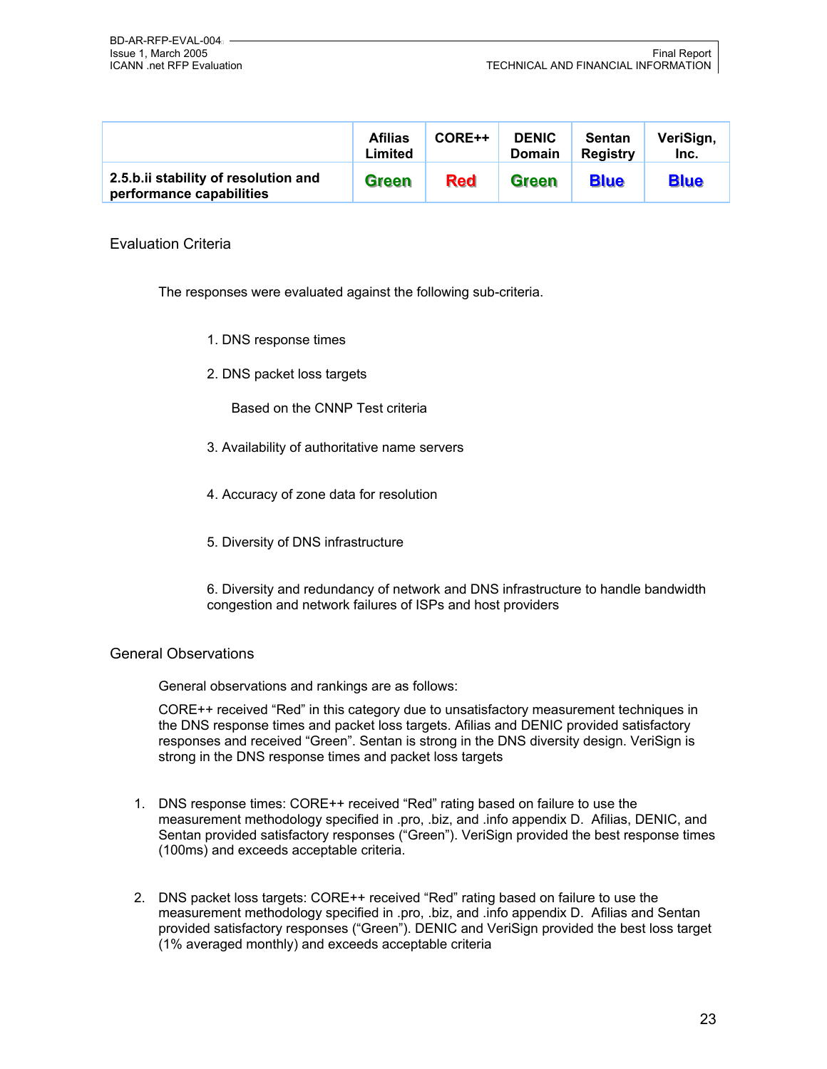| | Afilias Limited | CORE++ | DENIC Domain | Sentan Registry | VeriSign, Inc. |
|---|---|---|---|---|---|
| **2.5.b.ii stability of resolution and performance capabilities** | **Green** | **Red** | **Green** | **Blue** | **Blue** |

## Evaluation Criteria

The responses were evaluated against the following sub-criteria.

1. DNS response times
2. DNS packet loss targets

   Based on the CNNP Test criteria

3. Availability of authoritative name servers
4. Accuracy of zone data for resolution
5. Diversity of DNS infrastructure
6. Diversity and redundancy of network and DNS infrastructure to handle bandwidth congestion and network failures of ISPs and host providers

## General Observations

General observations and rankings are as follows:

CORE++ received “Red” in this category due to unsatisfactory measurement techniques in the DNS response times and packet loss targets. Afilias and DENIC provided satisfactory responses and received “Green”. Sentan is strong in the DNS diversity design. VeriSign is strong in the DNS response times and packet loss targets

1. DNS response times: CORE++ received “Red” rating based on failure to use the measurement methodology specified in .pro, .biz, and .info appendix D. Afilias, DENIC, and Sentan provided satisfactory responses (“Green”). VeriSign provided the best response times (100ms) and exceeds acceptable criteria.

2. DNS packet loss targets: CORE++ received “Red” rating based on failure to use the measurement methodology specified in .pro, .biz, and .info appendix D. Afilias and Sentan provided satisfactory responses (“Green”). DENIC and VeriSign provided the best loss target (1% averaged monthly) and exceeds acceptable criteria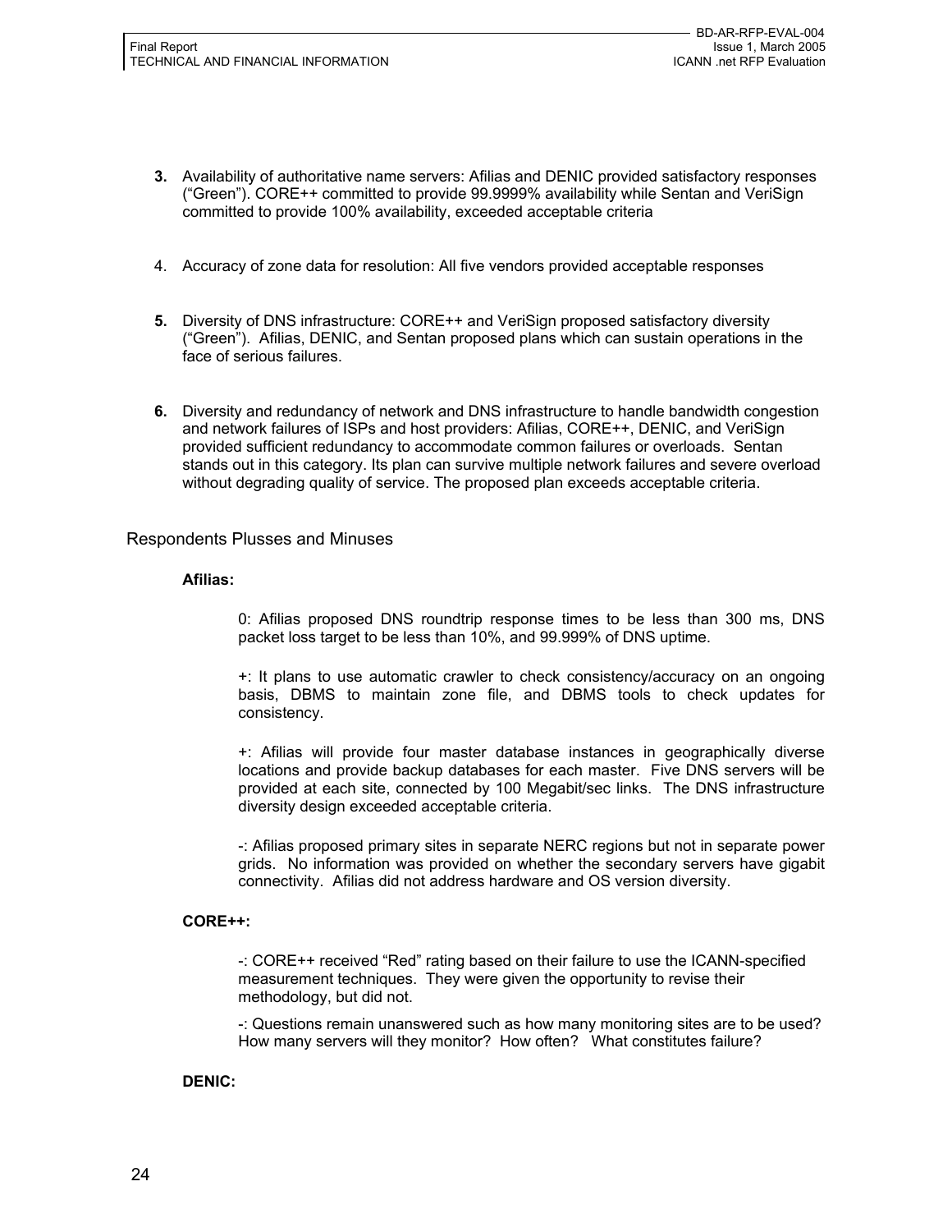3. Availability of authoritative name servers: Afilias and DENIC provided satisfactory responses ("Green"). CORE++ committed to provide 99.9999% availability while Sentan and VeriSign committed to provide 100% availability, exceeded acceptable criteria

4. Accuracy of zone data for resolution: All five vendors provided acceptable responses

5. Diversity of DNS infrastructure: CORE++ and VeriSign proposed satisfactory diversity ("Green"). Afilias, DENIC, and Sentan proposed plans which can sustain operations in the face of serious failures.

6. Diversity and redundancy of network and DNS infrastructure to handle bandwidth congestion and network failures of ISPs and host providers: Afilias, CORE++, DENIC, and VeriSign provided sufficient redundancy to accommodate common failures or overloads. Sentan stands out in this category. Its plan can survive multiple network failures and severe overload without degrading quality of service. The proposed plan exceeds acceptable criteria.

## Respondents Plusses and Minuses

**Afilias:**

0: Afilias proposed DNS roundtrip response times to be less than 300 ms, DNS packet loss target to be less than 10%, and 99.999% of DNS uptime.

+: It plans to use automatic crawler to check consistency/accuracy on an ongoing basis, DBMS to maintain zone file, and DBMS tools to check updates for consistency.

+: Afilias will provide four master database instances in geographically diverse locations and provide backup databases for each master. Five DNS servers will be provided at each site, connected by 100 Megabit/sec links. The DNS infrastructure diversity design exceeded acceptable criteria.

-: Afilias proposed primary sites in separate NERC regions but not in separate power grids. No information was provided on whether the secondary servers have gigabit connectivity. Afilias did not address hardware and OS version diversity.

**CORE++:**

-: CORE++ received "Red" rating based on their failure to use the ICANN-specified measurement techniques. They were given the opportunity to revise their methodology, but did not.

-: Questions remain unanswered such as how many monitoring sites are to be used? How many servers will they monitor? How often? What constitutes failure?

**DENIC:**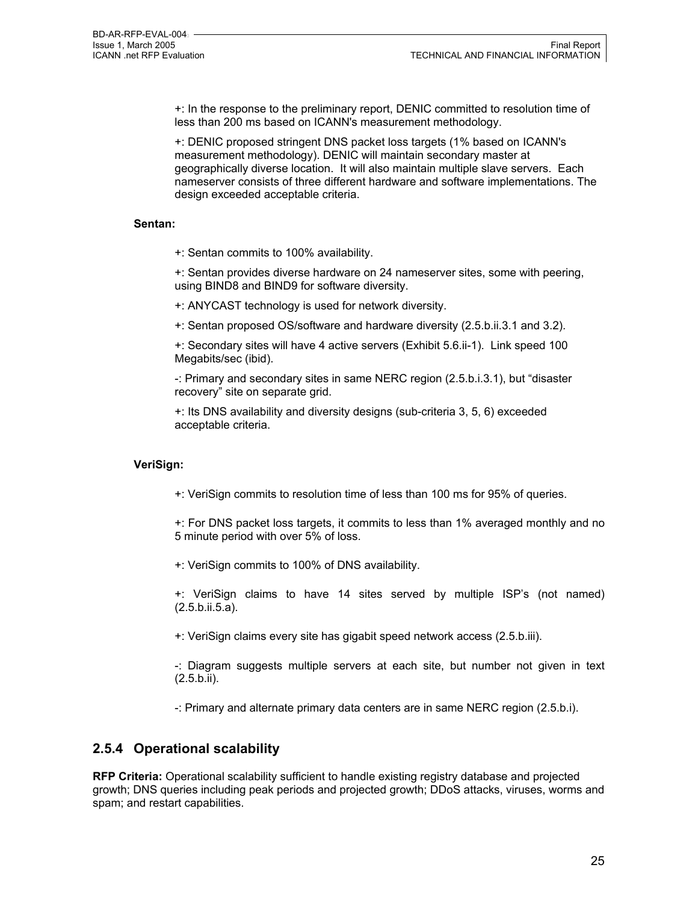+: In the response to the preliminary report, DENIC committed to resolution time of less than 200 ms based on ICANN's measurement methodology.

+: DENIC proposed stringent DNS packet loss targets (1% based on ICANN's measurement methodology). DENIC will maintain secondary master at geographically diverse location. It will also maintain multiple slave servers. Each nameserver consists of three different hardware and software implementations. The design exceeded acceptable criteria.

**Sentan:**

+: Sentan commits to 100% availability.

+: Sentan provides diverse hardware on 24 nameserver sites, some with peering, using BIND8 and BIND9 for software diversity.

+: ANYCAST technology is used for network diversity.

+: Sentan proposed OS/software and hardware diversity (2.5.b.ii.3.1 and 3.2).

+: Secondary sites will have 4 active servers (Exhibit 5.6.ii-1). Link speed 100 Megabits/sec (ibid).

-: Primary and secondary sites in same NERC region (2.5.b.i.3.1), but "disaster recovery" site on separate grid.

+: Its DNS availability and diversity designs (sub-criteria 3, 5, 6) exceeded acceptable criteria.

**VeriSign:**

+: VeriSign commits to resolution time of less than 100 ms for 95% of queries.

+: For DNS packet loss targets, it commits to less than 1% averaged monthly and no 5 minute period with over 5% of loss.

+: VeriSign commits to 100% of DNS availability.

+: VeriSign claims to have 14 sites served by multiple ISP's (not named) (2.5.b.ii.5.a).

+: VeriSign claims every site has gigabit speed network access (2.5.b.iii).

-: Diagram suggests multiple servers at each site, but number not given in text (2.5.b.ii).

-: Primary and alternate primary data centers are in same NERC region (2.5.b.i).

### 2.5.4 Operational scalability

**RFP Criteria:** Operational scalability sufficient to handle existing registry database and projected growth; DNS queries including peak periods and projected growth; DDoS attacks, viruses, worms and spam; and restart capabilities.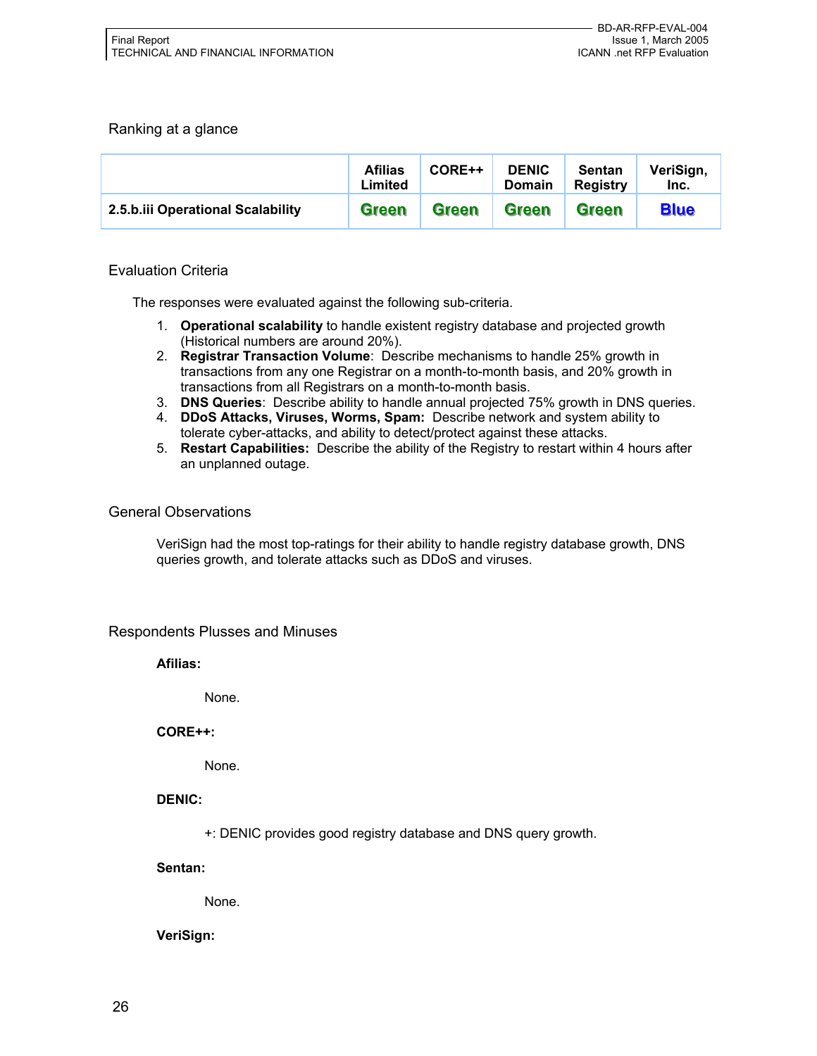## Ranking at a glance

| | Afilias Limited | CORE++ | DENIC Domain | Sentan Registry | VeriSign, Inc. |
|---|---|---|---|---|---|
| **2.5.b.iii Operational Scalability** | **Green** | **Green** | **Green** | **Green** | **Blue** |

## Evaluation Criteria

The responses were evaluated against the following sub-criteria.

1. **Operational scalability** to handle existent registry database and projected growth (Historical numbers are around 20%).
2. **Registrar Transaction Volume**: Describe mechanisms to handle 25% growth in transactions from any one Registrar on a month-to-month basis, and 20% growth in transactions from all Registrars on a month-to-month basis.
3. **DNS Queries**: Describe ability to handle annual projected 75% growth in DNS queries.
4. **DDoS Attacks, Viruses, Worms, Spam:** Describe network and system ability to tolerate cyber-attacks, and ability to detect/protect against these attacks.
5. **Restart Capabilities:** Describe the ability of the Registry to restart within 4 hours after an unplanned outage.

## General Observations

VeriSign had the most top-ratings for their ability to handle registry database growth, DNS queries growth, and tolerate attacks such as DDoS and viruses.

## Respondents Plusses and Minuses

**Afilias:**

None.

**CORE++:**

None.

**DENIC:**

+: DENIC provides good registry database and DNS query growth.

**Sentan:**

None.

**VeriSign:**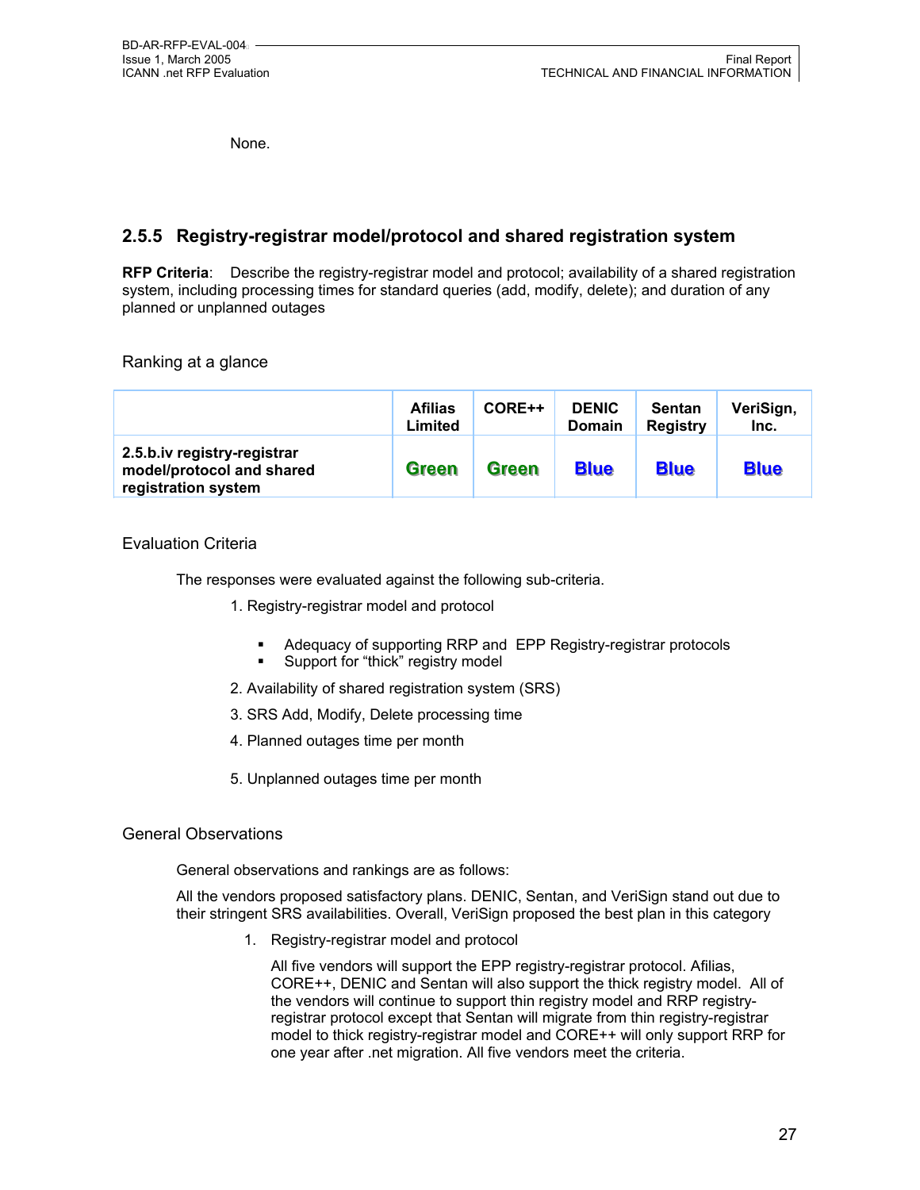None.

### 2.5.5 Registry-registrar model/protocol and shared registration system

**RFP Criteria**: Describe the registry-registrar model and protocol; availability of a shared registration system, including processing times for standard queries (add, modify, delete); and duration of any planned or unplanned outages

Ranking at a glance

| | Afilias Limited | CORE++ | DENIC Domain | Sentan Registry | VeriSign, Inc. |
|---|---|---|---|---|---|
| **2.5.b.iv registry-registrar model/protocol and shared registration system** | **Green** | **Green** | **Blue** | **Blue** | **Blue** |

Evaluation Criteria

The responses were evaluated against the following sub-criteria.

1. Registry-registrar model and protocol
   - Adequacy of supporting RRP and EPP Registry-registrar protocols
   - Support for "thick" registry model
2. Availability of shared registration system (SRS)
3. SRS Add, Modify, Delete processing time
4. Planned outages time per month
5. Unplanned outages time per month

General Observations

General observations and rankings are as follows:

All the vendors proposed satisfactory plans. DENIC, Sentan, and VeriSign stand out due to their stringent SRS availabilities. Overall, VeriSign proposed the best plan in this category

1. Registry-registrar model and protocol

   All five vendors will support the EPP registry-registrar protocol. Afilias, CORE++, DENIC and Sentan will also support the thick registry model. All of the vendors will continue to support thin registry model and RRP registry-registrar protocol except that Sentan will migrate from thin registry-registrar model to thick registry-registrar model and CORE++ will only support RRP for one year after .net migration. All five vendors meet the criteria.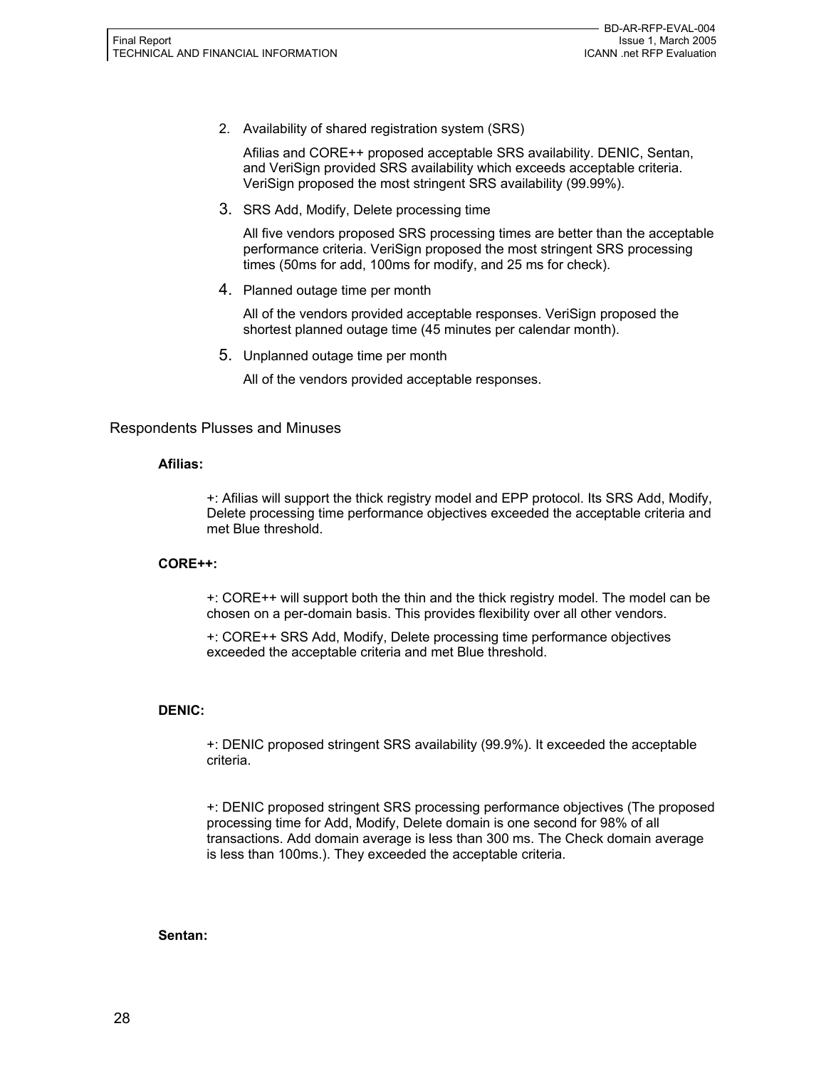2. Availability of shared registration system (SRS)

   Afilias and CORE++ proposed acceptable SRS availability. DENIC, Sentan, and VeriSign provided SRS availability which exceeds acceptable criteria. VeriSign proposed the most stringent SRS availability (99.99%).

3. SRS Add, Modify, Delete processing time

   All five vendors proposed SRS processing times are better than the acceptable performance criteria. VeriSign proposed the most stringent SRS processing times (50ms for add, 100ms for modify, and 25 ms for check).

4. Planned outage time per month

   All of the vendors provided acceptable responses. VeriSign proposed the shortest planned outage time (45 minutes per calendar month).

5. Unplanned outage time per month

   All of the vendors provided acceptable responses.

## Respondents Plusses and Minuses

**Afilias:**

+: Afilias will support the thick registry model and EPP protocol. Its SRS Add, Modify, Delete processing time performance objectives exceeded the acceptable criteria and met Blue threshold.

**CORE++:**

+: CORE++ will support both the thin and the thick registry model. The model can be chosen on a per-domain basis. This provides flexibility over all other vendors.

+: CORE++ SRS Add, Modify, Delete processing time performance objectives exceeded the acceptable criteria and met Blue threshold.

**DENIC:**

+: DENIC proposed stringent SRS availability (99.9%). It exceeded the acceptable criteria.

+: DENIC proposed stringent SRS processing performance objectives (The proposed processing time for Add, Modify, Delete domain is one second for 98% of all transactions. Add domain average is less than 300 ms. The Check domain average is less than 100ms.). They exceeded the acceptable criteria.

**Sentan:**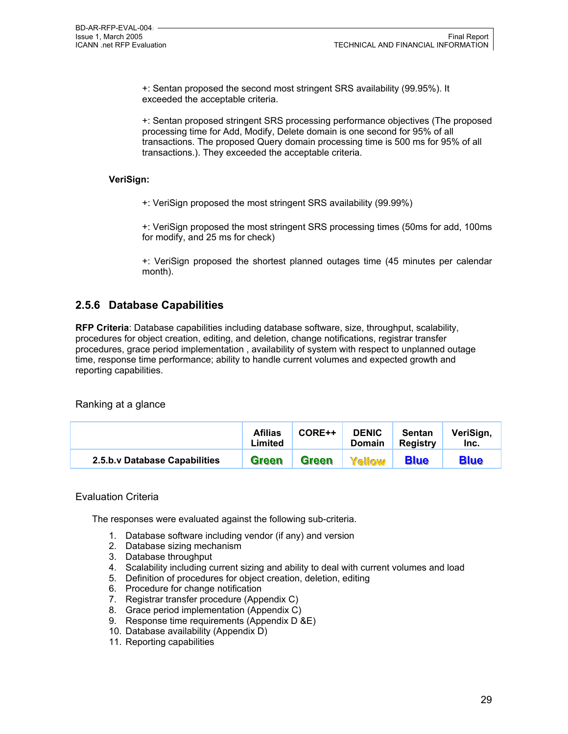+: Sentan proposed the second most stringent SRS availability (99.95%). It exceeded the acceptable criteria.

+: Sentan proposed stringent SRS processing performance objectives (The proposed processing time for Add, Modify, Delete domain is one second for 95% of all transactions. The proposed Query domain processing time is 500 ms for 95% of all transactions.). They exceeded the acceptable criteria.

**VeriSign:**

+: VeriSign proposed the most stringent SRS availability (99.99%)

+: VeriSign proposed the most stringent SRS processing times (50ms for add, 100ms for modify, and 25 ms for check)

+: VeriSign proposed the shortest planned outages time (45 minutes per calendar month).

### 2.5.6 Database Capabilities

**RFP Criteria**: Database capabilities including database software, size, throughput, scalability, procedures for object creation, editing, and deletion, change notifications, registrar transfer procedures, grace period implementation , availability of system with respect to unplanned outage time, response time performance; ability to handle current volumes and expected growth and reporting capabilities.

Ranking at a glance

| | Afilias Limited | CORE++ | DENIC Domain | Sentan Registry | VeriSign, Inc. |
|---|---|---|---|---|---|
| **2.5.b.v Database Capabilities** | Green | Green | Yellow | Blue | Blue |

Evaluation Criteria

The responses were evaluated against the following sub-criteria.

1. Database software including vendor (if any) and version
2. Database sizing mechanism
3. Database throughput
4. Scalability including current sizing and ability to deal with current volumes and load
5. Definition of procedures for object creation, deletion, editing
6. Procedure for change notification
7. Registrar transfer procedure (Appendix C)
8. Grace period implementation (Appendix C)
9. Response time requirements (Appendix D &E)
10. Database availability (Appendix D)
11. Reporting capabilities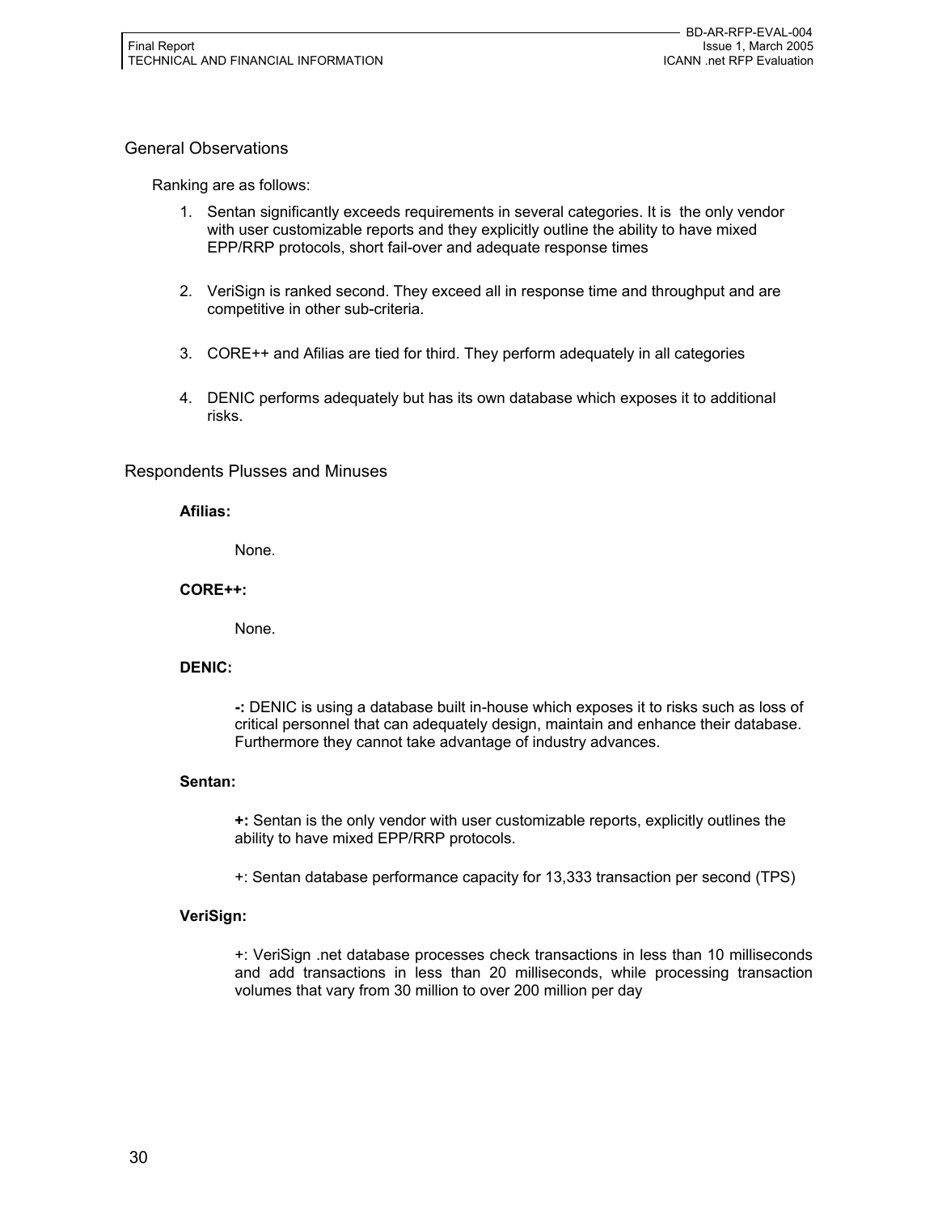## General Observations

Ranking are as follows:

1. Sentan significantly exceeds requirements in several categories. It is the only vendor with user customizable reports and they explicitly outline the ability to have mixed EPP/RRP protocols, short fail-over and adequate response times

2. VeriSign is ranked second. They exceed all in response time and throughput and are competitive in other sub-criteria.

3. CORE++ and Afilias are tied for third. They perform adequately in all categories

4. DENIC performs adequately but has its own database which exposes it to additional risks.

## Respondents Plusses and Minuses

**Afilias:**

None.

**CORE++:**

None.

**DENIC:**

**-:** DENIC is using a database built in-house which exposes it to risks such as loss of critical personnel that can adequately design, maintain and enhance their database. Furthermore they cannot take advantage of industry advances.

**Sentan:**

**+:** Sentan is the only vendor with user customizable reports, explicitly outlines the ability to have mixed EPP/RRP protocols.

+: Sentan database performance capacity for 13,333 transaction per second (TPS)

**VeriSign:**

+: VeriSign .net database processes check transactions in less than 10 milliseconds and add transactions in less than 20 milliseconds, while processing transaction volumes that vary from 30 million to over 200 million per day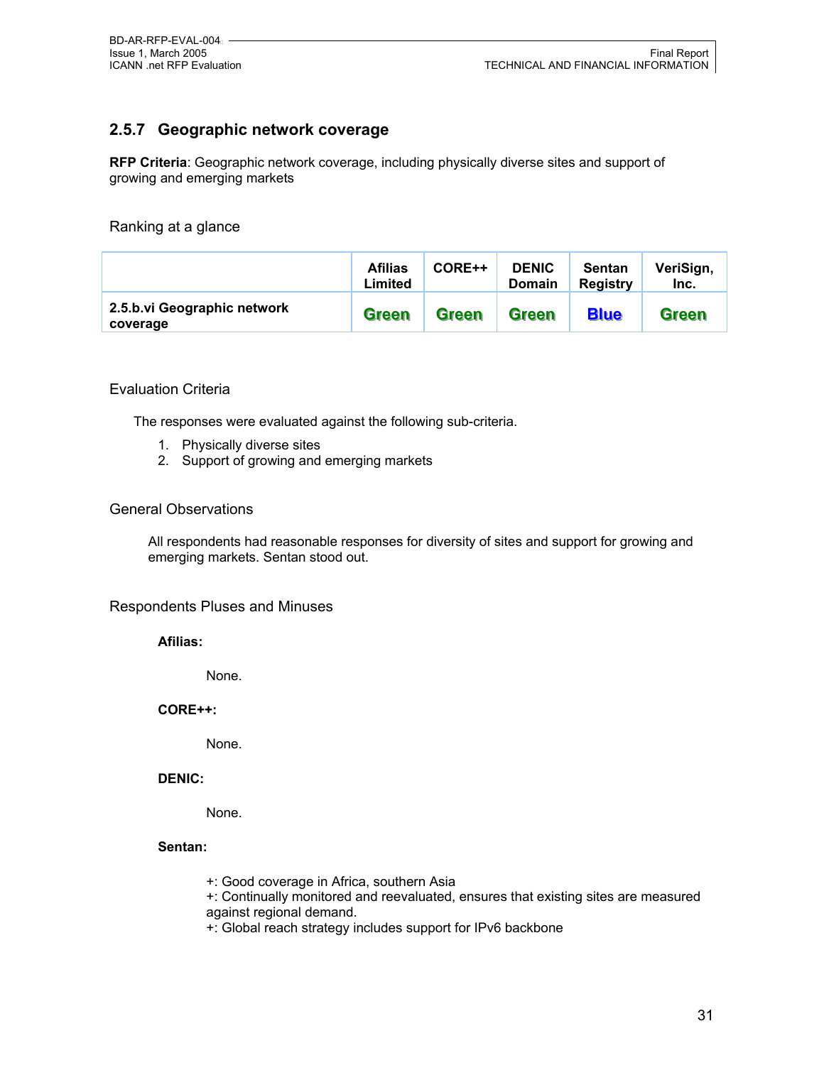### 2.5.7 Geographic network coverage

**RFP Criteria**: Geographic network coverage, including physically diverse sites and support of growing and emerging markets

Ranking at a glance

| | Afilias Limited | CORE++ | DENIC Domain | Sentan Registry | VeriSign, Inc. |
|---|---|---|---|---|---|
| **2.5.b.vi Geographic network coverage** | **Green** | **Green** | **Green** | **Blue** | **Green** |

Evaluation Criteria

The responses were evaluated against the following sub-criteria.

1. Physically diverse sites
2. Support of growing and emerging markets

General Observations

All respondents had reasonable responses for diversity of sites and support for growing and emerging markets. Sentan stood out.

Respondents Pluses and Minuses

**Afilias:**

None.

**CORE++:**

None.

**DENIC:**

None.

**Sentan:**

+: Good coverage in Africa, southern Asia
+: Continually monitored and reevaluated, ensures that existing sites are measured against regional demand.
+: Global reach strategy includes support for IPv6 backbone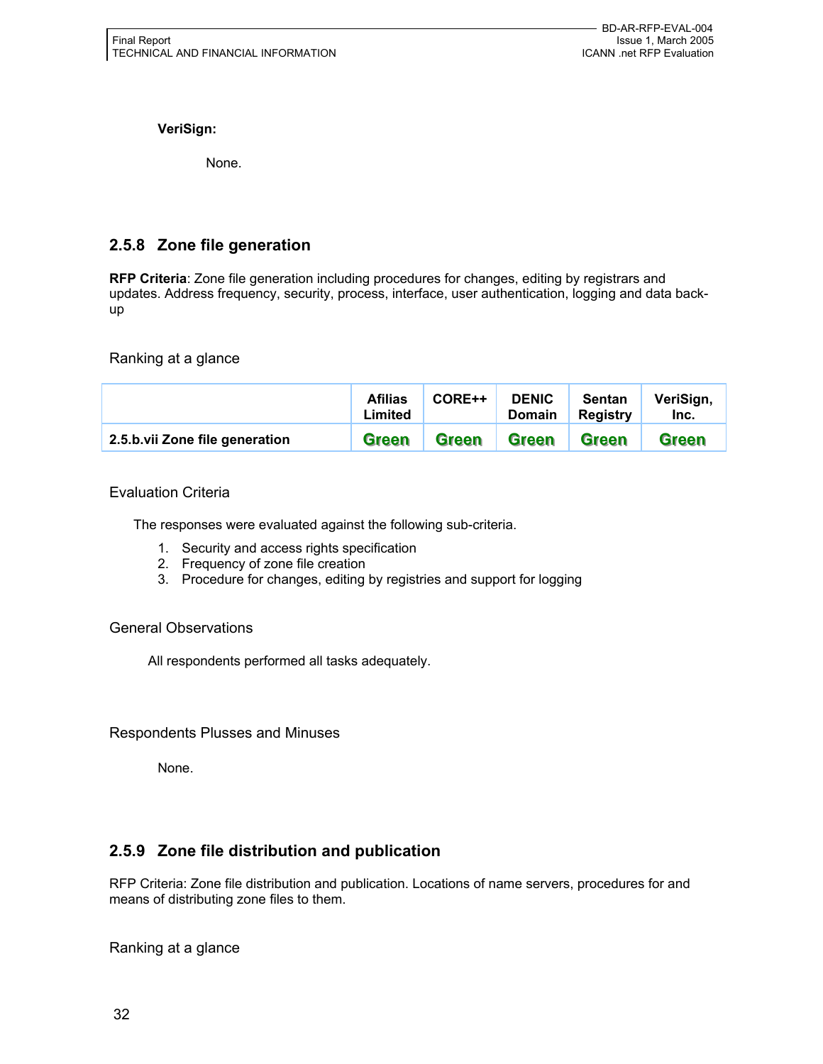**VeriSign:**

None.

### 2.5.8 Zone file generation

**RFP Criteria**: Zone file generation including procedures for changes, editing by registrars and updates. Address frequency, security, process, interface, user authentication, logging and data back-up

Ranking at a glance

| | Afilias Limited | CORE++ | DENIC Domain | Sentan Registry | VeriSign, Inc. |
|---|---|---|---|---|---|
| **2.5.b.vii Zone file generation** | Green | Green | Green | Green | Green |

Evaluation Criteria

The responses were evaluated against the following sub-criteria.

1. Security and access rights specification
2. Frequency of zone file creation
3. Procedure for changes, editing by registries and support for logging

General Observations

All respondents performed all tasks adequately.

Respondents Plusses and Minuses

None.

### 2.5.9 Zone file distribution and publication

RFP Criteria: Zone file distribution and publication. Locations of name servers, procedures for and means of distributing zone files to them.

Ranking at a glance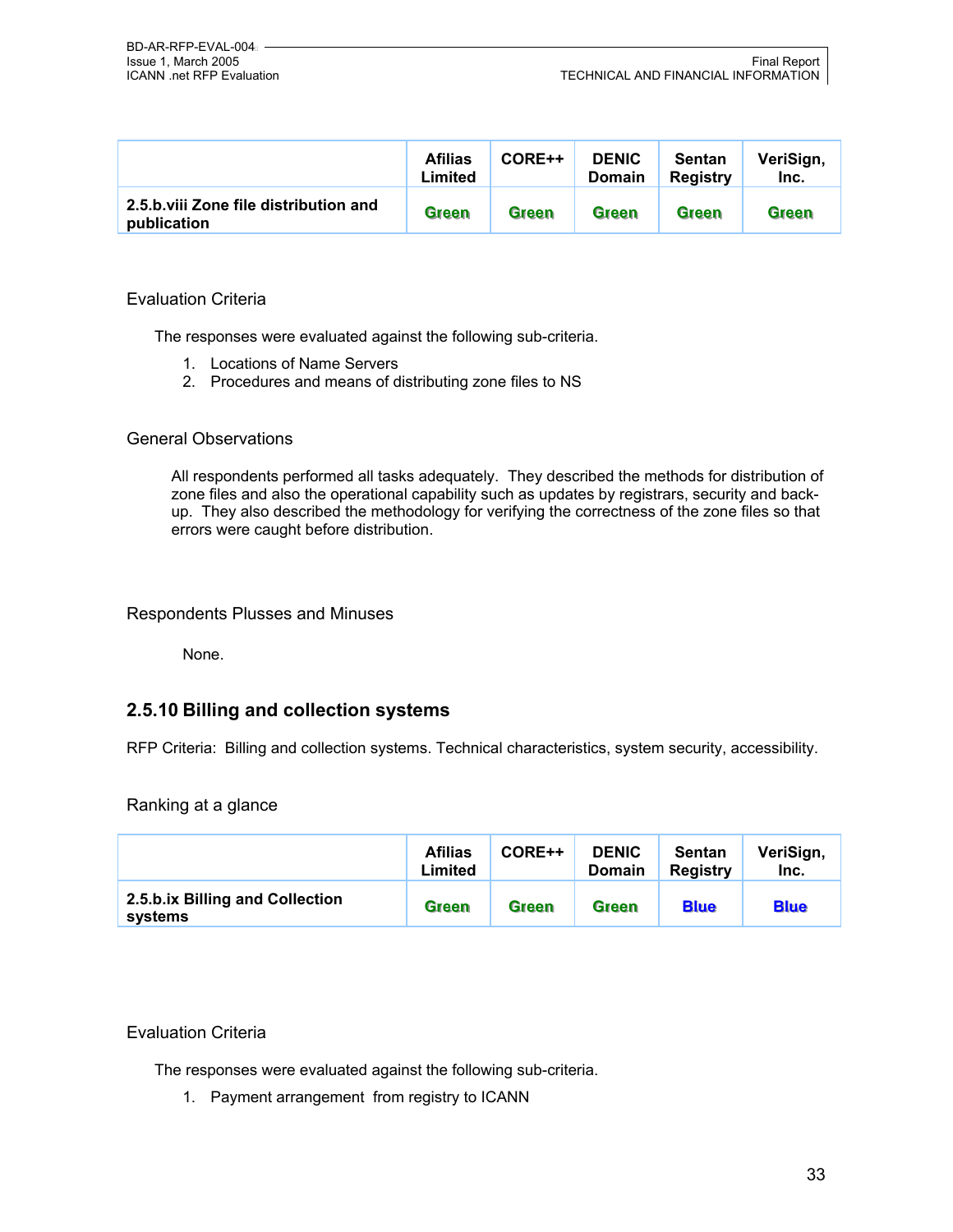| | Afilias Limited | CORE++ | DENIC Domain | Sentan Registry | VeriSign, Inc. |
|---|---|---|---|---|---|
| **2.5.b.viii Zone file distribution and publication** | Green | Green | Green | Green | Green |

### Evaluation Criteria

The responses were evaluated against the following sub-criteria.

1. Locations of Name Servers
2. Procedures and means of distributing zone files to NS

### General Observations

All respondents performed all tasks adequately. They described the methods for distribution of zone files and also the operational capability such as updates by registrars, security and back-up. They also described the methodology for verifying the correctness of the zone files so that errors were caught before distribution.

### Respondents Plusses and Minuses

None.

## 2.5.10 Billing and collection systems

RFP Criteria: Billing and collection systems. Technical characteristics, system security, accessibility.

### Ranking at a glance

| | Afilias Limited | CORE++ | DENIC Domain | Sentan Registry | VeriSign, Inc. |
|---|---|---|---|---|---|
| **2.5.b.ix Billing and Collection systems** | Green | Green | Green | Blue | Blue |

### Evaluation Criteria

The responses were evaluated against the following sub-criteria.

1. Payment arrangement from registry to ICANN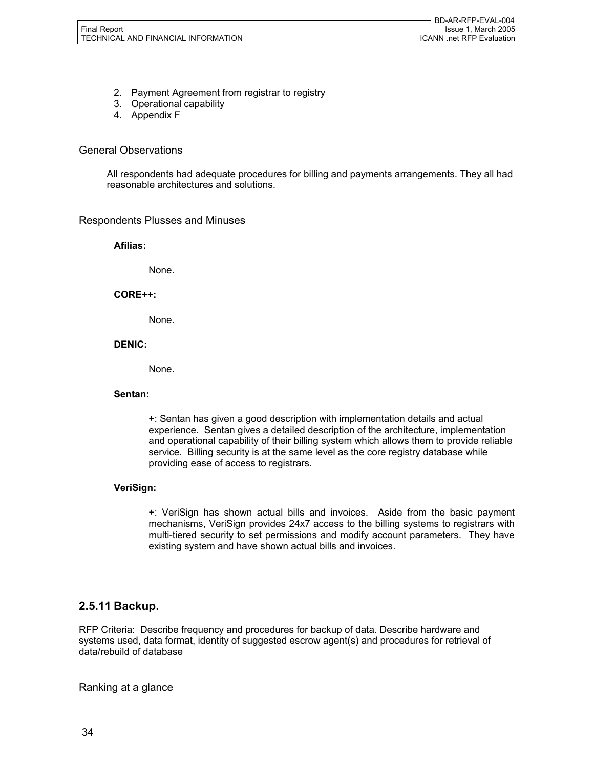2. Payment Agreement from registrar to registry
3. Operational capability
4. Appendix F

General Observations

All respondents had adequate procedures for billing and payments arrangements. They all had reasonable architectures and solutions.

Respondents Plusses and Minuses

**Afilias:**

None.

**CORE++:**

None.

**DENIC:**

None.

**Sentan:**

+: Sentan has given a good description with implementation details and actual experience. Sentan gives a detailed description of the architecture, implementation and operational capability of their billing system which allows them to provide reliable service. Billing security is at the same level as the core registry database while providing ease of access to registrars.

**VeriSign:**

+: VeriSign has shown actual bills and invoices. Aside from the basic payment mechanisms, VeriSign provides 24x7 access to the billing systems to registrars with multi-tiered security to set permissions and modify account parameters. They have existing system and have shown actual bills and invoices.

## 2.5.11 Backup.

RFP Criteria: Describe frequency and procedures for backup of data. Describe hardware and systems used, data format, identity of suggested escrow agent(s) and procedures for retrieval of data/rebuild of database

Ranking at a glance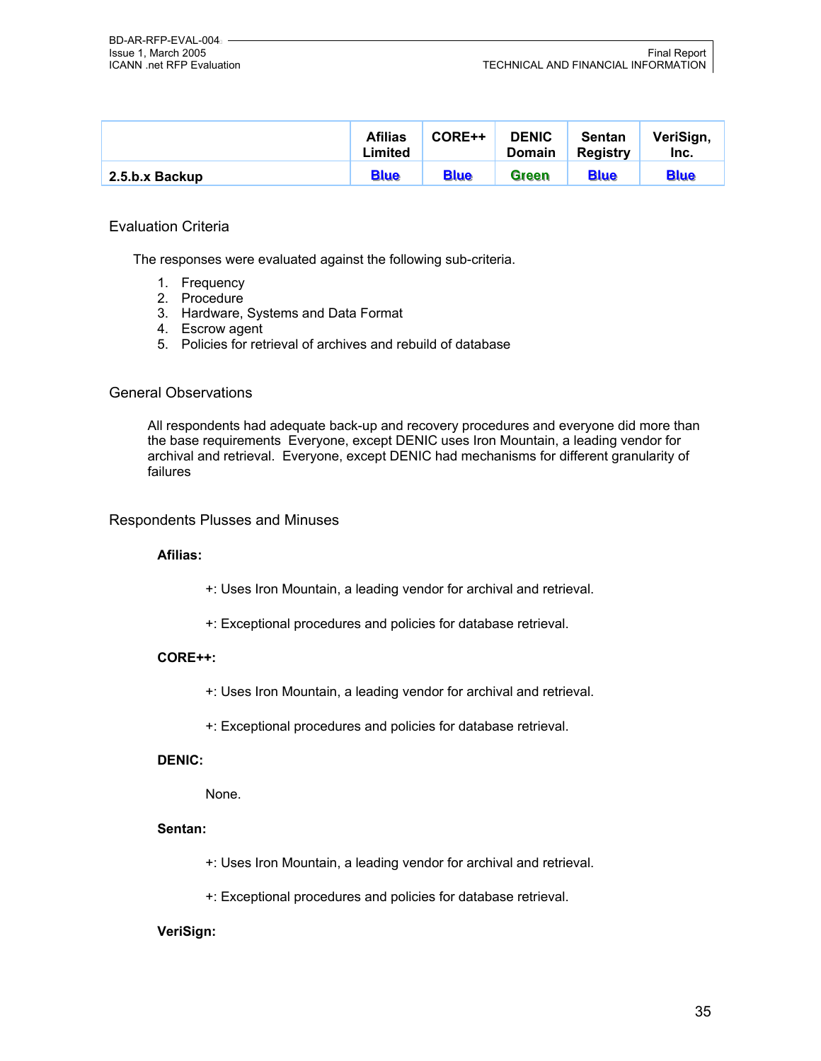| | Afilias Limited | CORE++ | DENIC Domain | Sentan Registry | VeriSign, Inc. |
|---|---|---|---|---|---|
| **2.5.b.x Backup** | Blue | Blue | Green | Blue | Blue |

## Evaluation Criteria

The responses were evaluated against the following sub-criteria.

1. Frequency
2. Procedure
3. Hardware, Systems and Data Format
4. Escrow agent
5. Policies for retrieval of archives and rebuild of database

## General Observations

All respondents had adequate back-up and recovery procedures and everyone did more than the base requirements  Everyone, except DENIC uses Iron Mountain, a leading vendor for archival and retrieval.  Everyone, except DENIC had mechanisms for different granularity of failures

## Respondents Plusses and Minuses

**Afilias:**

+: Uses Iron Mountain, a leading vendor for archival and retrieval.

+: Exceptional procedures and policies for database retrieval.

**CORE++:**

+: Uses Iron Mountain, a leading vendor for archival and retrieval.

+: Exceptional procedures and policies for database retrieval.

**DENIC:**

None.

**Sentan:**

+: Uses Iron Mountain, a leading vendor for archival and retrieval.

+: Exceptional procedures and policies for database retrieval.

**VeriSign:**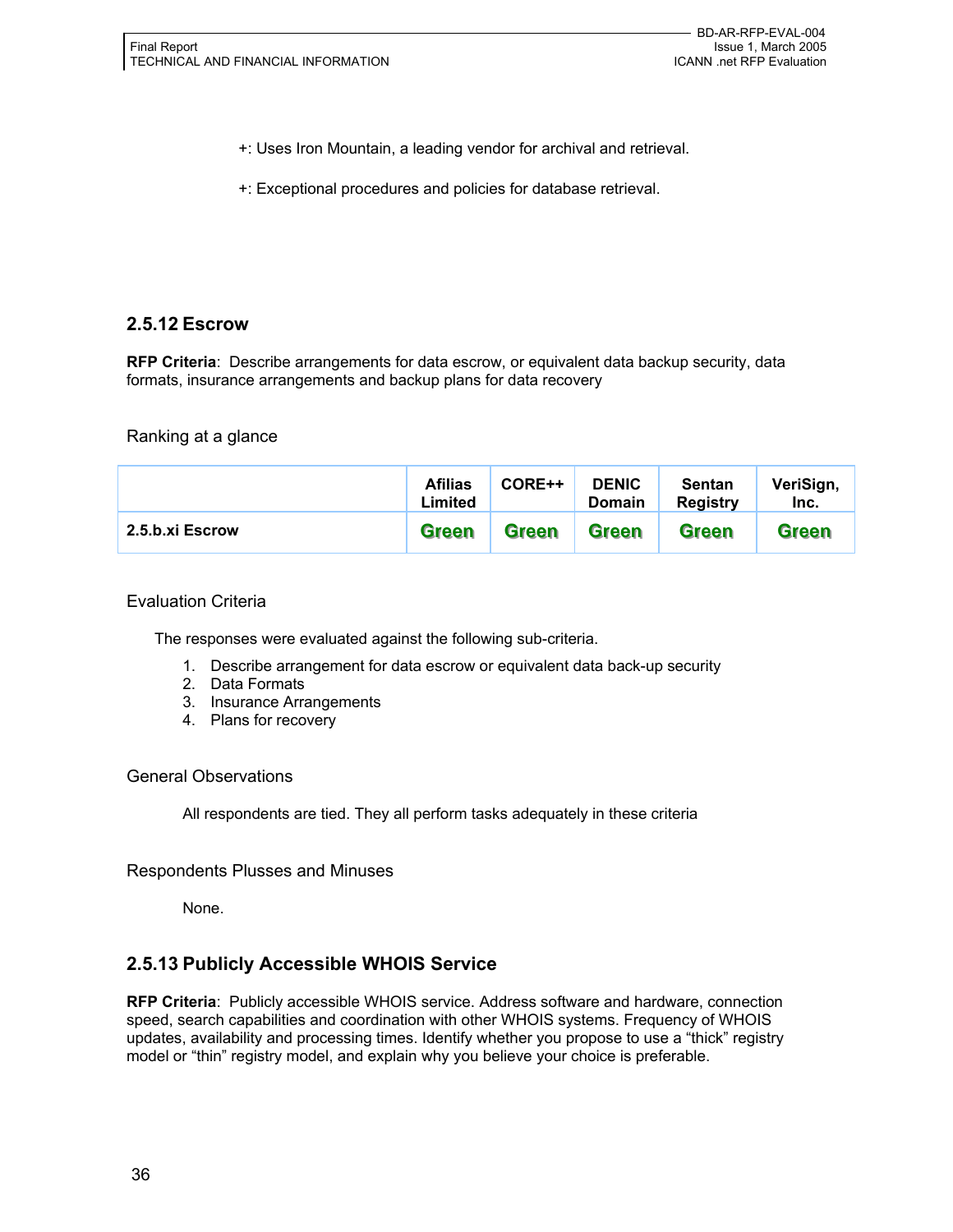+: Uses Iron Mountain, a leading vendor for archival and retrieval.

+: Exceptional procedures and policies for database retrieval.

## 2.5.12 Escrow

**RFP Criteria**: Describe arrangements for data escrow, or equivalent data backup security, data formats, insurance arrangements and backup plans for data recovery

Ranking at a glance

| | Afilias Limited | CORE++ | DENIC Domain | Sentan Registry | VeriSign, Inc. |
|---|---|---|---|---|---|
| **2.5.b.xi Escrow** | Green | Green | Green | Green | Green |

Evaluation Criteria

The responses were evaluated against the following sub-criteria.

1. Describe arrangement for data escrow or equivalent data back-up security
2. Data Formats
3. Insurance Arrangements
4. Plans for recovery

General Observations

All respondents are tied. They all perform tasks adequately in these criteria

Respondents Plusses and Minuses

None.

## 2.5.13 Publicly Accessible WHOIS Service

**RFP Criteria**: Publicly accessible WHOIS service. Address software and hardware, connection speed, search capabilities and coordination with other WHOIS systems. Frequency of WHOIS updates, availability and processing times. Identify whether you propose to use a "thick" registry model or "thin" registry model, and explain why you believe your choice is preferable.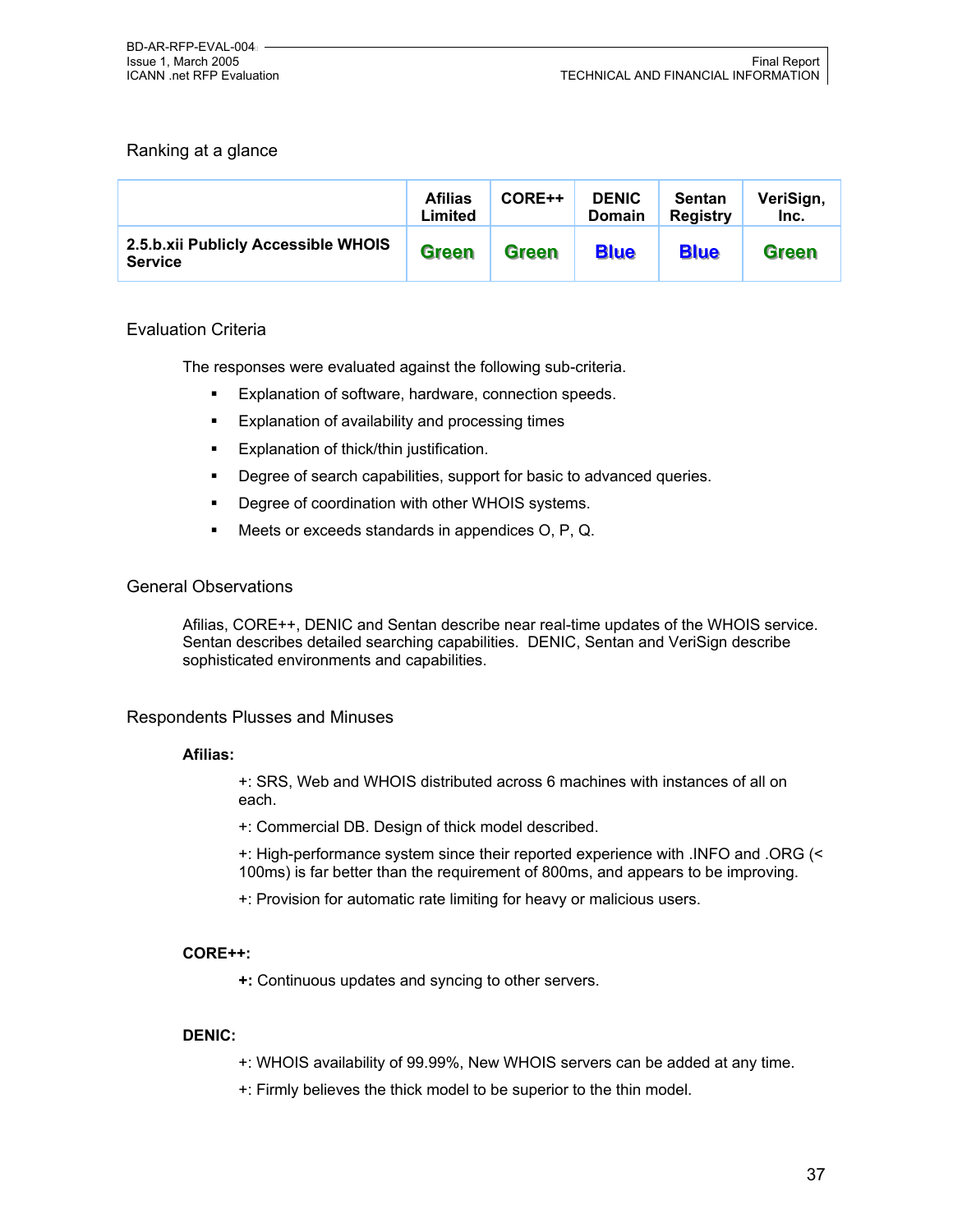## Ranking at a glance

| | Afilias Limited | CORE++ | DENIC Domain | Sentan Registry | VeriSign, Inc. |
|---|---|---|---|---|---|
| **2.5.b.xii Publicly Accessible WHOIS Service** | Green | Green | Blue | Blue | Green |

## Evaluation Criteria

The responses were evaluated against the following sub-criteria.

- Explanation of software, hardware, connection speeds.
- Explanation of availability and processing times
- Explanation of thick/thin justification.
- Degree of search capabilities, support for basic to advanced queries.
- Degree of coordination with other WHOIS systems.
- Meets or exceeds standards in appendices O, P, Q.

## General Observations

Afilias, CORE++, DENIC and Sentan describe near real-time updates of the WHOIS service. Sentan describes detailed searching capabilities. DENIC, Sentan and VeriSign describe sophisticated environments and capabilities.

## Respondents Plusses and Minuses

**Afilias:**

+: SRS, Web and WHOIS distributed across 6 machines with instances of all on each.

+: Commercial DB. Design of thick model described.

+: High-performance system since their reported experience with .INFO and .ORG (< 100ms) is far better than the requirement of 800ms, and appears to be improving.

+: Provision for automatic rate limiting for heavy or malicious users.

**CORE++:**

**+:** Continuous updates and syncing to other servers.

**DENIC:**

+: WHOIS availability of 99.99%, New WHOIS servers can be added at any time.

+: Firmly believes the thick model to be superior to the thin model.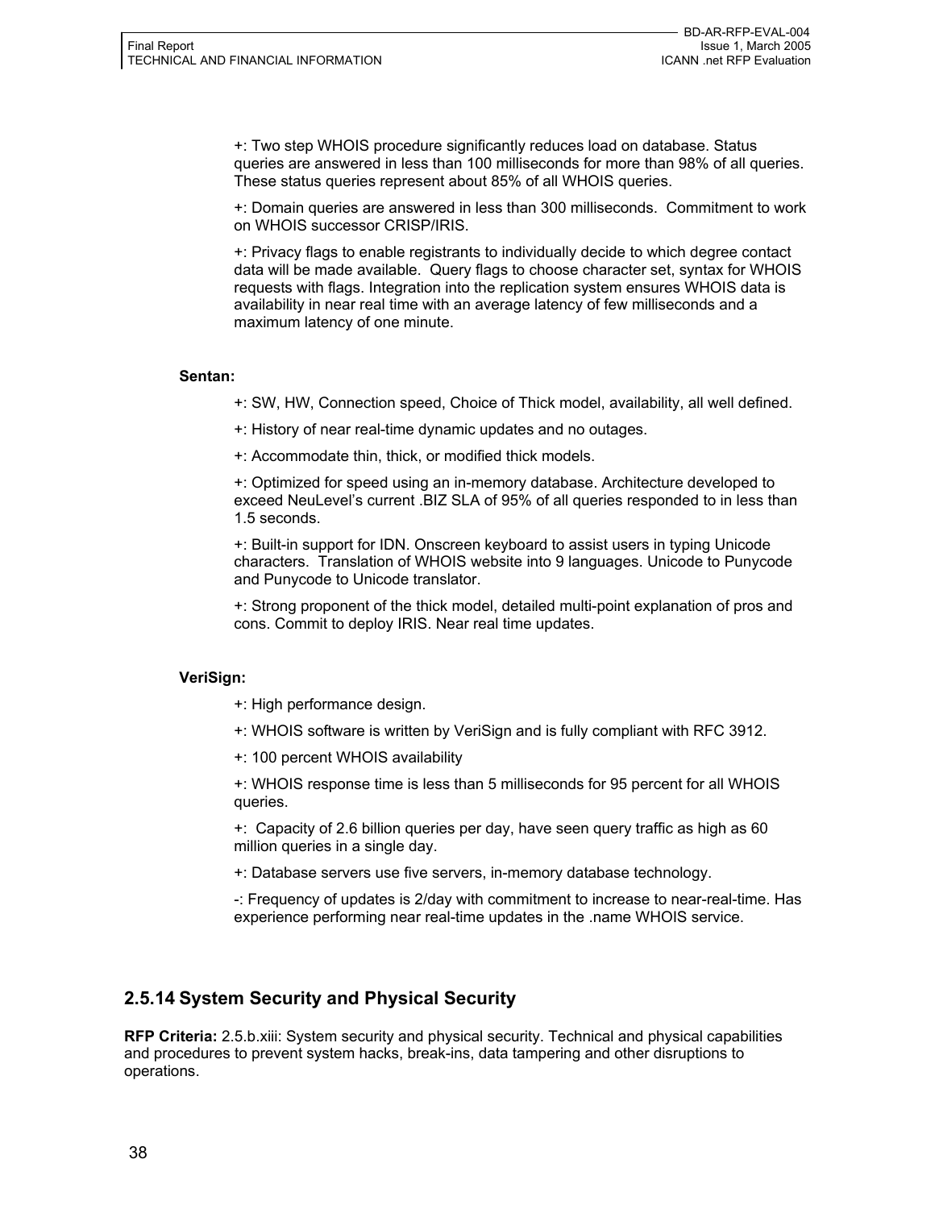+: Two step WHOIS procedure significantly reduces load on database. Status queries are answered in less than 100 milliseconds for more than 98% of all queries. These status queries represent about 85% of all WHOIS queries.

+: Domain queries are answered in less than 300 milliseconds. Commitment to work on WHOIS successor CRISP/IRIS.

+: Privacy flags to enable registrants to individually decide to which degree contact data will be made available. Query flags to choose character set, syntax for WHOIS requests with flags. Integration into the replication system ensures WHOIS data is availability in near real time with an average latency of few milliseconds and a maximum latency of one minute.

**Sentan:**

+: SW, HW, Connection speed, Choice of Thick model, availability, all well defined.

+: History of near real-time dynamic updates and no outages.

+: Accommodate thin, thick, or modified thick models.

+: Optimized for speed using an in-memory database. Architecture developed to exceed NeuLevel's current .BIZ SLA of 95% of all queries responded to in less than 1.5 seconds.

+: Built-in support for IDN. Onscreen keyboard to assist users in typing Unicode characters. Translation of WHOIS website into 9 languages. Unicode to Punycode and Punycode to Unicode translator.

+: Strong proponent of the thick model, detailed multi-point explanation of pros and cons. Commit to deploy IRIS. Near real time updates.

**VeriSign:**

+: High performance design.

+: WHOIS software is written by VeriSign and is fully compliant with RFC 3912.

+: 100 percent WHOIS availability

+: WHOIS response time is less than 5 milliseconds for 95 percent for all WHOIS queries.

+: Capacity of 2.6 billion queries per day, have seen query traffic as high as 60 million queries in a single day.

+: Database servers use five servers, in-memory database technology.

-: Frequency of updates is 2/day with commitment to increase to near-real-time. Has experience performing near real-time updates in the .name WHOIS service.

### 2.5.14 System Security and Physical Security

**RFP Criteria:** 2.5.b.xiii: System security and physical security. Technical and physical capabilities and procedures to prevent system hacks, break-ins, data tampering and other disruptions to operations.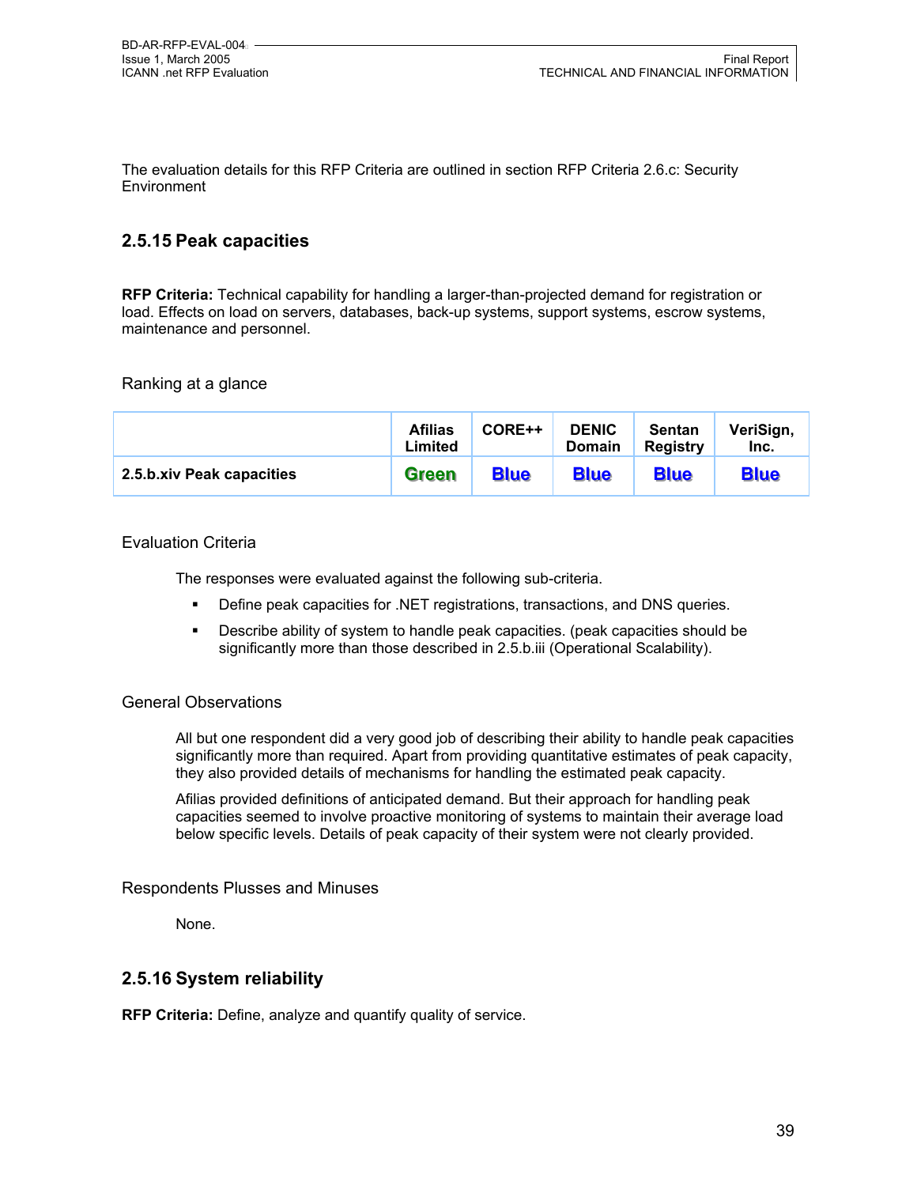The evaluation details for this RFP Criteria are outlined in section RFP Criteria 2.6.c: Security Environment

### 2.5.15 Peak capacities

**RFP Criteria:** Technical capability for handling a larger-than-projected demand for registration or load. Effects on load on servers, databases, back-up systems, support systems, escrow systems, maintenance and personnel.

Ranking at a glance

| | Afilias Limited | CORE++ | DENIC Domain | Sentan Registry | VeriSign, Inc. |
|---|---|---|---|---|---|
| **2.5.b.xiv Peak capacities** | **Green** | **Blue** | **Blue** | **Blue** | **Blue** |

Evaluation Criteria

The responses were evaluated against the following sub-criteria.

- Define peak capacities for .NET registrations, transactions, and DNS queries.
- Describe ability of system to handle peak capacities. (peak capacities should be significantly more than those described in 2.5.b.iii (Operational Scalability).

General Observations

All but one respondent did a very good job of describing their ability to handle peak capacities significantly more than required. Apart from providing quantitative estimates of peak capacity, they also provided details of mechanisms for handling the estimated peak capacity.

Afilias provided definitions of anticipated demand. But their approach for handling peak capacities seemed to involve proactive monitoring of systems to maintain their average load below specific levels. Details of peak capacity of their system were not clearly provided.

Respondents Plusses and Minuses

None.

### 2.5.16 System reliability

**RFP Criteria:** Define, analyze and quantify quality of service.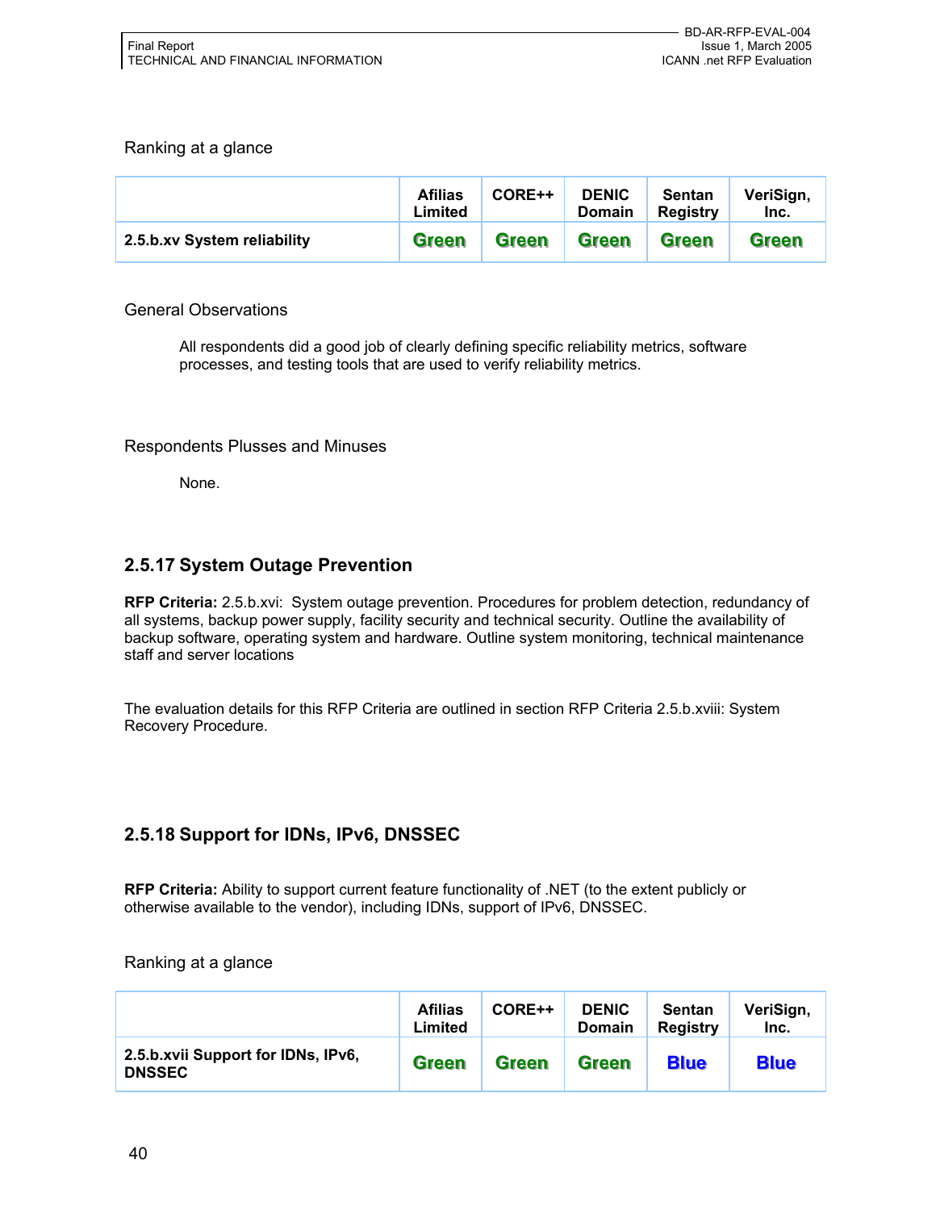Ranking at a glance

| | Afilias Limited | CORE++ | DENIC Domain | Sentan Registry | VeriSign, Inc. |
|---|---|---|---|---|---|
| **2.5.b.xv System reliability** | Green | Green | Green | Green | Green |

General Observations

All respondents did a good job of clearly defining specific reliability metrics, software processes, and testing tools that are used to verify reliability metrics.

Respondents Plusses and Minuses

None.

## 2.5.17 System Outage Prevention

**RFP Criteria:** 2.5.b.xvi: System outage prevention. Procedures for problem detection, redundancy of all systems, backup power supply, facility security and technical security. Outline the availability of backup software, operating system and hardware. Outline system monitoring, technical maintenance staff and server locations

The evaluation details for this RFP Criteria are outlined in section RFP Criteria 2.5.b.xviii: System Recovery Procedure.

## 2.5.18 Support for IDNs, IPv6, DNSSEC

**RFP Criteria:** Ability to support current feature functionality of .NET (to the extent publicly or otherwise available to the vendor), including IDNs, support of IPv6, DNSSEC.

Ranking at a glance

| | Afilias Limited | CORE++ | DENIC Domain | Sentan Registry | VeriSign, Inc. |
|---|---|---|---|---|---|
| **2.5.b.xvii Support for IDNs, IPv6, DNSSEC** | Green | Green | Green | Blue | Blue |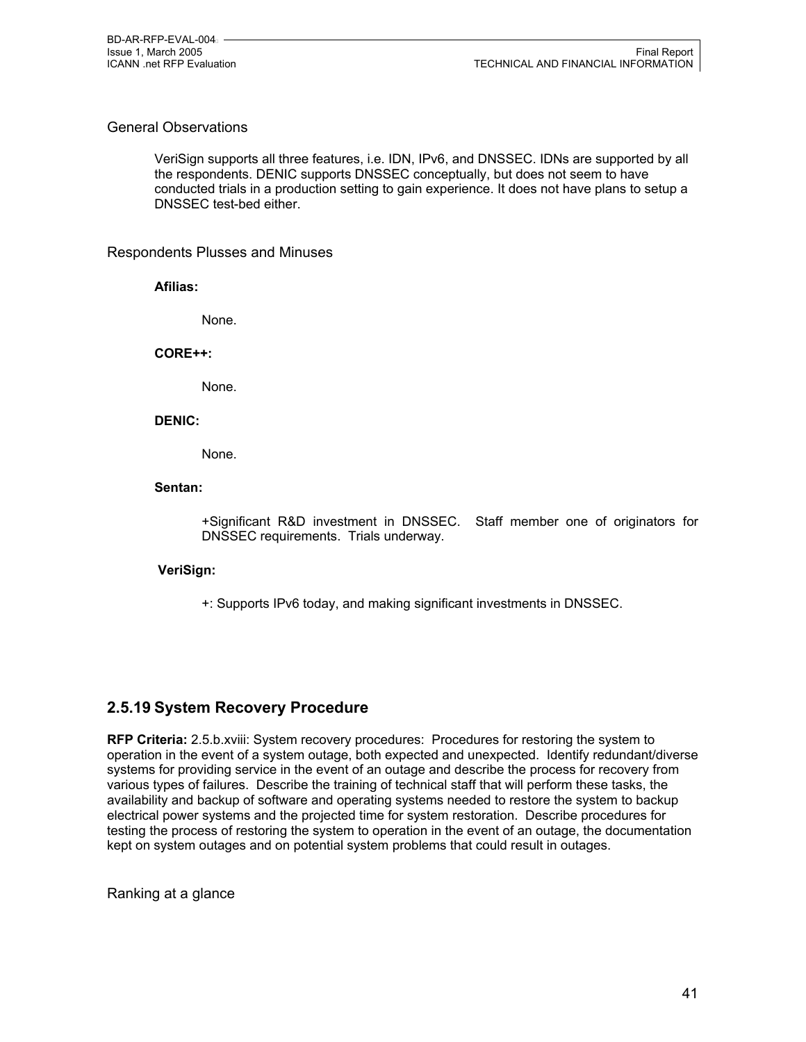General Observations

VeriSign supports all three features, i.e. IDN, IPv6, and DNSSEC. IDNs are supported by all the respondents. DENIC supports DNSSEC conceptually, but does not seem to have conducted trials in a production setting to gain experience. It does not have plans to setup a DNSSEC test-bed either.

Respondents Plusses and Minuses

**Afilias:**

None.

**CORE++:**

None.

**DENIC:**

None.

**Sentan:**

+Significant R&D investment in DNSSEC. Staff member one of originators for DNSSEC requirements. Trials underway.

**VeriSign:**

+: Supports IPv6 today, and making significant investments in DNSSEC.

### 2.5.19 System Recovery Procedure

**RFP Criteria:** 2.5.b.xviii: System recovery procedures: Procedures for restoring the system to operation in the event of a system outage, both expected and unexpected. Identify redundant/diverse systems for providing service in the event of an outage and describe the process for recovery from various types of failures. Describe the training of technical staff that will perform these tasks, the availability and backup of software and operating systems needed to restore the system to backup electrical power systems and the projected time for system restoration. Describe procedures for testing the process of restoring the system to operation in the event of an outage, the documentation kept on system outages and on potential system problems that could result in outages.

Ranking at a glance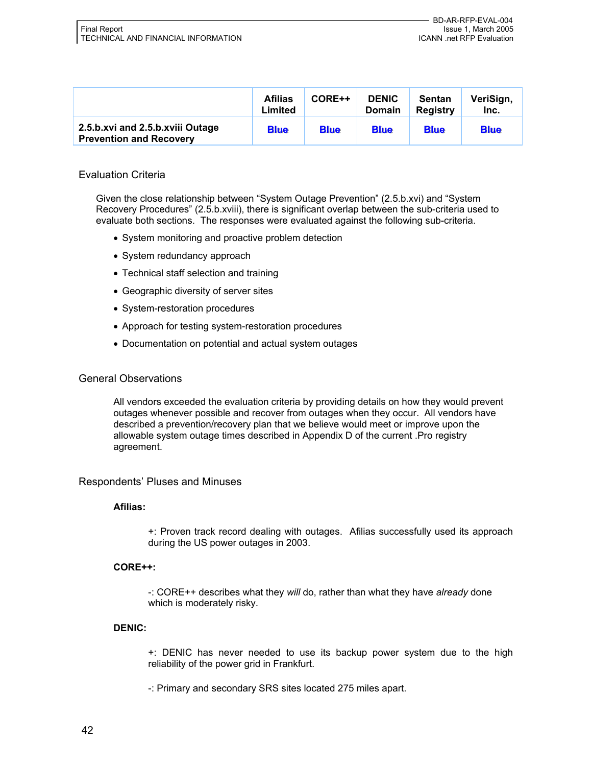| | Afilias Limited | CORE++ | DENIC Domain | Sentan Registry | VeriSign, Inc. |
|---|---|---|---|---|---|
| **2.5.b.xvi and 2.5.b.xviii Outage Prevention and Recovery** | **Blue** | **Blue** | **Blue** | **Blue** | **Blue** |

## Evaluation Criteria

Given the close relationship between "System Outage Prevention" (2.5.b.xvi) and "System Recovery Procedures" (2.5.b.xviii), there is significant overlap between the sub-criteria used to evaluate both sections. The responses were evaluated against the following sub-criteria.

- System monitoring and proactive problem detection
- System redundancy approach
- Technical staff selection and training
- Geographic diversity of server sites
- System-restoration procedures
- Approach for testing system-restoration procedures
- Documentation on potential and actual system outages

## General Observations

All vendors exceeded the evaluation criteria by providing details on how they would prevent outages whenever possible and recover from outages when they occur. All vendors have described a prevention/recovery plan that we believe would meet or improve upon the allowable system outage times described in Appendix D of the current .Pro registry agreement.

## Respondents' Pluses and Minuses

**Afilias:**

+: Proven track record dealing with outages. Afilias successfully used its approach during the US power outages in 2003.

**CORE++:**

-: CORE++ describes what they *will* do, rather than what they have *already* done which is moderately risky.

**DENIC:**

+: DENIC has never needed to use its backup power system due to the high reliability of the power grid in Frankfurt.

-: Primary and secondary SRS sites located 275 miles apart.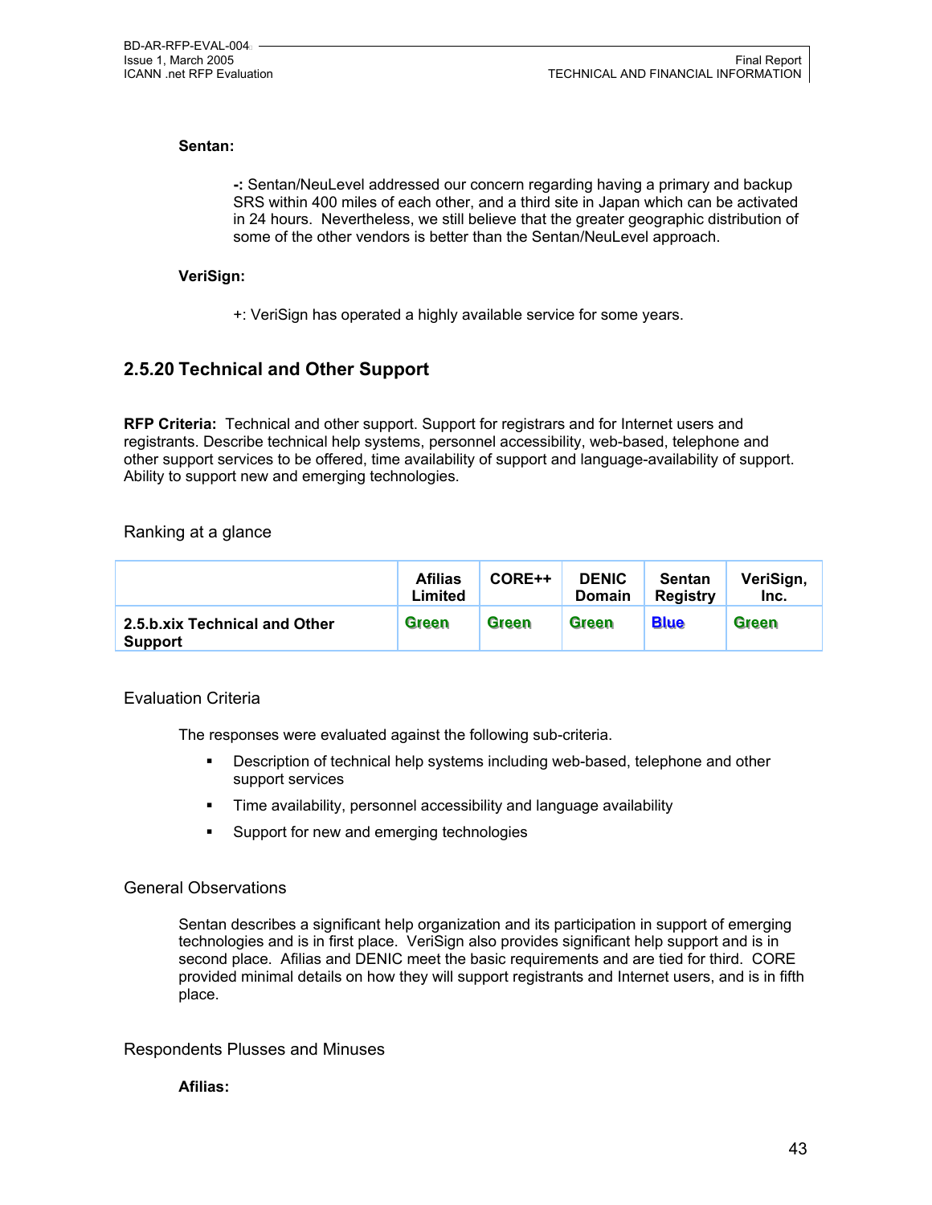**Sentan:**

**-:** Sentan/NeuLevel addressed our concern regarding having a primary and backup SRS within 400 miles of each other, and a third site in Japan which can be activated in 24 hours. Nevertheless, we still believe that the greater geographic distribution of some of the other vendors is better than the Sentan/NeuLevel approach.

**VeriSign:**

+: VeriSign has operated a highly available service for some years.

## 2.5.20 Technical and Other Support

**RFP Criteria:** Technical and other support. Support for registrars and for Internet users and registrants. Describe technical help systems, personnel accessibility, web-based, telephone and other support services to be offered, time availability of support and language-availability of support. Ability to support new and emerging technologies.

Ranking at a glance

| | Afilias Limited | CORE++ | DENIC Domain | Sentan Registry | VeriSign, Inc. |
|---|---|---|---|---|---|
| **2.5.b.xix Technical and Other Support** | Green | Green | Green | Blue | Green |

Evaluation Criteria

The responses were evaluated against the following sub-criteria.

- Description of technical help systems including web-based, telephone and other support services
- Time availability, personnel accessibility and language availability
- Support for new and emerging technologies

General Observations

Sentan describes a significant help organization and its participation in support of emerging technologies and is in first place. VeriSign also provides significant help support and is in second place. Afilias and DENIC meet the basic requirements and are tied for third. CORE provided minimal details on how they will support registrants and Internet users, and is in fifth place.

Respondents Plusses and Minuses

**Afilias:**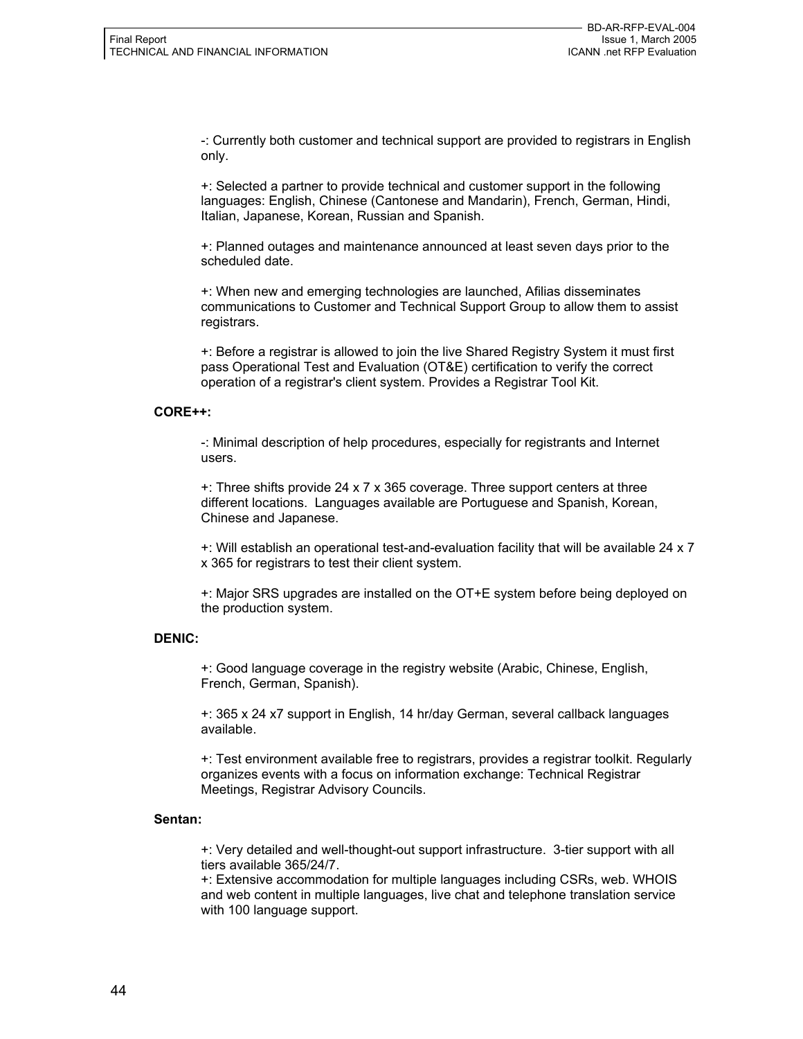-: Currently both customer and technical support are provided to registrars in English only.

+: Selected a partner to provide technical and customer support in the following languages: English, Chinese (Cantonese and Mandarin), French, German, Hindi, Italian, Japanese, Korean, Russian and Spanish.

+: Planned outages and maintenance announced at least seven days prior to the scheduled date.

+: When new and emerging technologies are launched, Afilias disseminates communications to Customer and Technical Support Group to allow them to assist registrars.

+: Before a registrar is allowed to join the live Shared Registry System it must first pass Operational Test and Evaluation (OT&E) certification to verify the correct operation of a registrar's client system. Provides a Registrar Tool Kit.

**CORE++:**

-: Minimal description of help procedures, especially for registrants and Internet users.

+: Three shifts provide 24 x 7 x 365 coverage. Three support centers at three different locations. Languages available are Portuguese and Spanish, Korean, Chinese and Japanese.

+: Will establish an operational test-and-evaluation facility that will be available 24 x 7 x 365 for registrars to test their client system.

+: Major SRS upgrades are installed on the OT+E system before being deployed on the production system.

**DENIC:**

+: Good language coverage in the registry website (Arabic, Chinese, English, French, German, Spanish).

+: 365 x 24 x7 support in English, 14 hr/day German, several callback languages available.

+: Test environment available free to registrars, provides a registrar toolkit. Regularly organizes events with a focus on information exchange: Technical Registrar Meetings, Registrar Advisory Councils.

**Sentan:**

+: Very detailed and well-thought-out support infrastructure. 3-tier support with all tiers available 365/24/7.
+: Extensive accommodation for multiple languages including CSRs, web. WHOIS and web content in multiple languages, live chat and telephone translation service with 100 language support.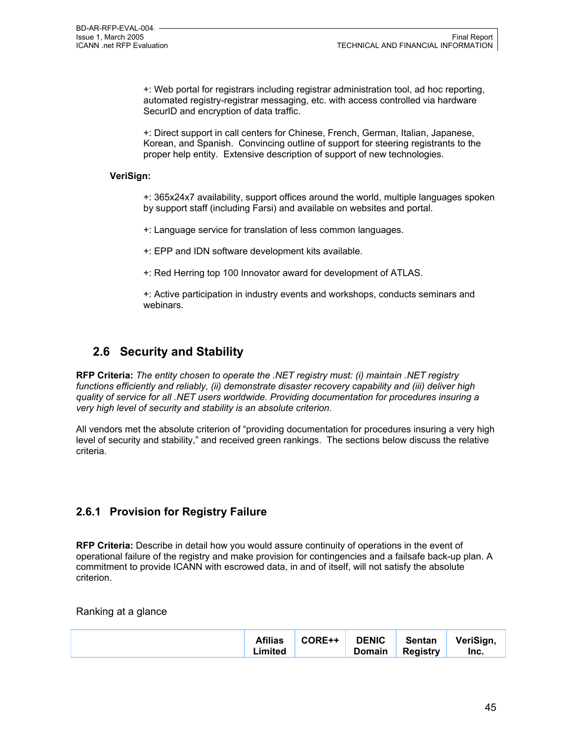+: Web portal for registrars including registrar administration tool, ad hoc reporting, automated registry-registrar messaging, etc. with access controlled via hardware SecurID and encryption of data traffic.

+: Direct support in call centers for Chinese, French, German, Italian, Japanese, Korean, and Spanish. Convincing outline of support for steering registrants to the proper help entity. Extensive description of support of new technologies.

**VeriSign:**

+: 365x24x7 availability, support offices around the world, multiple languages spoken by support staff (including Farsi) and available on websites and portal.

+: Language service for translation of less common languages.

+: EPP and IDN software development kits available.

+: Red Herring top 100 Innovator award for development of ATLAS.

+: Active participation in industry events and workshops, conducts seminars and webinars.

## 2.6 Security and Stability

**RFP Criteria:** *The entity chosen to operate the .NET registry must: (i) maintain .NET registry functions efficiently and reliably, (ii) demonstrate disaster recovery capability and (iii) deliver high quality of service for all .NET users worldwide. Providing documentation for procedures insuring a very high level of security and stability is an absolute criterion.*

All vendors met the absolute criterion of “providing documentation for procedures insuring a very high level of security and stability,” and received green rankings. The sections below discuss the relative criteria.

### 2.6.1 Provision for Registry Failure

**RFP Criteria:** Describe in detail how you would assure continuity of operations in the event of operational failure of the registry and make provision for contingencies and a failsafe back-up plan. A commitment to provide ICANN with escrowed data, in and of itself, will not satisfy the absolute criterion.

Ranking at a glance

| | Afilias Limited | CORE++ | DENIC Domain | Sentan Registry | VeriSign, Inc. |
|---|---|---|---|---|---|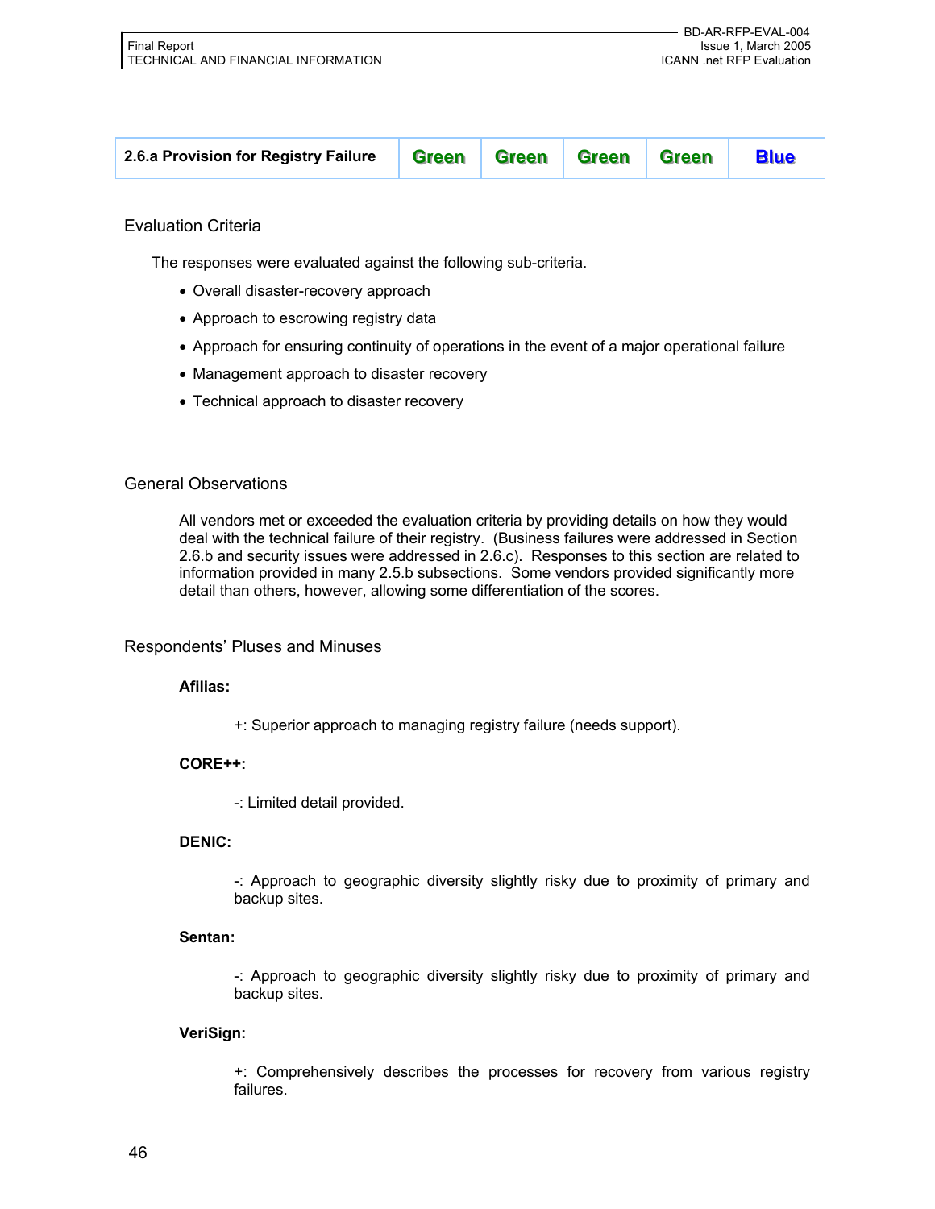| 2.6.a Provision for Registry Failure | Green | Green | Green | Green | Blue |
|---|---|---|---|---|---|

## Evaluation Criteria

The responses were evaluated against the following sub-criteria.

- Overall disaster-recovery approach
- Approach to escrowing registry data
- Approach for ensuring continuity of operations in the event of a major operational failure
- Management approach to disaster recovery
- Technical approach to disaster recovery

## General Observations

All vendors met or exceeded the evaluation criteria by providing details on how they would deal with the technical failure of their registry. (Business failures were addressed in Section 2.6.b and security issues were addressed in 2.6.c). Responses to this section are related to information provided in many 2.5.b subsections. Some vendors provided significantly more detail than others, however, allowing some differentiation of the scores.

## Respondents' Pluses and Minuses

**Afilias:**

+: Superior approach to managing registry failure (needs support).

**CORE++:**

-: Limited detail provided.

**DENIC:**

-: Approach to geographic diversity slightly risky due to proximity of primary and backup sites.

**Sentan:**

-: Approach to geographic diversity slightly risky due to proximity of primary and backup sites.

**VeriSign:**

+: Comprehensively describes the processes for recovery from various registry failures.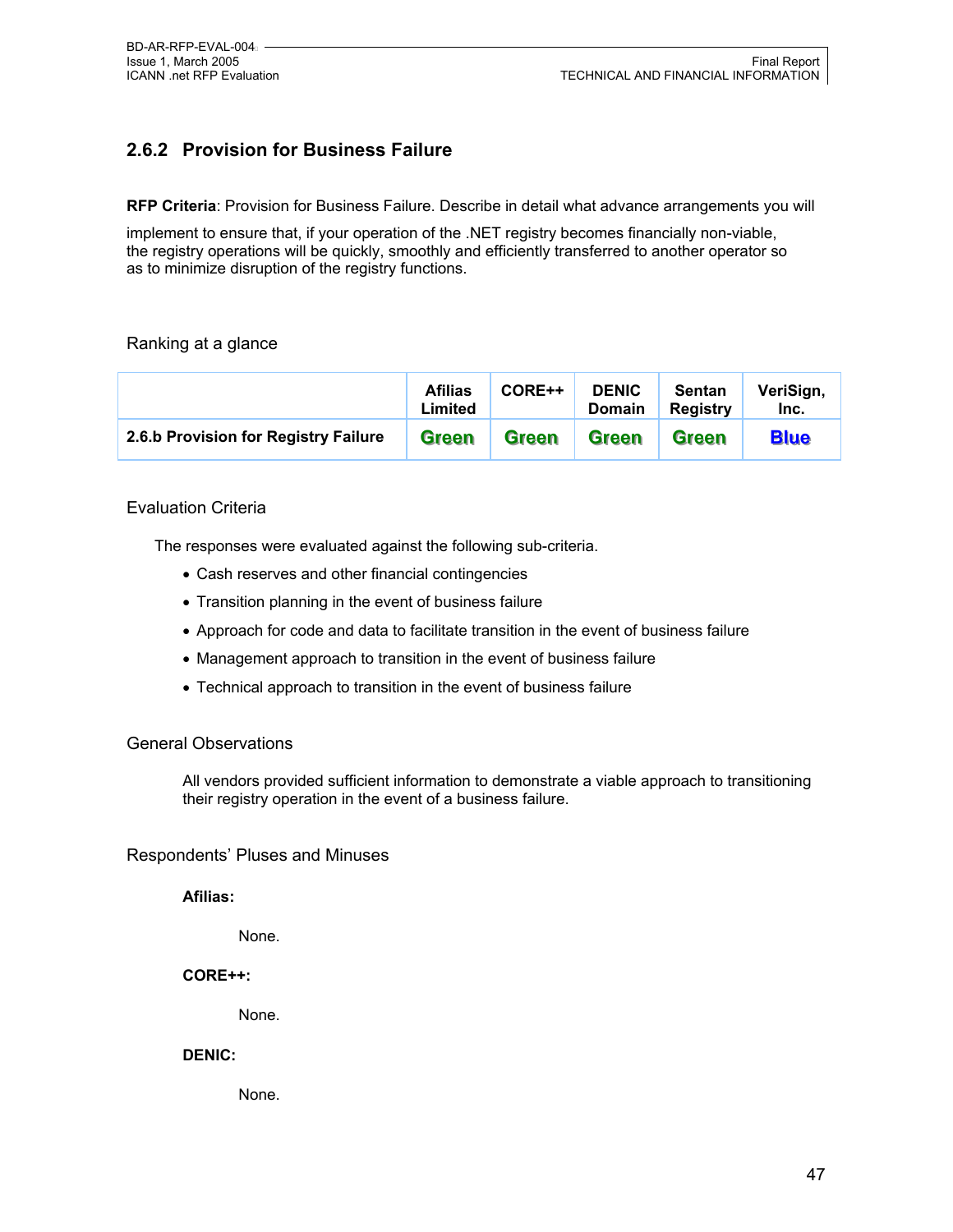## 2.6.2 Provision for Business Failure

**RFP Criteria**: Provision for Business Failure. Describe in detail what advance arrangements you will implement to ensure that, if your operation of the .NET registry becomes financially non-viable, the registry operations will be quickly, smoothly and efficiently transferred to another operator so as to minimize disruption of the registry functions.

### Ranking at a glance

| | Afilias Limited | CORE++ | DENIC Domain | Sentan Registry | VeriSign, Inc. |
|---|---|---|---|---|---|
| **2.6.b Provision for Registry Failure** | Green | Green | Green | Green | Blue |

### Evaluation Criteria

The responses were evaluated against the following sub-criteria.

- Cash reserves and other financial contingencies
- Transition planning in the event of business failure
- Approach for code and data to facilitate transition in the event of business failure
- Management approach to transition in the event of business failure
- Technical approach to transition in the event of business failure

### General Observations

All vendors provided sufficient information to demonstrate a viable approach to transitioning their registry operation in the event of a business failure.

### Respondents' Pluses and Minuses

**Afilias:**

None.

**CORE++:**

None.

**DENIC:**

None.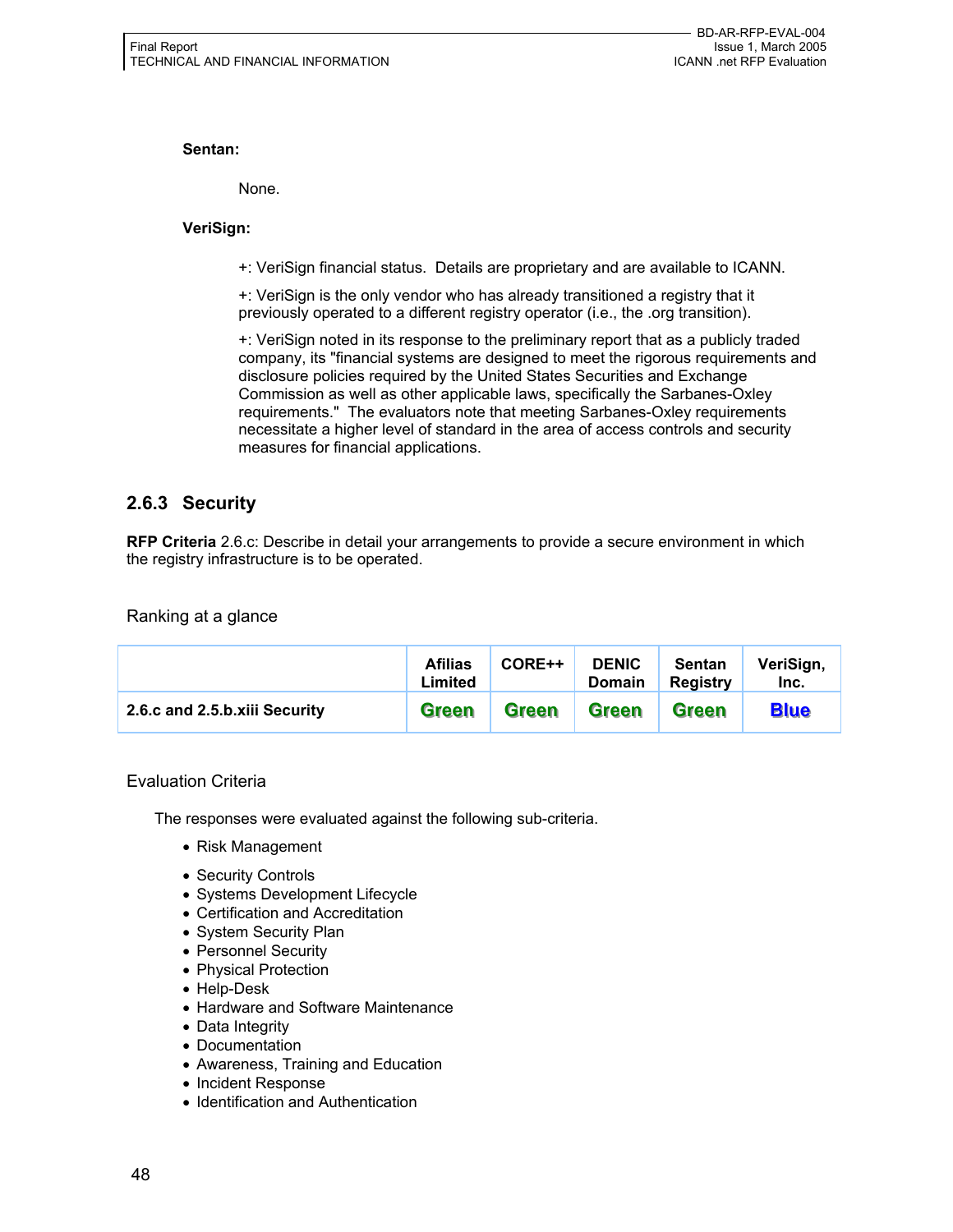**Sentan:**

None.

**VeriSign:**

+: VeriSign financial status. Details are proprietary and are available to ICANN.

+: VeriSign is the only vendor who has already transitioned a registry that it previously operated to a different registry operator (i.e., the .org transition).

+: VeriSign noted in its response to the preliminary report that as a publicly traded company, its "financial systems are designed to meet the rigorous requirements and disclosure policies required by the United States Securities and Exchange Commission as well as other applicable laws, specifically the Sarbanes-Oxley requirements." The evaluators note that meeting Sarbanes-Oxley requirements necessitate a higher level of standard in the area of access controls and security measures for financial applications.

### 2.6.3 Security

**RFP Criteria** 2.6.c: Describe in detail your arrangements to provide a secure environment in which the registry infrastructure is to be operated.

Ranking at a glance

| | Afilias Limited | CORE++ | DENIC Domain | Sentan Registry | VeriSign, Inc. |
|---|---|---|---|---|---|
| **2.6.c and 2.5.b.xiii Security** | **Green** | **Green** | **Green** | **Green** | **Blue** |

Evaluation Criteria

The responses were evaluated against the following sub-criteria.

- Risk Management
- Security Controls
- Systems Development Lifecycle
- Certification and Accreditation
- System Security Plan
- Personnel Security
- Physical Protection
- Help-Desk
- Hardware and Software Maintenance
- Data Integrity
- Documentation
- Awareness, Training and Education
- Incident Response
- Identification and Authentication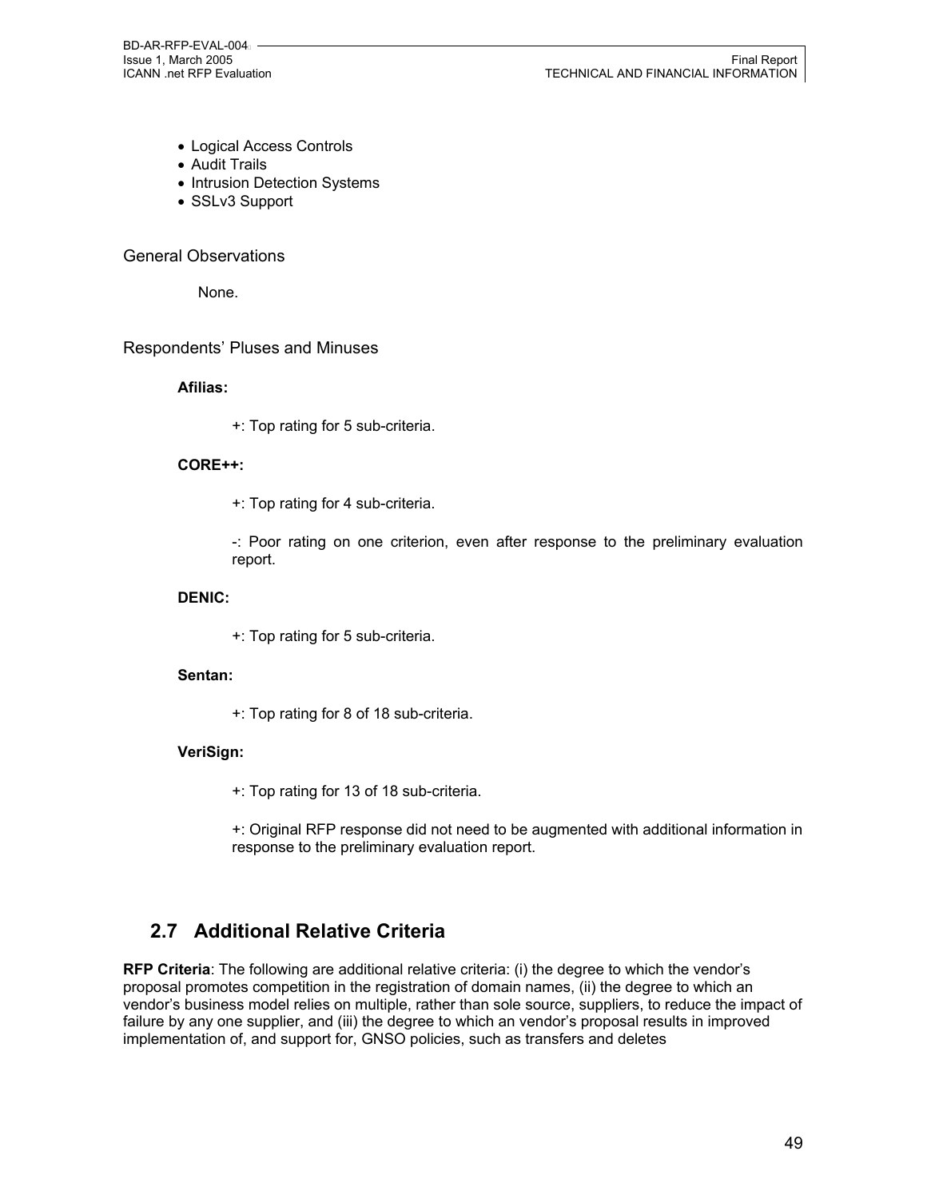- Logical Access Controls
- Audit Trails
- Intrusion Detection Systems
- SSLv3 Support

General Observations

None.

Respondents' Pluses and Minuses

**Afilias:**

+: Top rating for 5 sub-criteria.

**CORE++:**

+: Top rating for 4 sub-criteria.

-: Poor rating on one criterion, even after response to the preliminary evaluation report.

**DENIC:**

+: Top rating for 5 sub-criteria.

**Sentan:**

+: Top rating for 8 of 18 sub-criteria.

**VeriSign:**

+: Top rating for 13 of 18 sub-criteria.

+: Original RFP response did not need to be augmented with additional information in response to the preliminary evaluation report.

## 2.7 Additional Relative Criteria

**RFP Criteria**: The following are additional relative criteria: (i) the degree to which the vendor's proposal promotes competition in the registration of domain names, (ii) the degree to which an vendor's business model relies on multiple, rather than sole source, suppliers, to reduce the impact of failure by any one supplier, and (iii) the degree to which an vendor's proposal results in improved implementation of, and support for, GNSO policies, such as transfers and deletes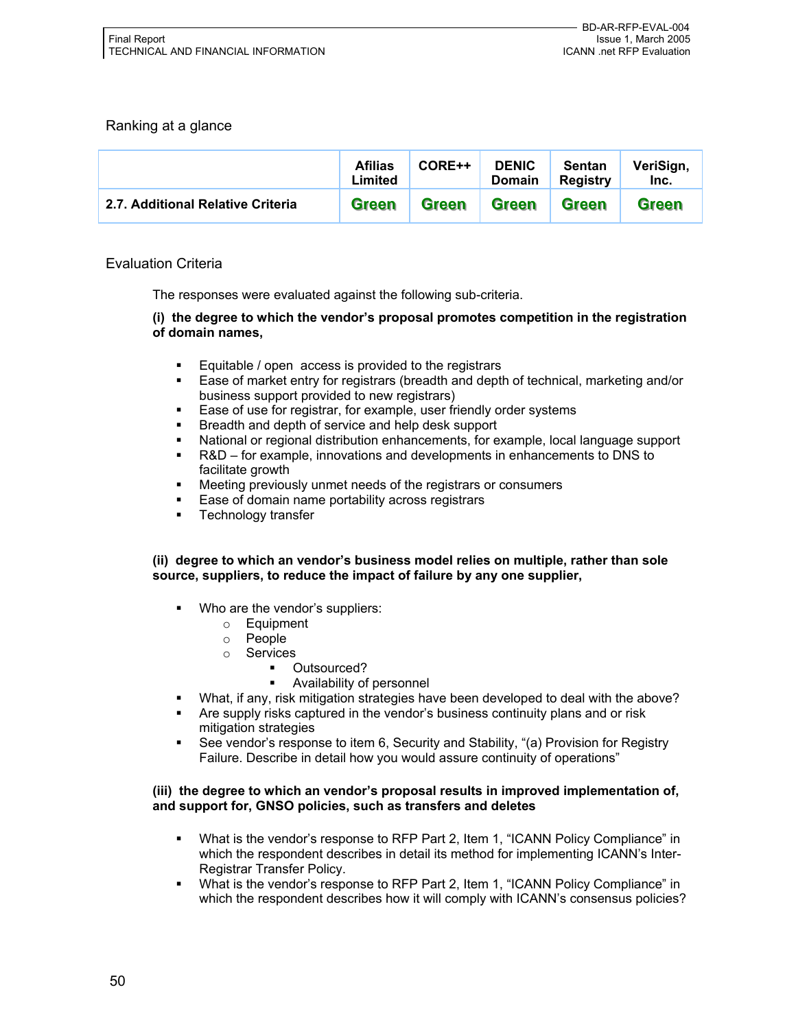## Ranking at a glance

| | Afilias Limited | CORE++ | DENIC Domain | Sentan Registry | VeriSign, Inc. |
|---|---|---|---|---|---|
| **2.7. Additional Relative Criteria** | Green | Green | Green | Green | Green |

## Evaluation Criteria

The responses were evaluated against the following sub-criteria.

**(i) the degree to which the vendor's proposal promotes competition in the registration of domain names,**

- Equitable / open access is provided to the registrars
- Ease of market entry for registrars (breadth and depth of technical, marketing and/or business support provided to new registrars)
- Ease of use for registrar, for example, user friendly order systems
- Breadth and depth of service and help desk support
- National or regional distribution enhancements, for example, local language support
- R&D – for example, innovations and developments in enhancements to DNS to facilitate growth
- Meeting previously unmet needs of the registrars or consumers
- Ease of domain name portability across registrars
- Technology transfer

**(ii) degree to which an vendor's business model relies on multiple, rather than sole source, suppliers, to reduce the impact of failure by any one supplier,**

- Who are the vendor's suppliers:
  - Equipment
  - People
  - Services
    - Outsourced?
    - Availability of personnel
- What, if any, risk mitigation strategies have been developed to deal with the above?
- Are supply risks captured in the vendor's business continuity plans and or risk mitigation strategies
- See vendor's response to item 6, Security and Stability, "(a) Provision for Registry Failure. Describe in detail how you would assure continuity of operations"

**(iii) the degree to which an vendor's proposal results in improved implementation of, and support for, GNSO policies, such as transfers and deletes**

- What is the vendor's response to RFP Part 2, Item 1, "ICANN Policy Compliance" in which the respondent describes in detail its method for implementing ICANN's Inter-Registrar Transfer Policy.
- What is the vendor's response to RFP Part 2, Item 1, "ICANN Policy Compliance" in which the respondent describes how it will comply with ICANN's consensus policies?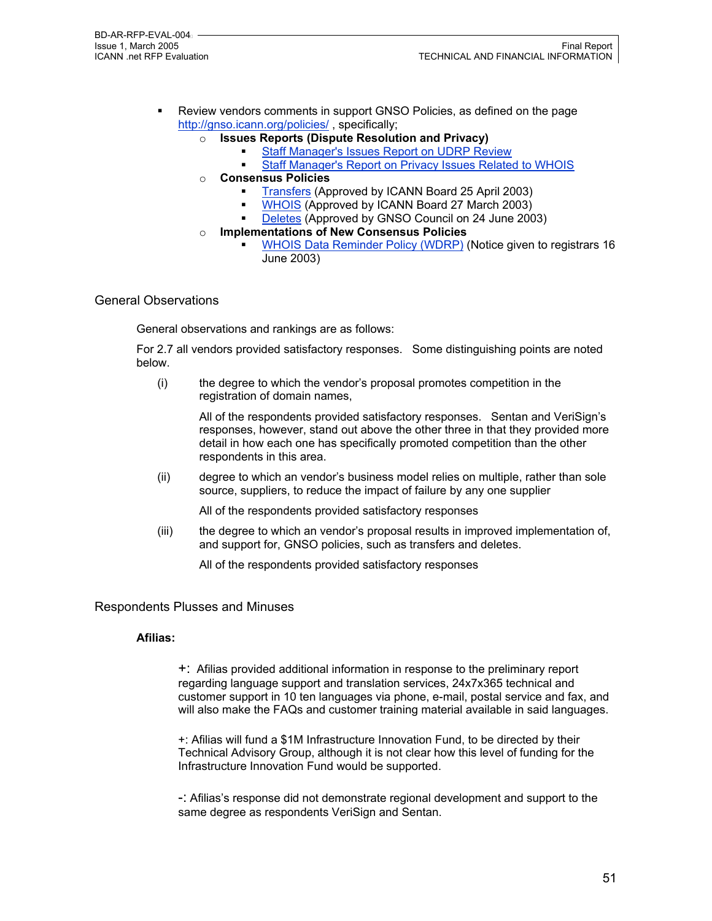- Review vendors comments in support GNSO Policies, as defined on the page [http://gnso.icann.org/policies/](http://gnso.icann.org/policies/) , specifically;
  - **Issues Reports (Dispute Resolution and Privacy)**
    - Staff Manager's Issues Report on UDRP Review
    - Staff Manager's Report on Privacy Issues Related to WHOIS
  - **Consensus Policies**
    - Transfers (Approved by ICANN Board 25 April 2003)
    - WHOIS (Approved by ICANN Board 27 March 2003)
    - Deletes (Approved by GNSO Council on 24 June 2003)
  - **Implementations of New Consensus Policies**
    - WHOIS Data Reminder Policy (WDRP) (Notice given to registrars 16 June 2003)

## General Observations

General observations and rankings are as follows:

For 2.7 all vendors provided satisfactory responses. Some distinguishing points are noted below.

(i) the degree to which the vendor's proposal promotes competition in the registration of domain names,

All of the respondents provided satisfactory responses. Sentan and VeriSign's responses, however, stand out above the other three in that they provided more detail in how each one has specifically promoted competition than the other respondents in this area.

(ii) degree to which an vendor's business model relies on multiple, rather than sole source, suppliers, to reduce the impact of failure by any one supplier

All of the respondents provided satisfactory responses

(iii) the degree to which an vendor's proposal results in improved implementation of, and support for, GNSO policies, such as transfers and deletes.

All of the respondents provided satisfactory responses

## Respondents Plusses and Minuses

**Afilias:**

+: Afilias provided additional information in response to the preliminary report regarding language support and translation services, 24x7x365 technical and customer support in 10 ten languages via phone, e-mail, postal service and fax, and will also make the FAQs and customer training material available in said languages.

+: Afilias will fund a $1M Infrastructure Innovation Fund, to be directed by their Technical Advisory Group, although it is not clear how this level of funding for the Infrastructure Innovation Fund would be supported.

-: Afilias's response did not demonstrate regional development and support to the same degree as respondents VeriSign and Sentan.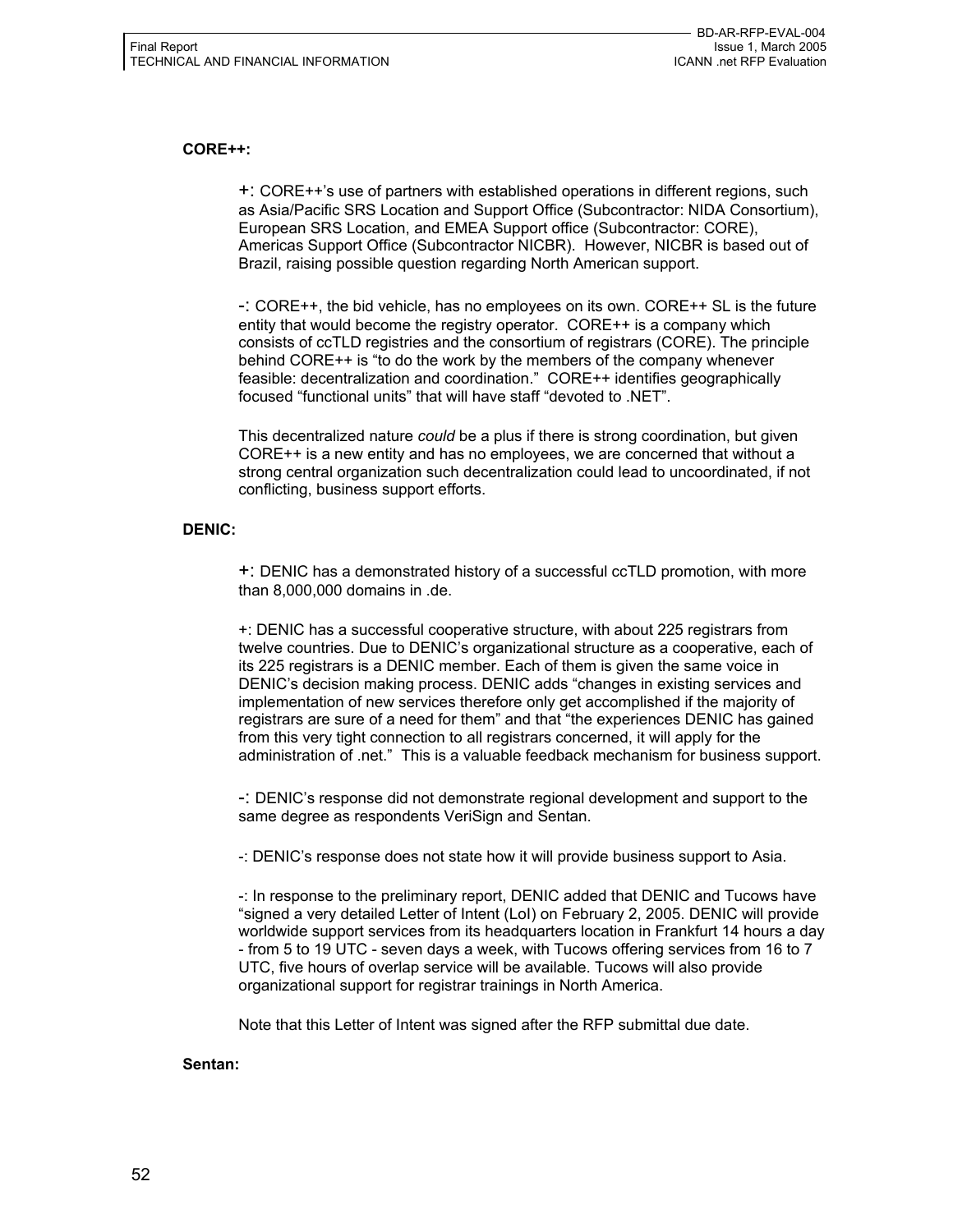**CORE++:**

+: CORE++'s use of partners with established operations in different regions, such as Asia/Pacific SRS Location and Support Office (Subcontractor: NIDA Consortium), European SRS Location, and EMEA Support office (Subcontractor: CORE), Americas Support Office (Subcontractor NICBR). However, NICBR is based out of Brazil, raising possible question regarding North American support.

-: CORE++, the bid vehicle, has no employees on its own. CORE++ SL is the future entity that would become the registry operator. CORE++ is a company which consists of ccTLD registries and the consortium of registrars (CORE). The principle behind CORE++ is "to do the work by the members of the company whenever feasible: decentralization and coordination." CORE++ identifies geographically focused "functional units" that will have staff "devoted to .NET".

This decentralized nature *could* be a plus if there is strong coordination, but given CORE++ is a new entity and has no employees, we are concerned that without a strong central organization such decentralization could lead to uncoordinated, if not conflicting, business support efforts.

**DENIC:**

+: DENIC has a demonstrated history of a successful ccTLD promotion, with more than 8,000,000 domains in .de.

+: DENIC has a successful cooperative structure, with about 225 registrars from twelve countries. Due to DENIC's organizational structure as a cooperative, each of its 225 registrars is a DENIC member. Each of them is given the same voice in DENIC's decision making process. DENIC adds "changes in existing services and implementation of new services therefore only get accomplished if the majority of registrars are sure of a need for them" and that "the experiences DENIC has gained from this very tight connection to all registrars concerned, it will apply for the administration of .net." This is a valuable feedback mechanism for business support.

-: DENIC's response did not demonstrate regional development and support to the same degree as respondents VeriSign and Sentan.

-: DENIC's response does not state how it will provide business support to Asia.

-: In response to the preliminary report, DENIC added that DENIC and Tucows have "signed a very detailed Letter of Intent (LoI) on February 2, 2005. DENIC will provide worldwide support services from its headquarters location in Frankfurt 14 hours a day - from 5 to 19 UTC - seven days a week, with Tucows offering services from 16 to 7 UTC, five hours of overlap service will be available. Tucows will also provide organizational support for registrar trainings in North America.

Note that this Letter of Intent was signed after the RFP submittal due date.

**Sentan:**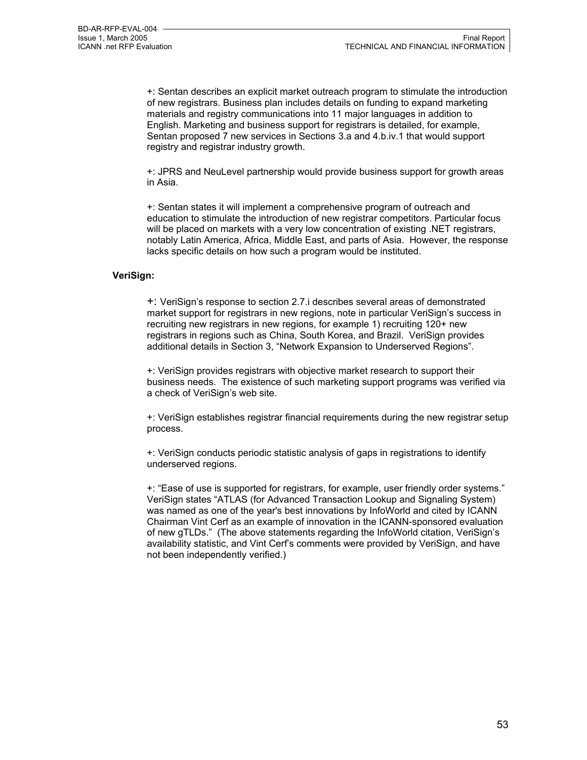+: Sentan describes an explicit market outreach program to stimulate the introduction of new registrars. Business plan includes details on funding to expand marketing materials and registry communications into 11 major languages in addition to English. Marketing and business support for registrars is detailed, for example, Sentan proposed 7 new services in Sections 3.a and 4.b.iv.1 that would support registry and registrar industry growth.

+: JPRS and NeuLevel partnership would provide business support for growth areas in Asia.

+: Sentan states it will implement a comprehensive program of outreach and education to stimulate the introduction of new registrar competitors. Particular focus will be placed on markets with a very low concentration of existing .NET registrars, notably Latin America, Africa, Middle East, and parts of Asia. However, the response lacks specific details on how such a program would be instituted.

**VeriSign:**

+: VeriSign's response to section 2.7.i describes several areas of demonstrated market support for registrars in new regions, note in particular VeriSign's success in recruiting new registrars in new regions, for example 1) recruiting 120+ new registrars in regions such as China, South Korea, and Brazil. VeriSign provides additional details in Section 3, "Network Expansion to Underserved Regions".

+: VeriSign provides registrars with objective market research to support their business needs. The existence of such marketing support programs was verified via a check of VeriSign's web site.

+: VeriSign establishes registrar financial requirements during the new registrar setup process.

+: VeriSign conducts periodic statistic analysis of gaps in registrations to identify underserved regions.

+: "Ease of use is supported for registrars, for example, user friendly order systems." VeriSign states "ATLAS (for Advanced Transaction Lookup and Signaling System) was named as one of the year's best innovations by InfoWorld and cited by ICANN Chairman Vint Cerf as an example of innovation in the ICANN-sponsored evaluation of new gTLDs." (The above statements regarding the InfoWorld citation, VeriSign's availability statistic, and Vint Cerf's comments were provided by VeriSign, and have not been independently verified.)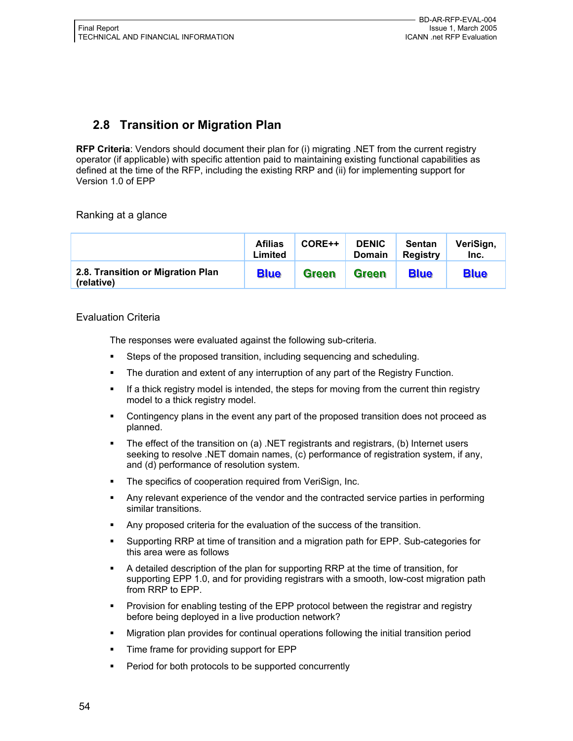## 2.8 Transition or Migration Plan

**RFP Criteria**: Vendors should document their plan for (i) migrating .NET from the current registry operator (if applicable) with specific attention paid to maintaining existing functional capabilities as defined at the time of the RFP, including the existing RRP and (ii) for implementing support for Version 1.0 of EPP

Ranking at a glance

| | Afilias Limited | CORE++ | DENIC Domain | Sentan Registry | VeriSign, Inc. |
|---|---|---|---|---|---|
| **2.8. Transition or Migration Plan (relative)** | **Blue** | **Green** | **Green** | **Blue** | **Blue** |

Evaluation Criteria

The responses were evaluated against the following sub-criteria.

- Steps of the proposed transition, including sequencing and scheduling.
- The duration and extent of any interruption of any part of the Registry Function.
- If a thick registry model is intended, the steps for moving from the current thin registry model to a thick registry model.
- Contingency plans in the event any part of the proposed transition does not proceed as planned.
- The effect of the transition on (a) .NET registrants and registrars, (b) Internet users seeking to resolve .NET domain names, (c) performance of registration system, if any, and (d) performance of resolution system.
- The specifics of cooperation required from VeriSign, Inc.
- Any relevant experience of the vendor and the contracted service parties in performing similar transitions.
- Any proposed criteria for the evaluation of the success of the transition.
- Supporting RRP at time of transition and a migration path for EPP. Sub-categories for this area were as follows
- A detailed description of the plan for supporting RRP at the time of transition, for supporting EPP 1.0, and for providing registrars with a smooth, low-cost migration path from RRP to EPP.
- Provision for enabling testing of the EPP protocol between the registrar and registry before being deployed in a live production network?
- Migration plan provides for continual operations following the initial transition period
- Time frame for providing support for EPP
- Period for both protocols to be supported concurrently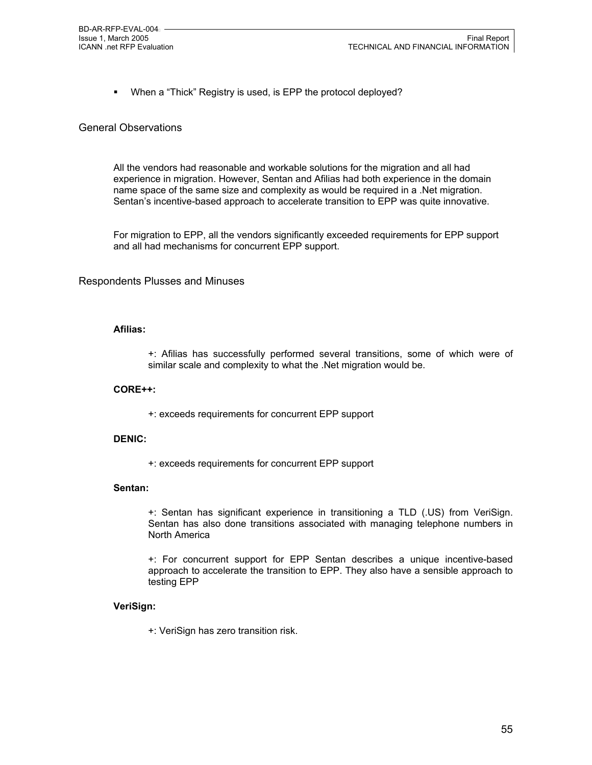- When a "Thick" Registry is used, is EPP the protocol deployed?

## General Observations

All the vendors had reasonable and workable solutions for the migration and all had experience in migration. However, Sentan and Afilias had both experience in the domain name space of the same size and complexity as would be required in a .Net migration. Sentan's incentive-based approach to accelerate transition to EPP was quite innovative.

For migration to EPP, all the vendors significantly exceeded requirements for EPP support and all had mechanisms for concurrent EPP support.

## Respondents Plusses and Minuses

**Afilias:**

+: Afilias has successfully performed several transitions, some of which were of similar scale and complexity to what the .Net migration would be.

**CORE++:**

+: exceeds requirements for concurrent EPP support

**DENIC:**

+: exceeds requirements for concurrent EPP support

**Sentan:**

+: Sentan has significant experience in transitioning a TLD (.US) from VeriSign. Sentan has also done transitions associated with managing telephone numbers in North America

+: For concurrent support for EPP Sentan describes a unique incentive-based approach to accelerate the transition to EPP. They also have a sensible approach to testing EPP

**VeriSign:**

+: VeriSign has zero transition risk.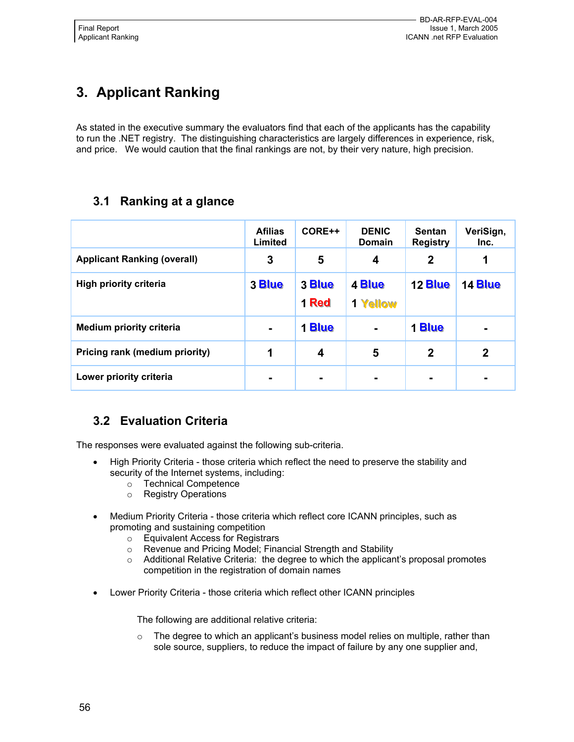# 3. Applicant Ranking

As stated in the executive summary the evaluators find that each of the applicants has the capability to run the .NET registry. The distinguishing characteristics are largely differences in experience, risk, and price. We would caution that the final rankings are not, by their very nature, high precision.

## 3.1 Ranking at a glance

| | Afilias Limited | CORE++ | DENIC Domain | Sentan Registry | VeriSign, Inc. |
|---|---|---|---|---|---|
| **Applicant Ranking (overall)** | 3 | 5 | 4 | 2 | 1 |
| **High priority criteria** | 3 Blue | 3 Blue<br>1 Red | 4 Blue<br>1 Yellow | 12 Blue | 14 Blue |
| **Medium priority criteria** | - | 1 Blue | - | 1 Blue | - |
| **Pricing rank (medium priority)** | 1 | 4 | 5 | 2 | 2 |
| **Lower priority criteria** | - | - | - | - | - |

## 3.2 Evaluation Criteria

The responses were evaluated against the following sub-criteria.

- High Priority Criteria - those criteria which reflect the need to preserve the stability and security of the Internet systems, including:
  - Technical Competence
  - Registry Operations
- Medium Priority Criteria - those criteria which reflect core ICANN principles, such as promoting and sustaining competition
  - Equivalent Access for Registrars
  - Revenue and Pricing Model; Financial Strength and Stability
  - Additional Relative Criteria: the degree to which the applicant's proposal promotes competition in the registration of domain names
- Lower Priority Criteria - those criteria which reflect other ICANN principles

  The following are additional relative criteria:

  - The degree to which an applicant's business model relies on multiple, rather than sole source, suppliers, to reduce the impact of failure by any one supplier and,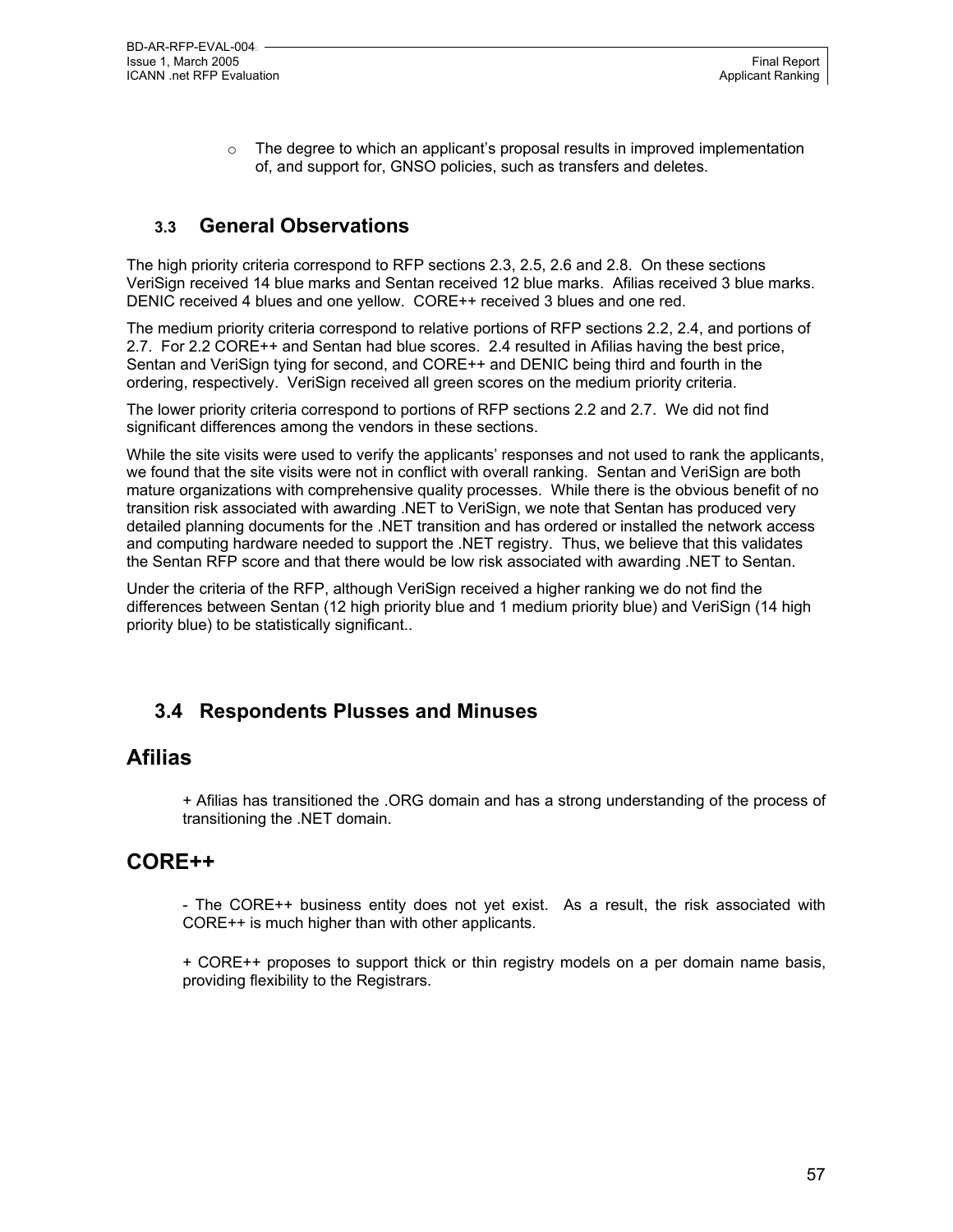- The degree to which an applicant's proposal results in improved implementation of, and support for, GNSO policies, such as transfers and deletes.

## 3.3 General Observations

The high priority criteria correspond to RFP sections 2.3, 2.5, 2.6 and 2.8. On these sections VeriSign received 14 blue marks and Sentan received 12 blue marks. Afilias received 3 blue marks. DENIC received 4 blues and one yellow. CORE++ received 3 blues and one red.

The medium priority criteria correspond to relative portions of RFP sections 2.2, 2.4, and portions of 2.7. For 2.2 CORE++ and Sentan had blue scores. 2.4 resulted in Afilias having the best price, Sentan and VeriSign tying for second, and CORE++ and DENIC being third and fourth in the ordering, respectively. VeriSign received all green scores on the medium priority criteria.

The lower priority criteria correspond to portions of RFP sections 2.2 and 2.7. We did not find significant differences among the vendors in these sections.

While the site visits were used to verify the applicants' responses and not used to rank the applicants, we found that the site visits were not in conflict with overall ranking. Sentan and VeriSign are both mature organizations with comprehensive quality processes. While there is the obvious benefit of no transition risk associated with awarding .NET to VeriSign, we note that Sentan has produced very detailed planning documents for the .NET transition and has ordered or installed the network access and computing hardware needed to support the .NET registry. Thus, we believe that this validates the Sentan RFP score and that there would be low risk associated with awarding .NET to Sentan.

Under the criteria of the RFP, although VeriSign received a higher ranking we do not find the differences between Sentan (12 high priority blue and 1 medium priority blue) and VeriSign (14 high priority blue) to be statistically significant..

## 3.4 Respondents Plusses and Minuses

# Afilias

+ Afilias has transitioned the .ORG domain and has a strong understanding of the process of transitioning the .NET domain.

# CORE++

- The CORE++ business entity does not yet exist. As a result, the risk associated with CORE++ is much higher than with other applicants.

+ CORE++ proposes to support thick or thin registry models on a per domain name basis, providing flexibility to the Registrars.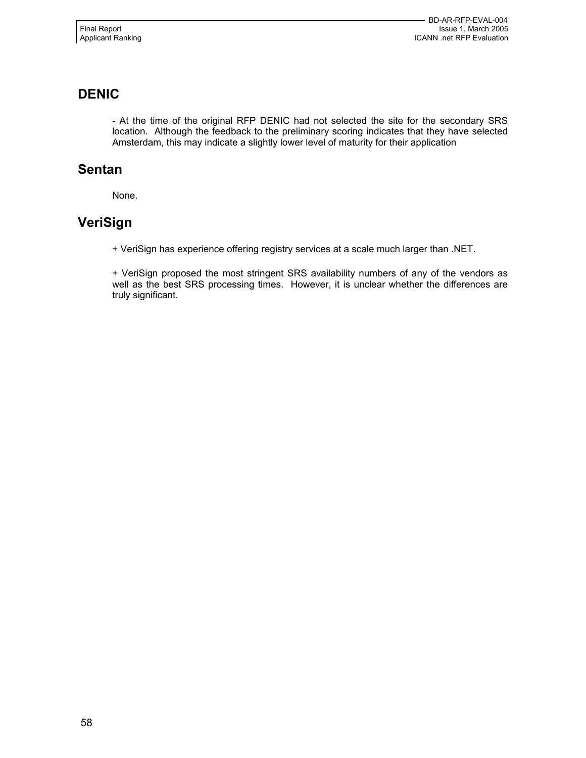## DENIC

- At the time of the original RFP DENIC had not selected the site for the secondary SRS location. Although the feedback to the preliminary scoring indicates that they have selected Amsterdam, this may indicate a slightly lower level of maturity for their application

## Sentan

None.

## VeriSign

+ VeriSign has experience offering registry services at a scale much larger than .NET.

+ VeriSign proposed the most stringent SRS availability numbers of any of the vendors as well as the best SRS processing times. However, it is unclear whether the differences are truly significant.